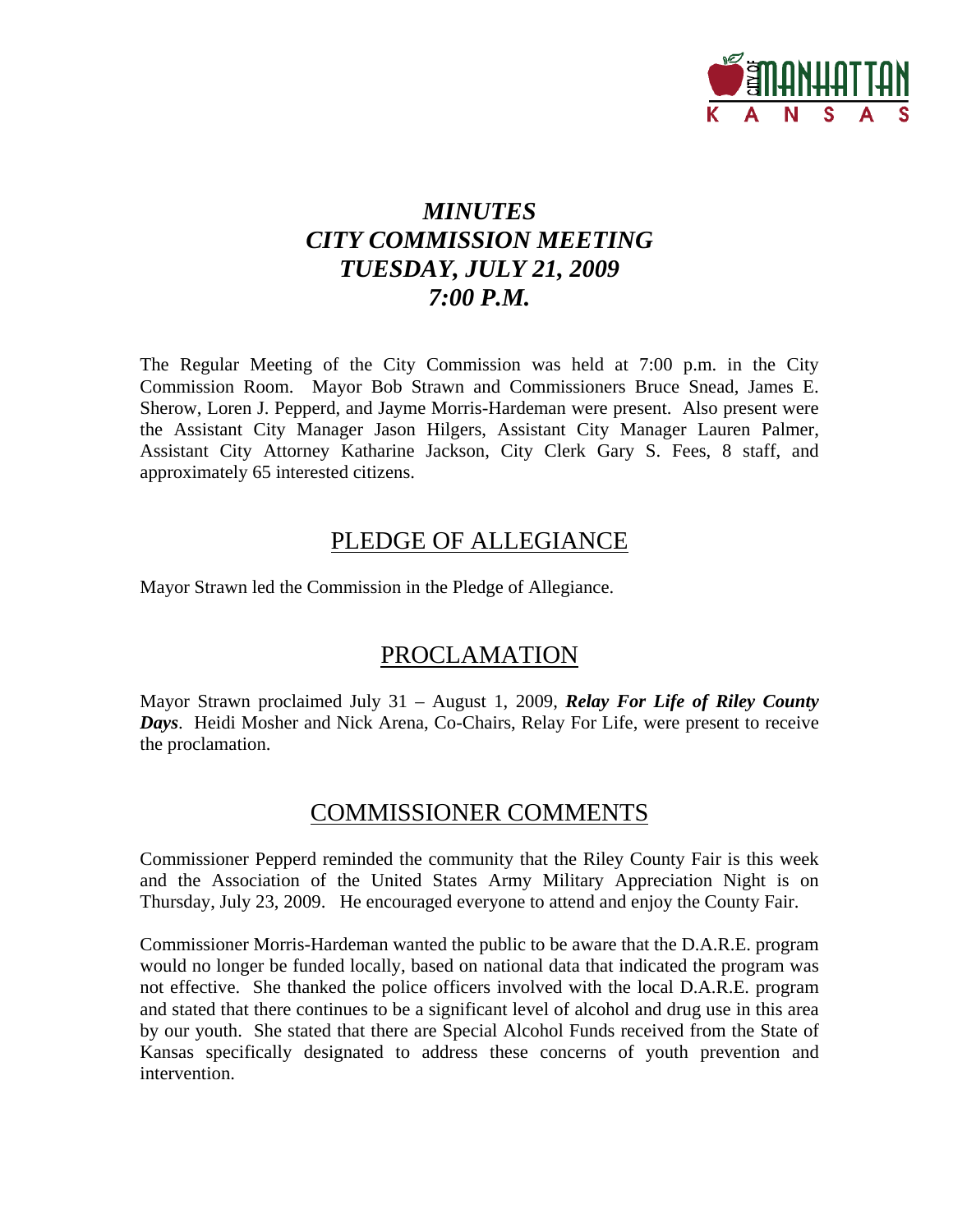# *MINUTES*
# *CITY COMMISSION MEETING*
# *TUESDAY, JULY 21, 2009*
# *7:00 P.M.*

The Regular Meeting of the City Commission was held at 7:00 p.m. in the City Commission Room. Mayor Bob Strawn and Commissioners Bruce Snead, James E. Sherow, Loren J. Pepperd, and Jayme Morris-Hardeman were present. Also present were the Assistant City Manager Jason Hilgers, Assistant City Manager Lauren Palmer, Assistant City Attorney Katharine Jackson, City Clerk Gary S. Fees, 8 staff, and approximately 65 interested citizens.

## PLEDGE OF ALLEGIANCE

Mayor Strawn led the Commission in the Pledge of Allegiance.

## PROCLAMATION

Mayor Strawn proclaimed July 31 – August 1, 2009, ***Relay For Life of Riley County Days***. Heidi Mosher and Nick Arena, Co-Chairs, Relay For Life, were present to receive the proclamation.

## COMMISSIONER COMMENTS

Commissioner Pepperd reminded the community that the Riley County Fair is this week and the Association of the United States Army Military Appreciation Night is on Thursday, July 23, 2009. He encouraged everyone to attend and enjoy the County Fair.

Commissioner Morris-Hardeman wanted the public to be aware that the D.A.R.E. program would no longer be funded locally, based on national data that indicated the program was not effective. She thanked the police officers involved with the local D.A.R.E. program and stated that there continues to be a significant level of alcohol and drug use in this area by our youth. She stated that there are Special Alcohol Funds received from the State of Kansas specifically designated to address these concerns of youth prevention and intervention.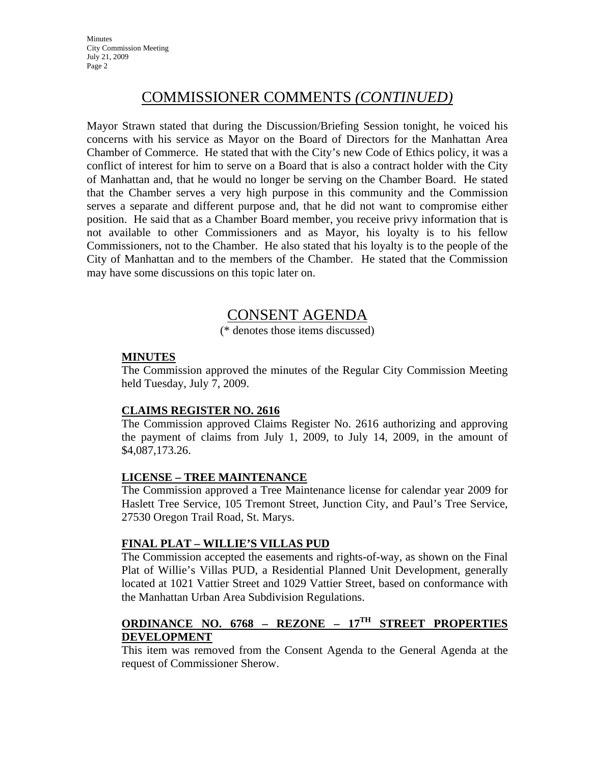# COMMISSIONER COMMENTS *(CONTINUED)*

Mayor Strawn stated that during the Discussion/Briefing Session tonight, he voiced his concerns with his service as Mayor on the Board of Directors for the Manhattan Area Chamber of Commerce. He stated that with the City's new Code of Ethics policy, it was a conflict of interest for him to serve on a Board that is also a contract holder with the City of Manhattan and, that he would no longer be serving on the Chamber Board. He stated that the Chamber serves a very high purpose in this community and the Commission serves a separate and different purpose and, that he did not want to compromise either position. He said that as a Chamber Board member, you receive privy information that is not available to other Commissioners and as Mayor, his loyalty is to his fellow Commissioners, not to the Chamber. He also stated that his loyalty is to the people of the City of Manhattan and to the members of the Chamber. He stated that the Commission may have some discussions on this topic later on.

# CONSENT AGENDA

(* denotes those items discussed)

**MINUTES**

The Commission approved the minutes of the Regular City Commission Meeting held Tuesday, July 7, 2009.

**CLAIMS REGISTER NO. 2616**

The Commission approved Claims Register No. 2616 authorizing and approving the payment of claims from July 1, 2009, to July 14, 2009, in the amount of $4,087,173.26.

**LICENSE – TREE MAINTENANCE**

The Commission approved a Tree Maintenance license for calendar year 2009 for Haslett Tree Service, 105 Tremont Street, Junction City, and Paul's Tree Service, 27530 Oregon Trail Road, St. Marys.

**FINAL PLAT – WILLIE'S VILLAS PUD**

The Commission accepted the easements and rights-of-way, as shown on the Final Plat of Willie's Villas PUD, a Residential Planned Unit Development, generally located at 1021 Vattier Street and 1029 Vattier Street, based on conformance with the Manhattan Urban Area Subdivision Regulations.

**ORDINANCE NO. 6768 – REZONE – 17TH STREET PROPERTIES DEVELOPMENT**

This item was removed from the Consent Agenda to the General Agenda at the request of Commissioner Sherow.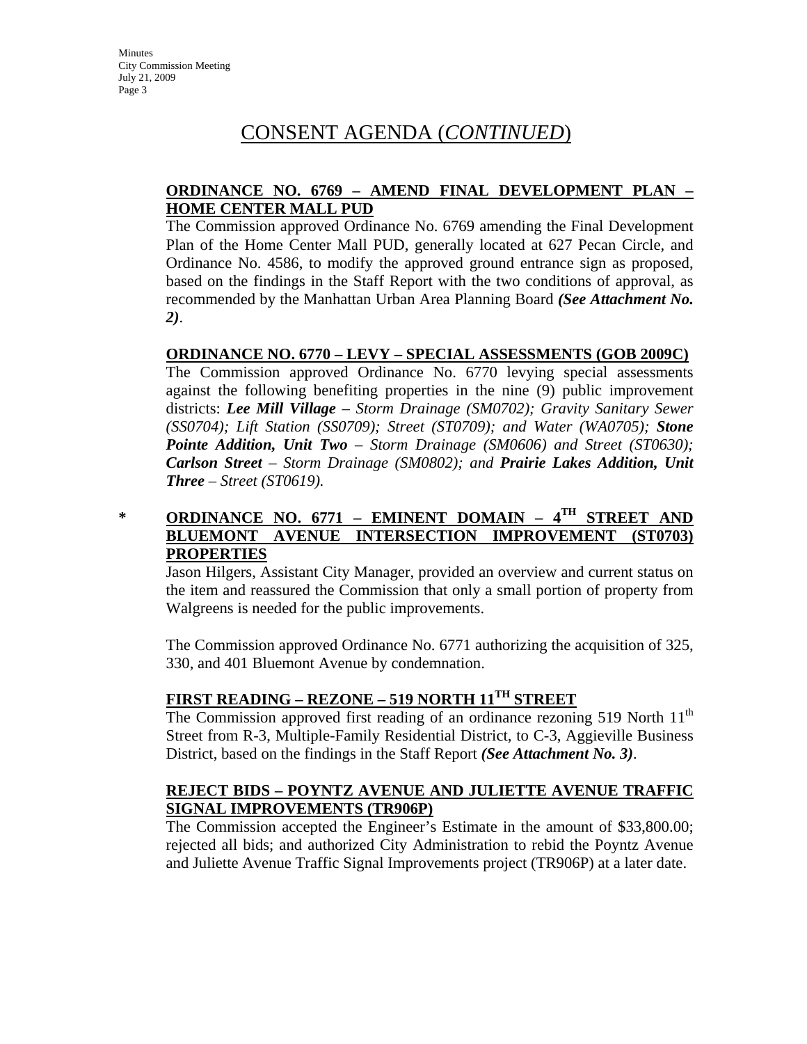# CONSENT AGENDA (*CONTINUED*)

**ORDINANCE NO. 6769 – AMEND FINAL DEVELOPMENT PLAN – HOME CENTER MALL PUD**

The Commission approved Ordinance No. 6769 amending the Final Development Plan of the Home Center Mall PUD, generally located at 627 Pecan Circle, and Ordinance No. 4586, to modify the approved ground entrance sign as proposed, based on the findings in the Staff Report with the two conditions of approval, as recommended by the Manhattan Urban Area Planning Board ***(See Attachment No. 2)***.

**ORDINANCE NO. 6770 – LEVY – SPECIAL ASSESSMENTS (GOB 2009C)**

The Commission approved Ordinance No. 6770 levying special assessments against the following benefiting properties in the nine (9) public improvement districts: ***Lee Mill Village*** *– Storm Drainage (SM0702); Gravity Sanitary Sewer (SS0704); Lift Station (SS0709); Street (ST0709); and Water (WA0705);* ***Stone Pointe Addition, Unit Two*** *– Storm Drainage (SM0606) and Street (ST0630);* ***Carlson Street*** *– Storm Drainage (SM0802); and* ***Prairie Lakes Addition, Unit Three*** *– Street (ST0619).*

\* **ORDINANCE NO. 6771 – EMINENT DOMAIN – 4TH STREET AND BLUEMONT AVENUE INTERSECTION IMPROVEMENT (ST0703) PROPERTIES**

Jason Hilgers, Assistant City Manager, provided an overview and current status on the item and reassured the Commission that only a small portion of property from Walgreens is needed for the public improvements.

The Commission approved Ordinance No. 6771 authorizing the acquisition of 325, 330, and 401 Bluemont Avenue by condemnation.

**FIRST READING – REZONE – 519 NORTH 11TH STREET**

The Commission approved first reading of an ordinance rezoning 519 North 11th Street from R-3, Multiple-Family Residential District, to C-3, Aggieville Business District, based on the findings in the Staff Report ***(See Attachment No. 3)***.

**REJECT BIDS – POYNTZ AVENUE AND JULIETTE AVENUE TRAFFIC SIGNAL IMPROVEMENTS (TR906P)**

The Commission accepted the Engineer's Estimate in the amount of $33,800.00; rejected all bids; and authorized City Administration to rebid the Poyntz Avenue and Juliette Avenue Traffic Signal Improvements project (TR906P) at a later date.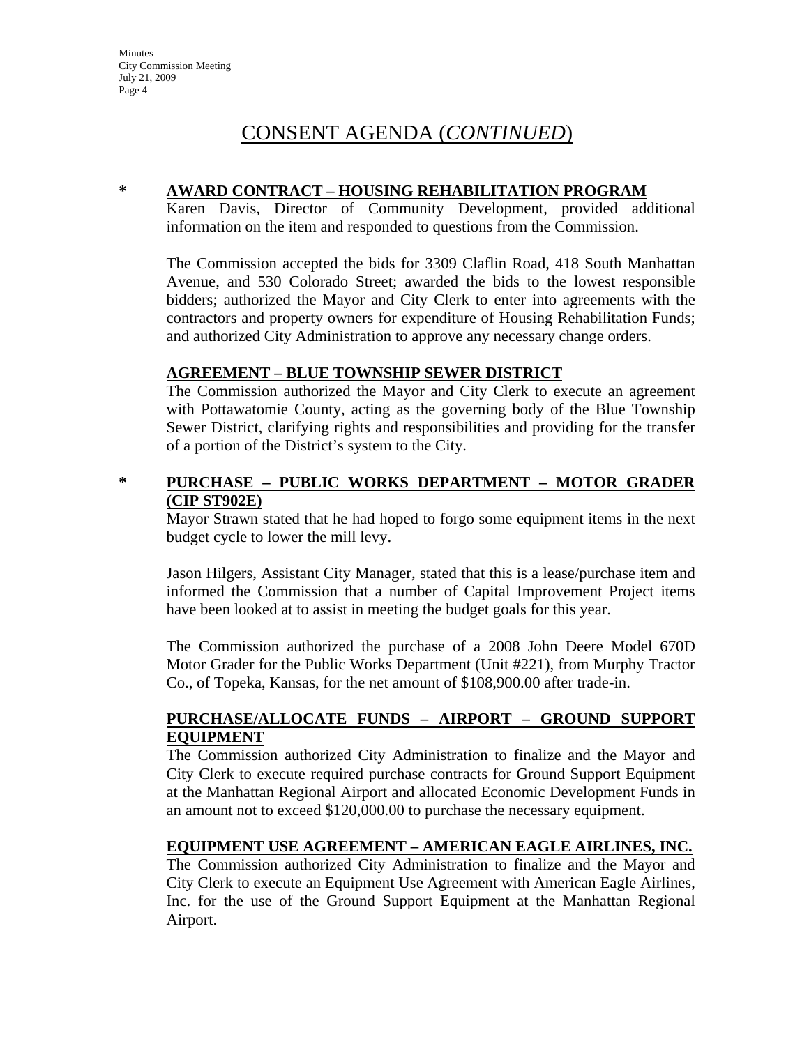# CONSENT AGENDA (*CONTINUED*)

**\* AWARD CONTRACT – HOUSING REHABILITATION PROGRAM**

Karen Davis, Director of Community Development, provided additional information on the item and responded to questions from the Commission.

The Commission accepted the bids for 3309 Claflin Road, 418 South Manhattan Avenue, and 530 Colorado Street; awarded the bids to the lowest responsible bidders; authorized the Mayor and City Clerk to enter into agreements with the contractors and property owners for expenditure of Housing Rehabilitation Funds; and authorized City Administration to approve any necessary change orders.

**AGREEMENT – BLUE TOWNSHIP SEWER DISTRICT**

The Commission authorized the Mayor and City Clerk to execute an agreement with Pottawatomie County, acting as the governing body of the Blue Township Sewer District, clarifying rights and responsibilities and providing for the transfer of a portion of the District's system to the City.

**\* PURCHASE – PUBLIC WORKS DEPARTMENT – MOTOR GRADER (CIP ST902E)**

Mayor Strawn stated that he had hoped to forgo some equipment items in the next budget cycle to lower the mill levy.

Jason Hilgers, Assistant City Manager, stated that this is a lease/purchase item and informed the Commission that a number of Capital Improvement Project items have been looked at to assist in meeting the budget goals for this year.

The Commission authorized the purchase of a 2008 John Deere Model 670D Motor Grader for the Public Works Department (Unit #221), from Murphy Tractor Co., of Topeka, Kansas, for the net amount of $108,900.00 after trade-in.

**PURCHASE/ALLOCATE FUNDS – AIRPORT – GROUND SUPPORT EQUIPMENT**

The Commission authorized City Administration to finalize and the Mayor and City Clerk to execute required purchase contracts for Ground Support Equipment at the Manhattan Regional Airport and allocated Economic Development Funds in an amount not to exceed $120,000.00 to purchase the necessary equipment.

**EQUIPMENT USE AGREEMENT – AMERICAN EAGLE AIRLINES, INC.**

The Commission authorized City Administration to finalize and the Mayor and City Clerk to execute an Equipment Use Agreement with American Eagle Airlines, Inc. for the use of the Ground Support Equipment at the Manhattan Regional Airport.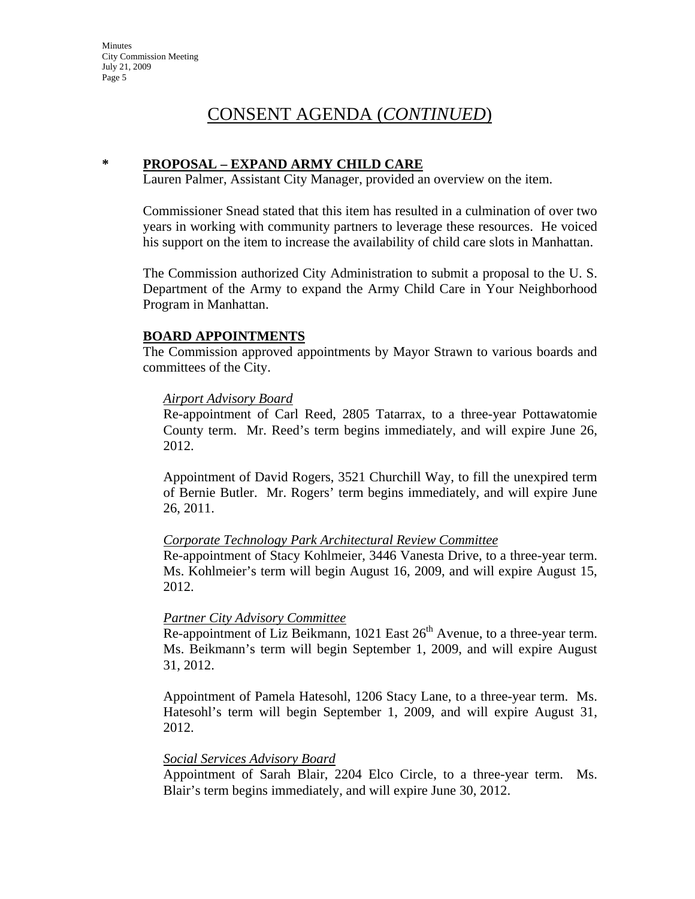# CONSENT AGENDA (*CONTINUED*)

## * PROPOSAL – EXPAND ARMY CHILD CARE

Lauren Palmer, Assistant City Manager, provided an overview on the item.

Commissioner Snead stated that this item has resulted in a culmination of over two years in working with community partners to leverage these resources. He voiced his support on the item to increase the availability of child care slots in Manhattan.

The Commission authorized City Administration to submit a proposal to the U. S. Department of the Army to expand the Army Child Care in Your Neighborhood Program in Manhattan.

## BOARD APPOINTMENTS

The Commission approved appointments by Mayor Strawn to various boards and committees of the City.

*Airport Advisory Board*

Re-appointment of Carl Reed, 2805 Tatarrax, to a three-year Pottawatomie County term. Mr. Reed's term begins immediately, and will expire June 26, 2012.

Appointment of David Rogers, 3521 Churchill Way, to fill the unexpired term of Bernie Butler. Mr. Rogers' term begins immediately, and will expire June 26, 2011.

*Corporate Technology Park Architectural Review Committee*

Re-appointment of Stacy Kohlmeier, 3446 Vanesta Drive, to a three-year term. Ms. Kohlmeier's term will begin August 16, 2009, and will expire August 15, 2012.

*Partner City Advisory Committee*

Re-appointment of Liz Beikmann, 1021 East 26th Avenue, to a three-year term. Ms. Beikmann's term will begin September 1, 2009, and will expire August 31, 2012.

Appointment of Pamela Hatesohl, 1206 Stacy Lane, to a three-year term. Ms. Hatesohl's term will begin September 1, 2009, and will expire August 31, 2012.

*Social Services Advisory Board*

Appointment of Sarah Blair, 2204 Elco Circle, to a three-year term. Ms. Blair's term begins immediately, and will expire June 30, 2012.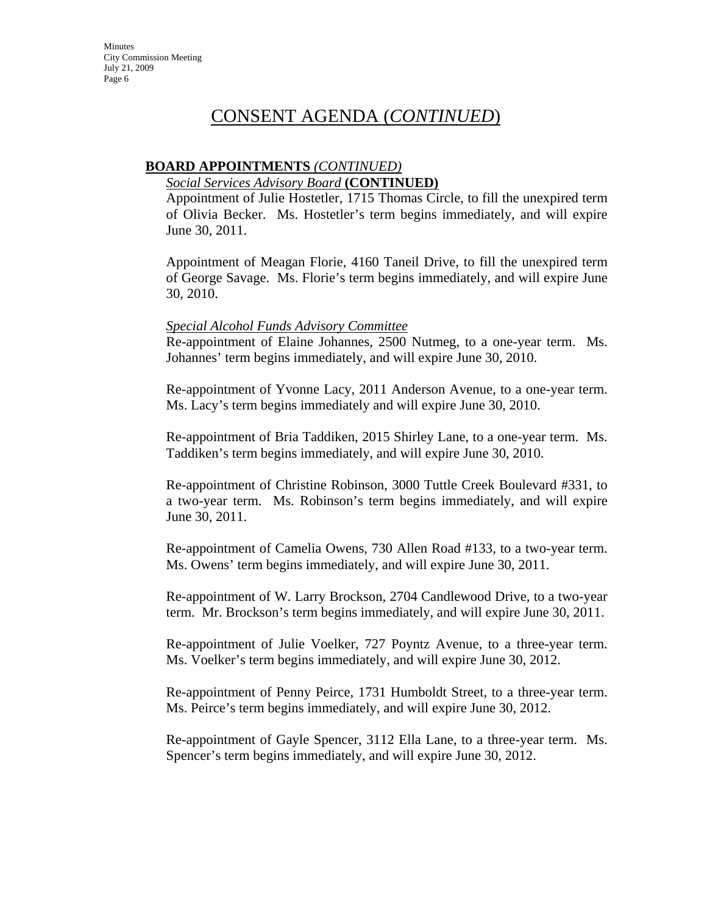# CONSENT AGENDA (*CONTINUED*)

**BOARD APPOINTMENTS** *(CONTINUED)*

*Social Services Advisory Board* **(CONTINUED)**

Appointment of Julie Hostetler, 1715 Thomas Circle, to fill the unexpired term of Olivia Becker. Ms. Hostetler's term begins immediately, and will expire June 30, 2011.

Appointment of Meagan Florie, 4160 Taneil Drive, to fill the unexpired term of George Savage. Ms. Florie's term begins immediately, and will expire June 30, 2010.

*Special Alcohol Funds Advisory Committee*

Re-appointment of Elaine Johannes, 2500 Nutmeg, to a one-year term. Ms. Johannes' term begins immediately, and will expire June 30, 2010.

Re-appointment of Yvonne Lacy, 2011 Anderson Avenue, to a one-year term. Ms. Lacy's term begins immediately and will expire June 30, 2010.

Re-appointment of Bria Taddiken, 2015 Shirley Lane, to a one-year term. Ms. Taddiken's term begins immediately, and will expire June 30, 2010.

Re-appointment of Christine Robinson, 3000 Tuttle Creek Boulevard #331, to a two-year term. Ms. Robinson's term begins immediately, and will expire June 30, 2011.

Re-appointment of Camelia Owens, 730 Allen Road #133, to a two-year term. Ms. Owens' term begins immediately, and will expire June 30, 2011.

Re-appointment of W. Larry Brockson, 2704 Candlewood Drive, to a two-year term. Mr. Brockson's term begins immediately, and will expire June 30, 2011.

Re-appointment of Julie Voelker, 727 Poyntz Avenue, to a three-year term. Ms. Voelker's term begins immediately, and will expire June 30, 2012.

Re-appointment of Penny Peirce, 1731 Humboldt Street, to a three-year term. Ms. Peirce's term begins immediately, and will expire June 30, 2012.

Re-appointment of Gayle Spencer, 3112 Ella Lane, to a three-year term. Ms. Spencer's term begins immediately, and will expire June 30, 2012.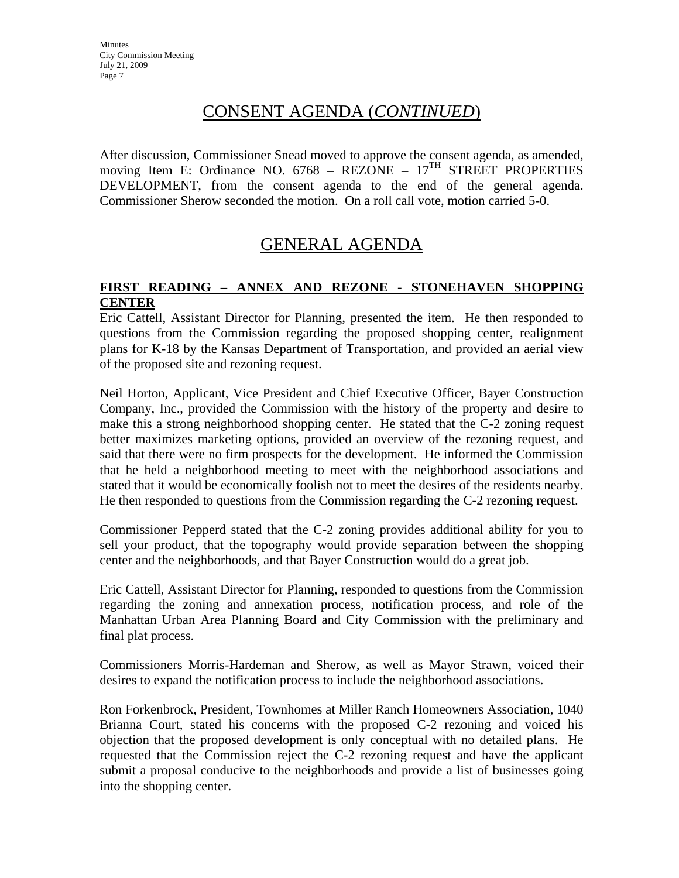## CONSENT AGENDA (*CONTINUED*)

After discussion, Commissioner Snead moved to approve the consent agenda, as amended, moving Item E: Ordinance NO. 6768 – REZONE – 17TH STREET PROPERTIES DEVELOPMENT, from the consent agenda to the end of the general agenda. Commissioner Sherow seconded the motion. On a roll call vote, motion carried 5-0.

## GENERAL AGENDA

**FIRST READING – ANNEX AND REZONE - STONEHAVEN SHOPPING CENTER**

Eric Cattell, Assistant Director for Planning, presented the item. He then responded to questions from the Commission regarding the proposed shopping center, realignment plans for K-18 by the Kansas Department of Transportation, and provided an aerial view of the proposed site and rezoning request.

Neil Horton, Applicant, Vice President and Chief Executive Officer, Bayer Construction Company, Inc., provided the Commission with the history of the property and desire to make this a strong neighborhood shopping center. He stated that the C-2 zoning request better maximizes marketing options, provided an overview of the rezoning request, and said that there were no firm prospects for the development. He informed the Commission that he held a neighborhood meeting to meet with the neighborhood associations and stated that it would be economically foolish not to meet the desires of the residents nearby. He then responded to questions from the Commission regarding the C-2 rezoning request.

Commissioner Pepperd stated that the C-2 zoning provides additional ability for you to sell your product, that the topography would provide separation between the shopping center and the neighborhoods, and that Bayer Construction would do a great job.

Eric Cattell, Assistant Director for Planning, responded to questions from the Commission regarding the zoning and annexation process, notification process, and role of the Manhattan Urban Area Planning Board and City Commission with the preliminary and final plat process.

Commissioners Morris-Hardeman and Sherow, as well as Mayor Strawn, voiced their desires to expand the notification process to include the neighborhood associations.

Ron Forkenbrock, President, Townhomes at Miller Ranch Homeowners Association, 1040 Brianna Court, stated his concerns with the proposed C-2 rezoning and voiced his objection that the proposed development is only conceptual with no detailed plans. He requested that the Commission reject the C-2 rezoning request and have the applicant submit a proposal conducive to the neighborhoods and provide a list of businesses going into the shopping center.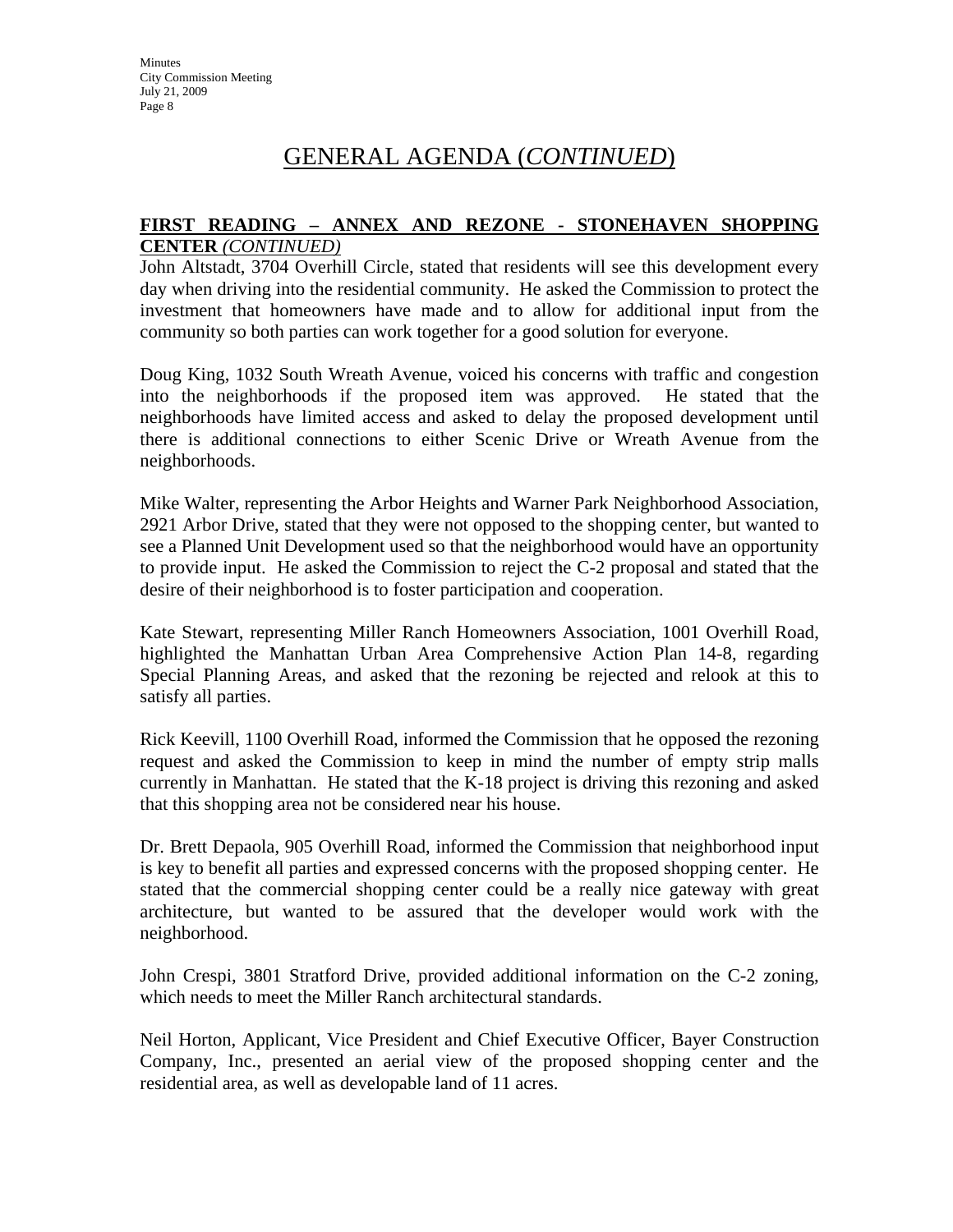# GENERAL AGENDA (*CONTINUED*)

**FIRST READING – ANNEX AND REZONE - STONEHAVEN SHOPPING CENTER** *(CONTINUED)*

John Altstadt, 3704 Overhill Circle, stated that residents will see this development every day when driving into the residential community. He asked the Commission to protect the investment that homeowners have made and to allow for additional input from the community so both parties can work together for a good solution for everyone.

Doug King, 1032 South Wreath Avenue, voiced his concerns with traffic and congestion into the neighborhoods if the proposed item was approved. He stated that the neighborhoods have limited access and asked to delay the proposed development until there is additional connections to either Scenic Drive or Wreath Avenue from the neighborhoods.

Mike Walter, representing the Arbor Heights and Warner Park Neighborhood Association, 2921 Arbor Drive, stated that they were not opposed to the shopping center, but wanted to see a Planned Unit Development used so that the neighborhood would have an opportunity to provide input. He asked the Commission to reject the C-2 proposal and stated that the desire of their neighborhood is to foster participation and cooperation.

Kate Stewart, representing Miller Ranch Homeowners Association, 1001 Overhill Road, highlighted the Manhattan Urban Area Comprehensive Action Plan 14-8, regarding Special Planning Areas, and asked that the rezoning be rejected and relook at this to satisfy all parties.

Rick Keevill, 1100 Overhill Road, informed the Commission that he opposed the rezoning request and asked the Commission to keep in mind the number of empty strip malls currently in Manhattan. He stated that the K-18 project is driving this rezoning and asked that this shopping area not be considered near his house.

Dr. Brett Depaola, 905 Overhill Road, informed the Commission that neighborhood input is key to benefit all parties and expressed concerns with the proposed shopping center. He stated that the commercial shopping center could be a really nice gateway with great architecture, but wanted to be assured that the developer would work with the neighborhood.

John Crespi, 3801 Stratford Drive, provided additional information on the C-2 zoning, which needs to meet the Miller Ranch architectural standards.

Neil Horton, Applicant, Vice President and Chief Executive Officer, Bayer Construction Company, Inc., presented an aerial view of the proposed shopping center and the residential area, as well as developable land of 11 acres.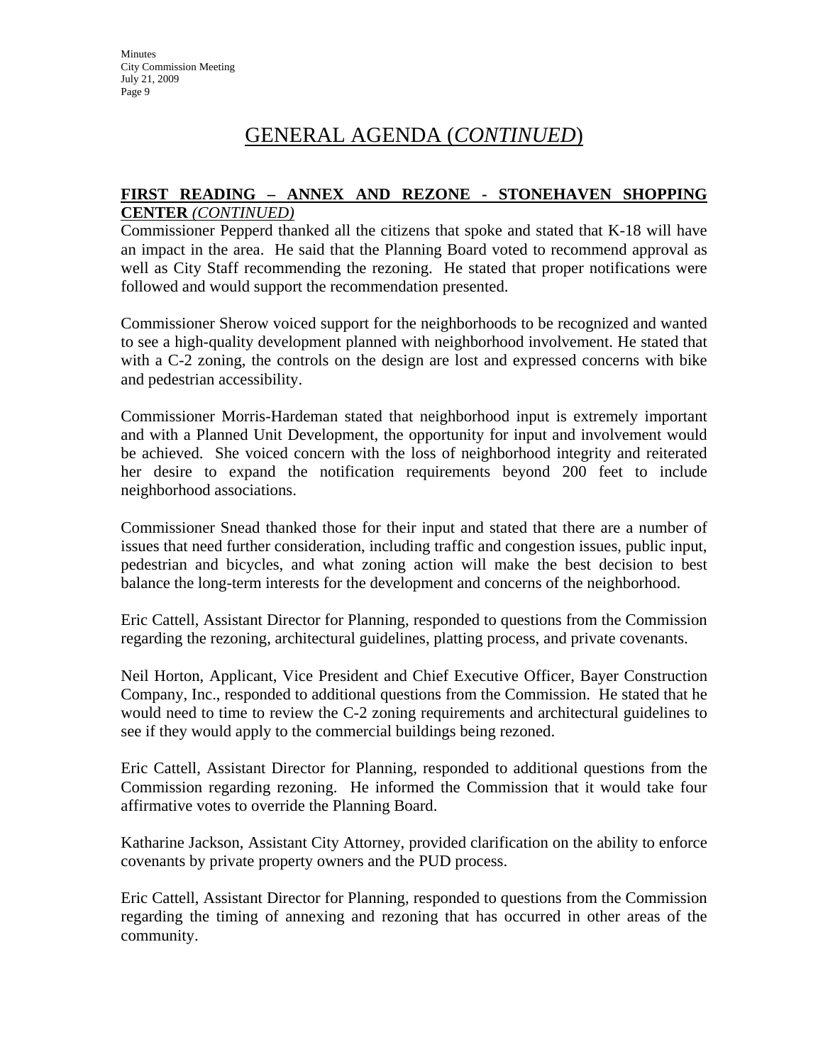# GENERAL AGENDA (*CONTINUED*)

**FIRST READING – ANNEX AND REZONE - STONEHAVEN SHOPPING CENTER** *(CONTINUED)*

Commissioner Pepperd thanked all the citizens that spoke and stated that K-18 will have an impact in the area. He said that the Planning Board voted to recommend approval as well as City Staff recommending the rezoning. He stated that proper notifications were followed and would support the recommendation presented.

Commissioner Sherow voiced support for the neighborhoods to be recognized and wanted to see a high-quality development planned with neighborhood involvement. He stated that with a C-2 zoning, the controls on the design are lost and expressed concerns with bike and pedestrian accessibility.

Commissioner Morris-Hardeman stated that neighborhood input is extremely important and with a Planned Unit Development, the opportunity for input and involvement would be achieved. She voiced concern with the loss of neighborhood integrity and reiterated her desire to expand the notification requirements beyond 200 feet to include neighborhood associations.

Commissioner Snead thanked those for their input and stated that there are a number of issues that need further consideration, including traffic and congestion issues, public input, pedestrian and bicycles, and what zoning action will make the best decision to best balance the long-term interests for the development and concerns of the neighborhood.

Eric Cattell, Assistant Director for Planning, responded to questions from the Commission regarding the rezoning, architectural guidelines, platting process, and private covenants.

Neil Horton, Applicant, Vice President and Chief Executive Officer, Bayer Construction Company, Inc., responded to additional questions from the Commission. He stated that he would need to time to review the C-2 zoning requirements and architectural guidelines to see if they would apply to the commercial buildings being rezoned.

Eric Cattell, Assistant Director for Planning, responded to additional questions from the Commission regarding rezoning. He informed the Commission that it would take four affirmative votes to override the Planning Board.

Katharine Jackson, Assistant City Attorney, provided clarification on the ability to enforce covenants by private property owners and the PUD process.

Eric Cattell, Assistant Director for Planning, responded to questions from the Commission regarding the timing of annexing and rezoning that has occurred in other areas of the community.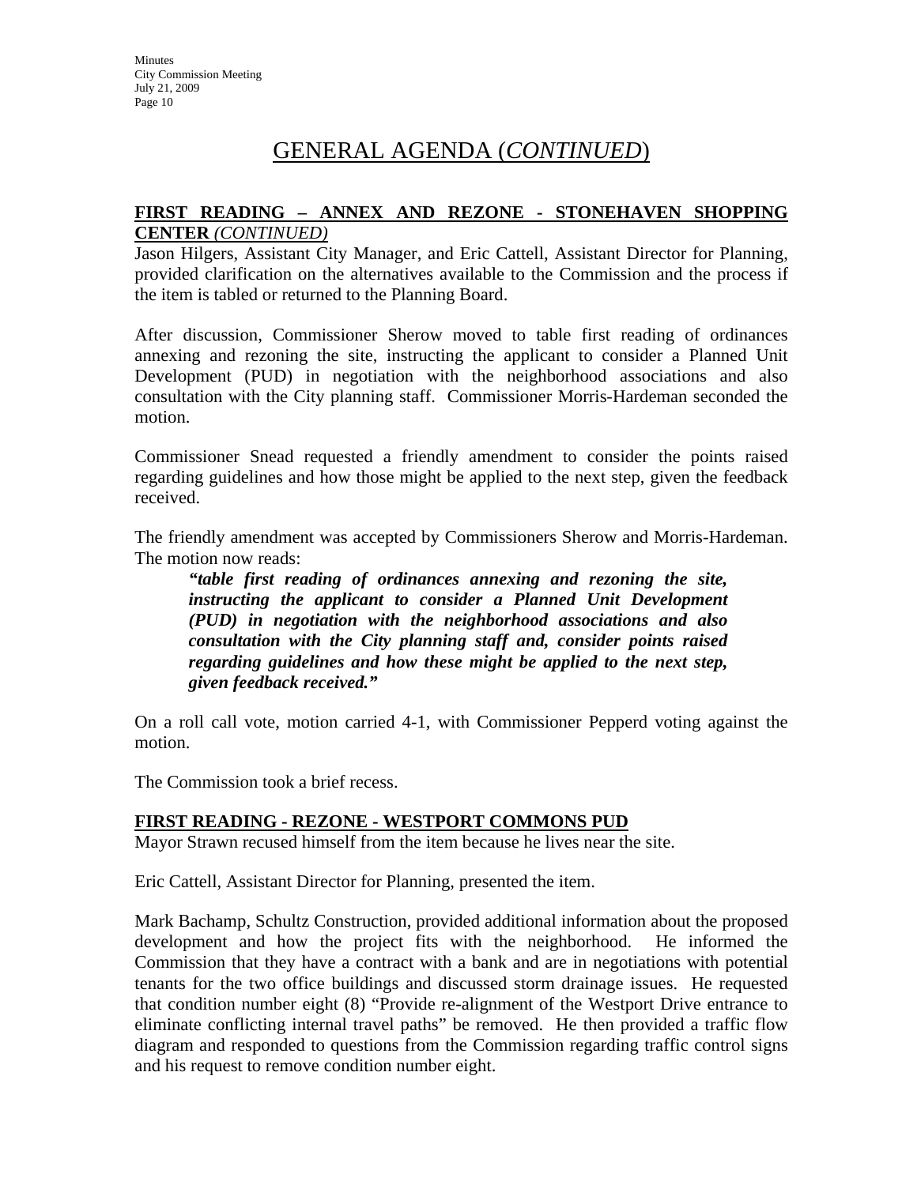# GENERAL AGENDA (*CONTINUED*)

**FIRST READING – ANNEX AND REZONE - STONEHAVEN SHOPPING CENTER** ***(CONTINUED)***

Jason Hilgers, Assistant City Manager, and Eric Cattell, Assistant Director for Planning, provided clarification on the alternatives available to the Commission and the process if the item is tabled or returned to the Planning Board.

After discussion, Commissioner Sherow moved to table first reading of ordinances annexing and rezoning the site, instructing the applicant to consider a Planned Unit Development (PUD) in negotiation with the neighborhood associations and also consultation with the City planning staff. Commissioner Morris-Hardeman seconded the motion.

Commissioner Snead requested a friendly amendment to consider the points raised regarding guidelines and how those might be applied to the next step, given the feedback received.

The friendly amendment was accepted by Commissioners Sherow and Morris-Hardeman. The motion now reads:

> ***"table first reading of ordinances annexing and rezoning the site, instructing the applicant to consider a Planned Unit Development (PUD) in negotiation with the neighborhood associations and also consultation with the City planning staff and, consider points raised regarding guidelines and how these might be applied to the next step, given feedback received."***

On a roll call vote, motion carried 4-1, with Commissioner Pepperd voting against the motion.

The Commission took a brief recess.

**FIRST READING - REZONE - WESTPORT COMMONS PUD**

Mayor Strawn recused himself from the item because he lives near the site.

Eric Cattell, Assistant Director for Planning, presented the item.

Mark Bachamp, Schultz Construction, provided additional information about the proposed development and how the project fits with the neighborhood. He informed the Commission that they have a contract with a bank and are in negotiations with potential tenants for the two office buildings and discussed storm drainage issues. He requested that condition number eight (8) "Provide re-alignment of the Westport Drive entrance to eliminate conflicting internal travel paths" be removed. He then provided a traffic flow diagram and responded to questions from the Commission regarding traffic control signs and his request to remove condition number eight.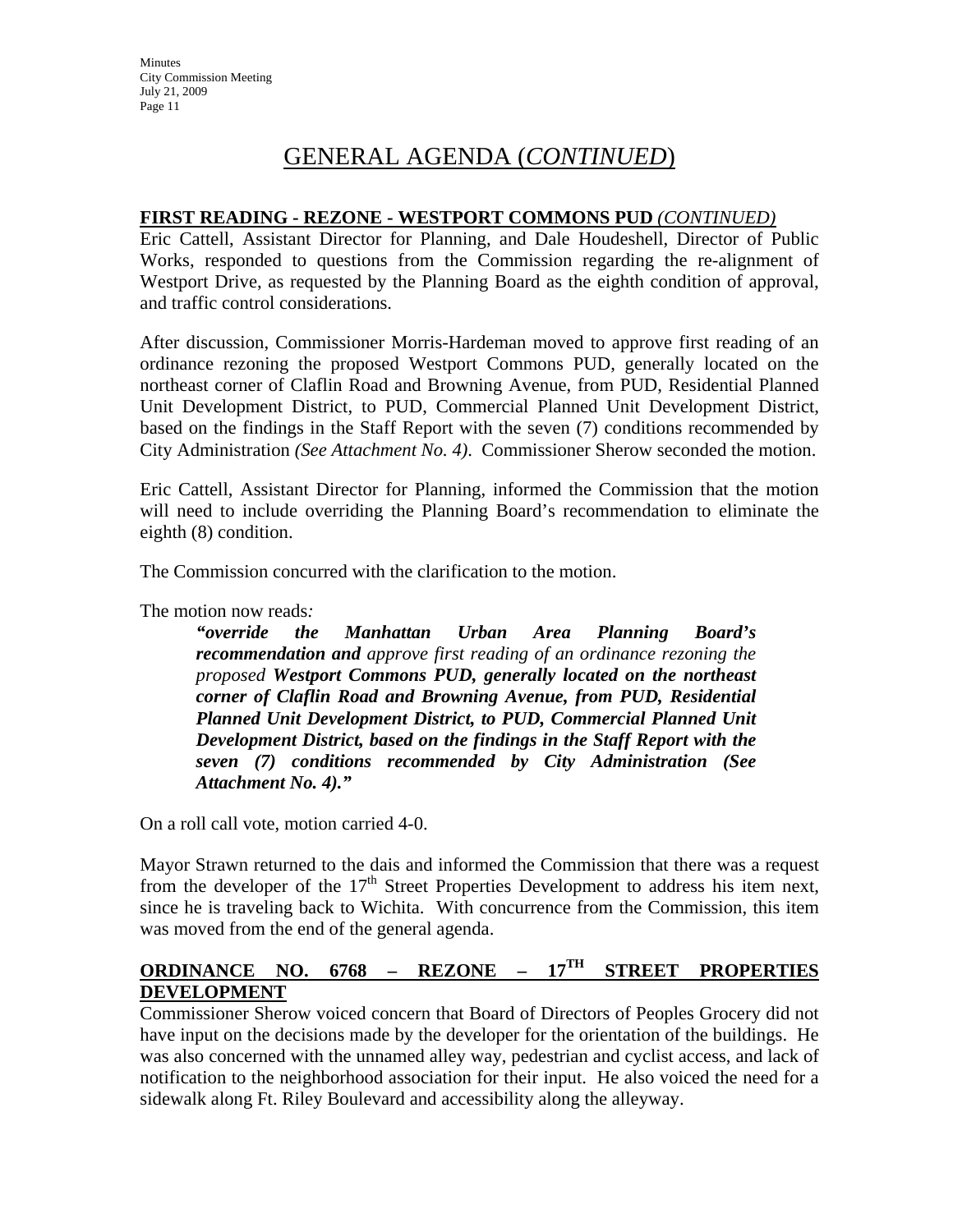# GENERAL AGENDA (*CONTINUED*)

**FIRST READING - REZONE - WESTPORT COMMONS PUD** *(CONTINUED)*

Eric Cattell, Assistant Director for Planning, and Dale Houdeshell, Director of Public Works, responded to questions from the Commission regarding the re-alignment of Westport Drive, as requested by the Planning Board as the eighth condition of approval, and traffic control considerations.

After discussion, Commissioner Morris-Hardeman moved to approve first reading of an ordinance rezoning the proposed Westport Commons PUD, generally located on the northeast corner of Claflin Road and Browning Avenue, from PUD, Residential Planned Unit Development District, to PUD, Commercial Planned Unit Development District, based on the findings in the Staff Report with the seven (7) conditions recommended by City Administration *(See Attachment No. 4)*. Commissioner Sherow seconded the motion.

Eric Cattell, Assistant Director for Planning, informed the Commission that the motion will need to include overriding the Planning Board's recommendation to eliminate the eighth (8) condition.

The Commission concurred with the clarification to the motion.

The motion now reads*:*

> ***"override the Manhattan Urban Area Planning Board's recommendation and*** *approve first reading of an ordinance rezoning the proposed* ***Westport Commons PUD, generally located on the northeast corner of Claflin Road and Browning Avenue, from PUD, Residential Planned Unit Development District, to PUD, Commercial Planned Unit Development District, based on the findings in the Staff Report with the seven (7) conditions recommended by City Administration (See Attachment No. 4)."***

On a roll call vote, motion carried 4-0.

Mayor Strawn returned to the dais and informed the Commission that there was a request from the developer of the 17th Street Properties Development to address his item next, since he is traveling back to Wichita. With concurrence from the Commission, this item was moved from the end of the general agenda.

**ORDINANCE NO. 6768 – REZONE – 17TH STREET PROPERTIES DEVELOPMENT**

Commissioner Sherow voiced concern that Board of Directors of Peoples Grocery did not have input on the decisions made by the developer for the orientation of the buildings. He was also concerned with the unnamed alley way, pedestrian and cyclist access, and lack of notification to the neighborhood association for their input. He also voiced the need for a sidewalk along Ft. Riley Boulevard and accessibility along the alleyway.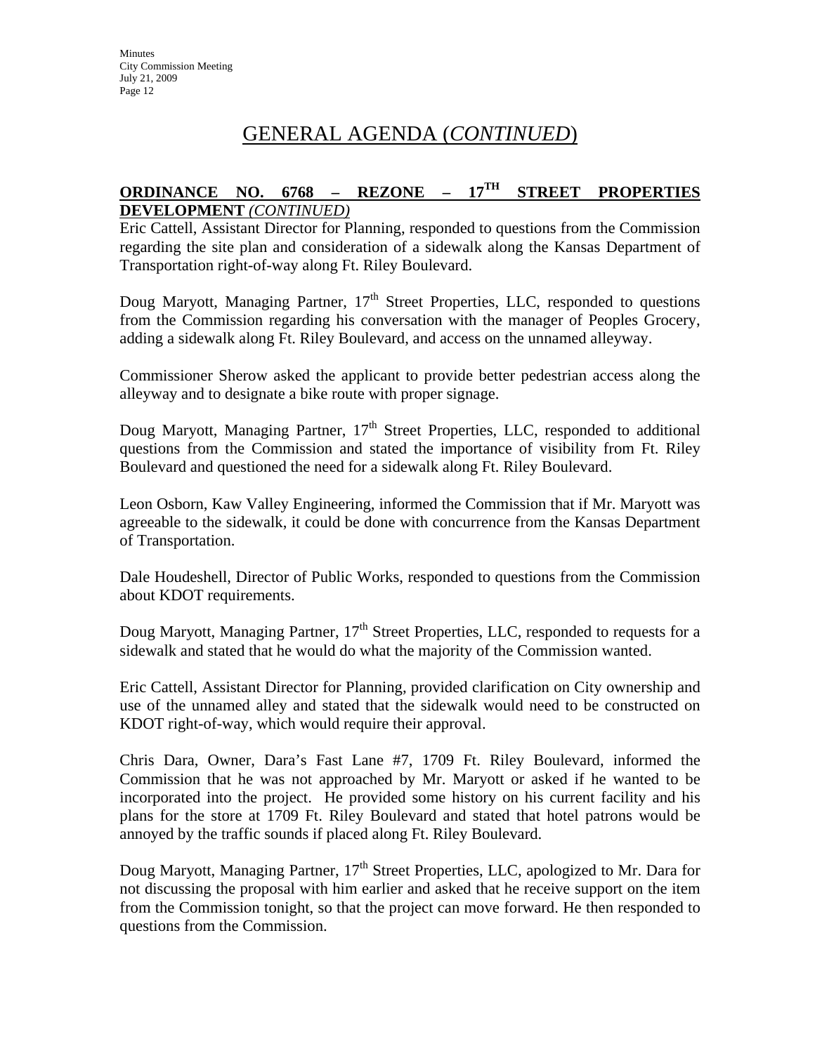# GENERAL AGENDA (*CONTINUED*)

**ORDINANCE NO. 6768 – REZONE – 17TH STREET PROPERTIES DEVELOPMENT** *(CONTINUED)*

Eric Cattell, Assistant Director for Planning, responded to questions from the Commission regarding the site plan and consideration of a sidewalk along the Kansas Department of Transportation right-of-way along Ft. Riley Boulevard.

Doug Maryott, Managing Partner, 17th Street Properties, LLC, responded to questions from the Commission regarding his conversation with the manager of Peoples Grocery, adding a sidewalk along Ft. Riley Boulevard, and access on the unnamed alleyway.

Commissioner Sherow asked the applicant to provide better pedestrian access along the alleyway and to designate a bike route with proper signage.

Doug Maryott, Managing Partner, 17th Street Properties, LLC, responded to additional questions from the Commission and stated the importance of visibility from Ft. Riley Boulevard and questioned the need for a sidewalk along Ft. Riley Boulevard.

Leon Osborn, Kaw Valley Engineering, informed the Commission that if Mr. Maryott was agreeable to the sidewalk, it could be done with concurrence from the Kansas Department of Transportation.

Dale Houdeshell, Director of Public Works, responded to questions from the Commission about KDOT requirements.

Doug Maryott, Managing Partner, 17th Street Properties, LLC, responded to requests for a sidewalk and stated that he would do what the majority of the Commission wanted.

Eric Cattell, Assistant Director for Planning, provided clarification on City ownership and use of the unnamed alley and stated that the sidewalk would need to be constructed on KDOT right-of-way, which would require their approval.

Chris Dara, Owner, Dara's Fast Lane #7, 1709 Ft. Riley Boulevard, informed the Commission that he was not approached by Mr. Maryott or asked if he wanted to be incorporated into the project. He provided some history on his current facility and his plans for the store at 1709 Ft. Riley Boulevard and stated that hotel patrons would be annoyed by the traffic sounds if placed along Ft. Riley Boulevard.

Doug Maryott, Managing Partner, 17th Street Properties, LLC, apologized to Mr. Dara for not discussing the proposal with him earlier and asked that he receive support on the item from the Commission tonight, so that the project can move forward. He then responded to questions from the Commission.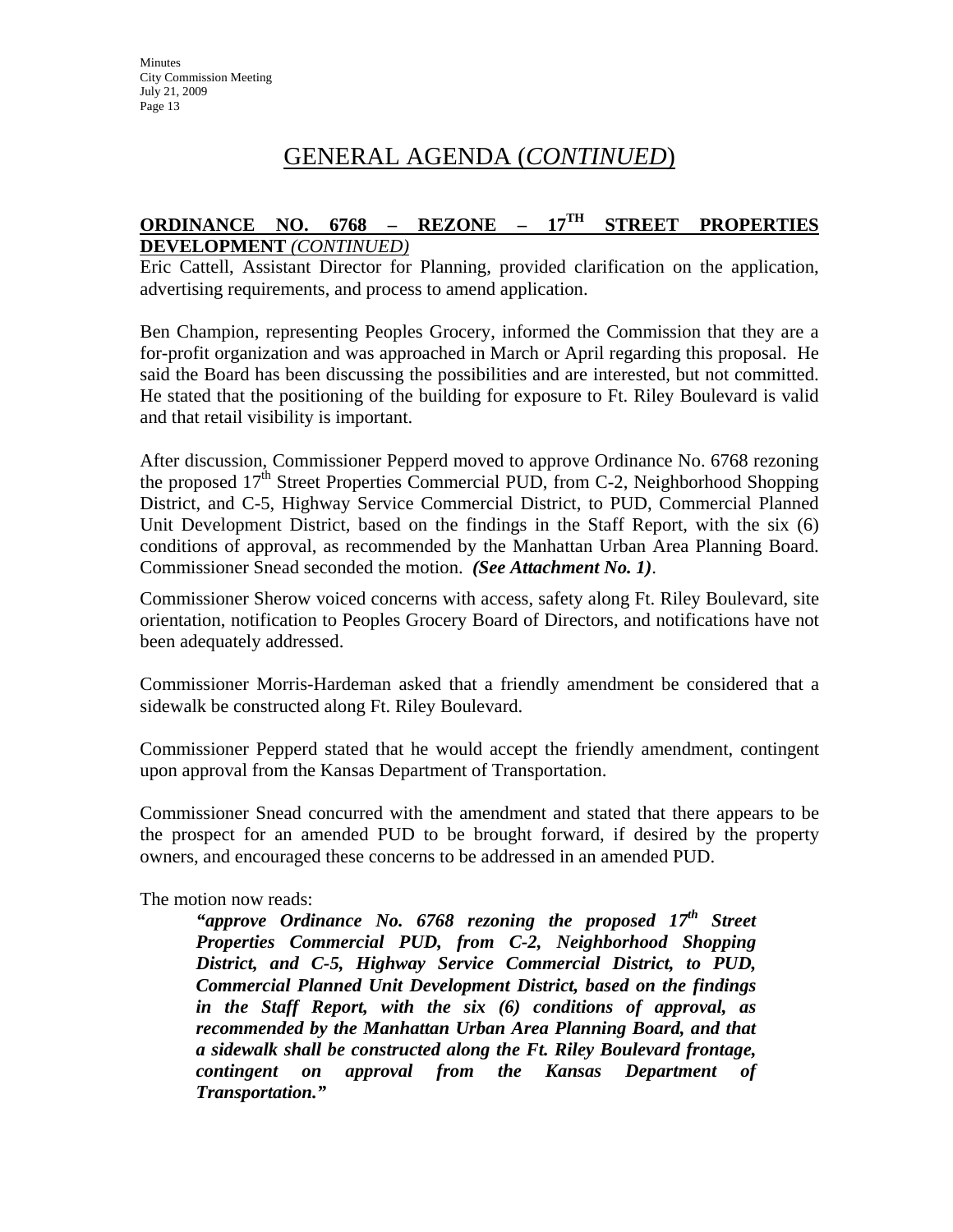# GENERAL AGENDA (*CONTINUED*)

**ORDINANCE NO. 6768 – REZONE – 17TH STREET PROPERTIES DEVELOPMENT** *(CONTINUED)*

Eric Cattell, Assistant Director for Planning, provided clarification on the application, advertising requirements, and process to amend application.

Ben Champion, representing Peoples Grocery, informed the Commission that they are a for-profit organization and was approached in March or April regarding this proposal. He said the Board has been discussing the possibilities and are interested, but not committed. He stated that the positioning of the building for exposure to Ft. Riley Boulevard is valid and that retail visibility is important.

After discussion, Commissioner Pepperd moved to approve Ordinance No. 6768 rezoning the proposed 17th Street Properties Commercial PUD, from C-2, Neighborhood Shopping District, and C-5, Highway Service Commercial District, to PUD, Commercial Planned Unit Development District, based on the findings in the Staff Report, with the six (6) conditions of approval, as recommended by the Manhattan Urban Area Planning Board. Commissioner Snead seconded the motion. ***(See Attachment No. 1)***.

Commissioner Sherow voiced concerns with access, safety along Ft. Riley Boulevard, site orientation, notification to Peoples Grocery Board of Directors, and notifications have not been adequately addressed.

Commissioner Morris-Hardeman asked that a friendly amendment be considered that a sidewalk be constructed along Ft. Riley Boulevard.

Commissioner Pepperd stated that he would accept the friendly amendment, contingent upon approval from the Kansas Department of Transportation.

Commissioner Snead concurred with the amendment and stated that there appears to be the prospect for an amended PUD to be brought forward, if desired by the property owners, and encouraged these concerns to be addressed in an amended PUD.

The motion now reads:

> ***"approve Ordinance No. 6768 rezoning the proposed 17th Street Properties Commercial PUD, from C-2, Neighborhood Shopping District, and C-5, Highway Service Commercial District, to PUD, Commercial Planned Unit Development District, based on the findings in the Staff Report, with the six (6) conditions of approval, as recommended by the Manhattan Urban Area Planning Board, and that a sidewalk shall be constructed along the Ft. Riley Boulevard frontage, contingent on approval from the Kansas Department of Transportation."***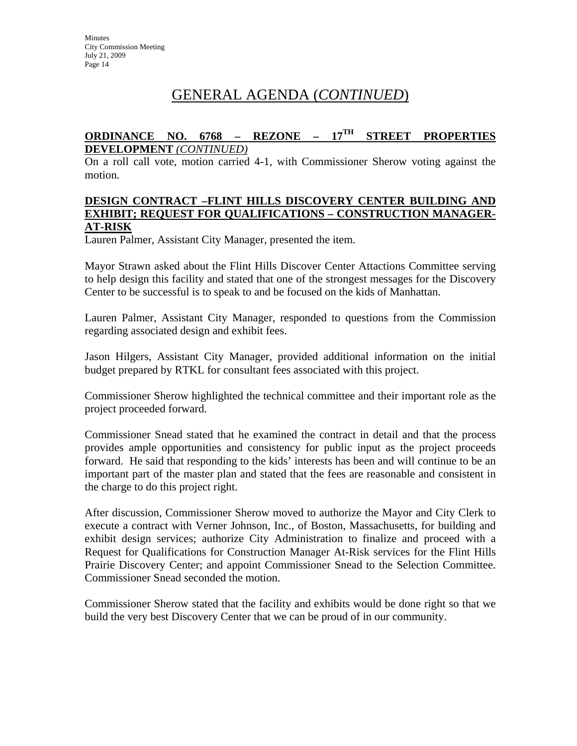# GENERAL AGENDA (*CONTINUED*)

**ORDINANCE NO. 6768 – REZONE – 17TH STREET PROPERTIES DEVELOPMENT** *(CONTINUED)*

On a roll call vote, motion carried 4-1, with Commissioner Sherow voting against the motion.

**DESIGN CONTRACT –FLINT HILLS DISCOVERY CENTER BUILDING AND EXHIBIT; REQUEST FOR QUALIFICATIONS – CONSTRUCTION MANAGER-AT-RISK**

Lauren Palmer, Assistant City Manager, presented the item.

Mayor Strawn asked about the Flint Hills Discover Center Attactions Committee serving to help design this facility and stated that one of the strongest messages for the Discovery Center to be successful is to speak to and be focused on the kids of Manhattan.

Lauren Palmer, Assistant City Manager, responded to questions from the Commission regarding associated design and exhibit fees.

Jason Hilgers, Assistant City Manager, provided additional information on the initial budget prepared by RTKL for consultant fees associated with this project.

Commissioner Sherow highlighted the technical committee and their important role as the project proceeded forward.

Commissioner Snead stated that he examined the contract in detail and that the process provides ample opportunities and consistency for public input as the project proceeds forward. He said that responding to the kids' interests has been and will continue to be an important part of the master plan and stated that the fees are reasonable and consistent in the charge to do this project right.

After discussion, Commissioner Sherow moved to authorize the Mayor and City Clerk to execute a contract with Verner Johnson, Inc., of Boston, Massachusetts, for building and exhibit design services; authorize City Administration to finalize and proceed with a Request for Qualifications for Construction Manager At-Risk services for the Flint Hills Prairie Discovery Center; and appoint Commissioner Snead to the Selection Committee. Commissioner Snead seconded the motion.

Commissioner Sherow stated that the facility and exhibits would be done right so that we build the very best Discovery Center that we can be proud of in our community.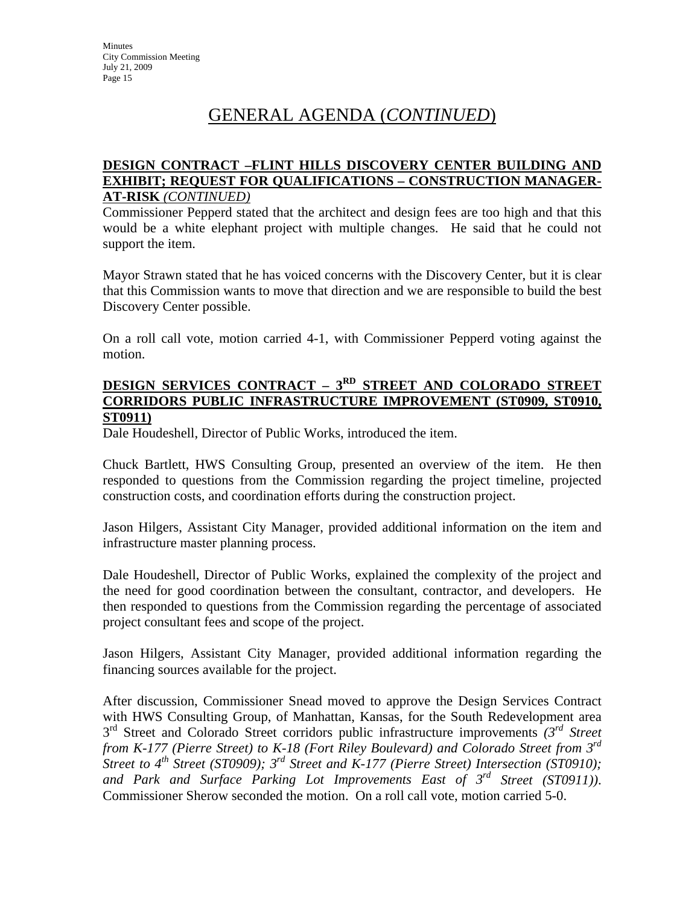# GENERAL AGENDA (*CONTINUED*)

**DESIGN CONTRACT –FLINT HILLS DISCOVERY CENTER BUILDING AND EXHIBIT; REQUEST FOR QUALIFICATIONS – CONSTRUCTION MANAGER-AT-RISK** *(CONTINUED)*

Commissioner Pepperd stated that the architect and design fees are too high and that this would be a white elephant project with multiple changes. He said that he could not support the item.

Mayor Strawn stated that he has voiced concerns with the Discovery Center, but it is clear that this Commission wants to move that direction and we are responsible to build the best Discovery Center possible.

On a roll call vote, motion carried 4-1, with Commissioner Pepperd voting against the motion.

**DESIGN SERVICES CONTRACT – 3RD STREET AND COLORADO STREET CORRIDORS PUBLIC INFRASTRUCTURE IMPROVEMENT (ST0909, ST0910, ST0911)**

Dale Houdeshell, Director of Public Works, introduced the item.

Chuck Bartlett, HWS Consulting Group, presented an overview of the item. He then responded to questions from the Commission regarding the project timeline, projected construction costs, and coordination efforts during the construction project.

Jason Hilgers, Assistant City Manager, provided additional information on the item and infrastructure master planning process.

Dale Houdeshell, Director of Public Works, explained the complexity of the project and the need for good coordination between the consultant, contractor, and developers. He then responded to questions from the Commission regarding the percentage of associated project consultant fees and scope of the project.

Jason Hilgers, Assistant City Manager, provided additional information regarding the financing sources available for the project.

After discussion, Commissioner Snead moved to approve the Design Services Contract with HWS Consulting Group, of Manhattan, Kansas, for the South Redevelopment area 3rd Street and Colorado Street corridors public infrastructure improvements *(3rd Street from K-177 (Pierre Street) to K-18 (Fort Riley Boulevard) and Colorado Street from 3rd Street to 4th Street (ST0909); 3rd Street and K-177 (Pierre Street) Intersection (ST0910); and Park and Surface Parking Lot Improvements East of 3rd Street (ST0911))*. Commissioner Sherow seconded the motion. On a roll call vote, motion carried 5-0.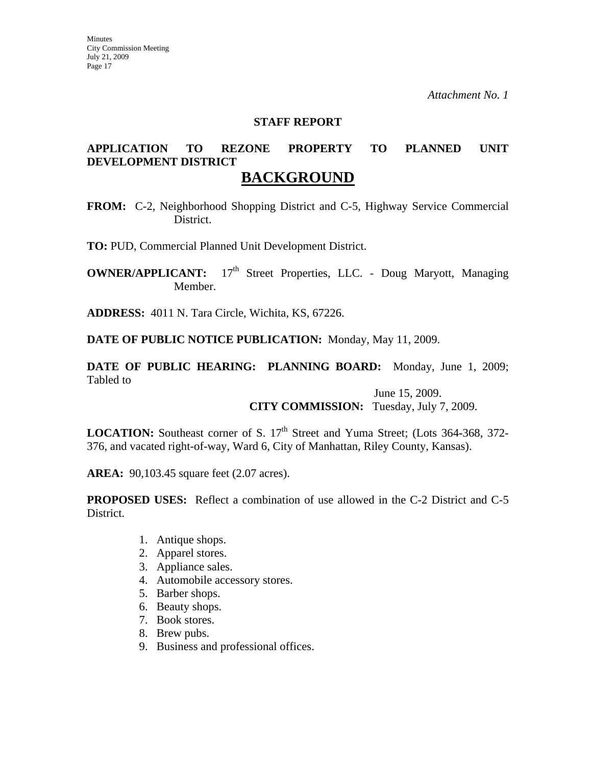*Attachment No. 1*

**STAFF REPORT**

**APPLICATION TO REZONE PROPERTY TO PLANNED UNIT DEVELOPMENT DISTRICT**

# BACKGROUND

**FROM:** C-2, Neighborhood Shopping District and C-5, Highway Service Commercial District.

**TO:** PUD, Commercial Planned Unit Development District.

**OWNER/APPLICANT:** 17th Street Properties, LLC. - Doug Maryott, Managing Member.

**ADDRESS:** 4011 N. Tara Circle, Wichita, KS, 67226.

**DATE OF PUBLIC NOTICE PUBLICATION:** Monday, May 11, 2009.

**DATE OF PUBLIC HEARING: PLANNING BOARD:** Monday, June 1, 2009; Tabled to June 15, 2009.
**CITY COMMISSION:** Tuesday, July 7, 2009.

**LOCATION:** Southeast corner of S. 17th Street and Yuma Street; (Lots 364-368, 372-376, and vacated right-of-way, Ward 6, City of Manhattan, Riley County, Kansas).

**AREA:** 90,103.45 square feet (2.07 acres).

**PROPOSED USES:** Reflect a combination of use allowed in the C-2 District and C-5 District.

1. Antique shops.
2. Apparel stores.
3. Appliance sales.
4. Automobile accessory stores.
5. Barber shops.
6. Beauty shops.
7. Book stores.
8. Brew pubs.
9. Business and professional offices.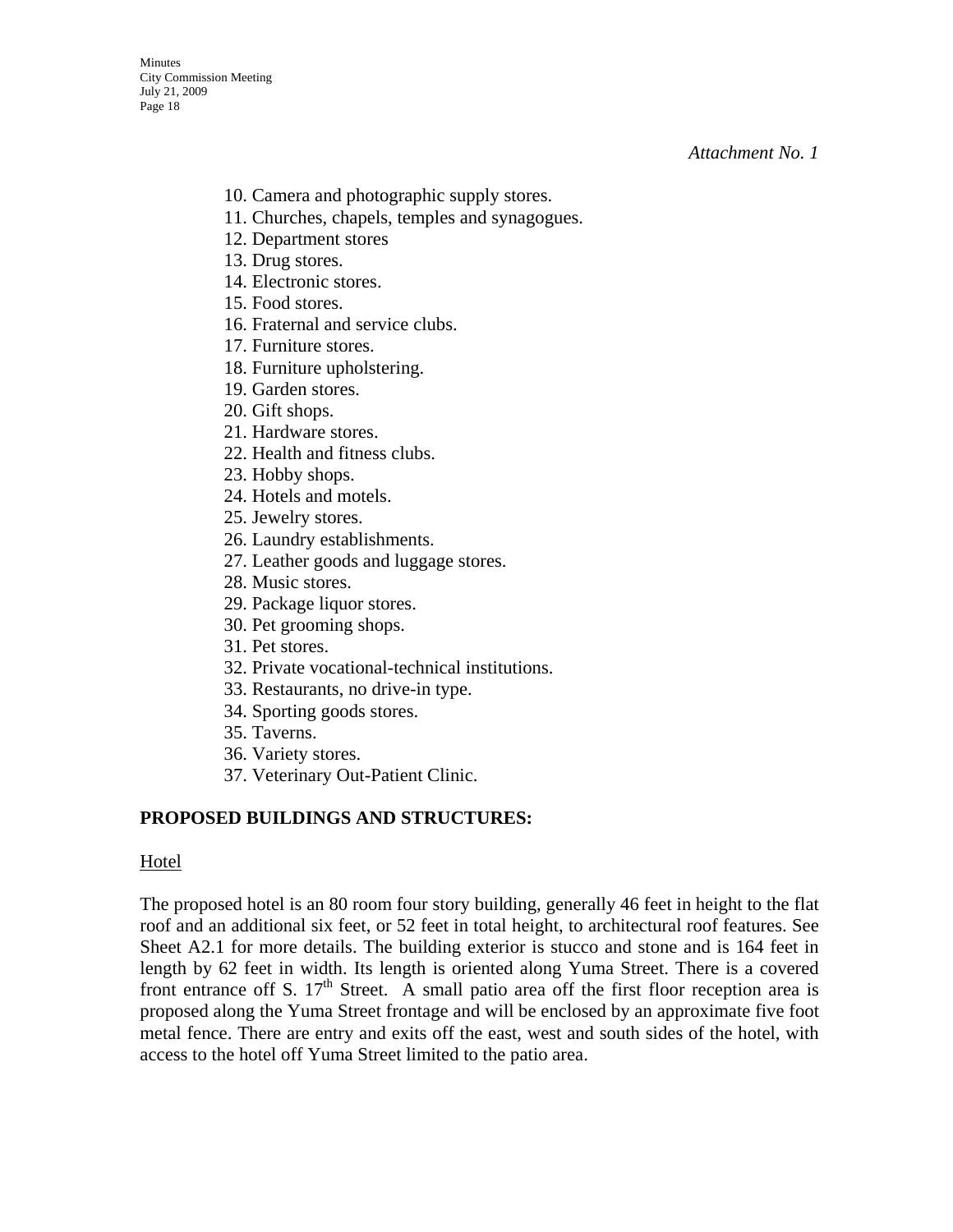*Attachment No. 1*

10. Camera and photographic supply stores.
11. Churches, chapels, temples and synagogues.
12. Department stores
13. Drug stores.
14. Electronic stores.
15. Food stores.
16. Fraternal and service clubs.
17. Furniture stores.
18. Furniture upholstering.
19. Garden stores.
20. Gift shops.
21. Hardware stores.
22. Health and fitness clubs.
23. Hobby shops.
24. Hotels and motels.
25. Jewelry stores.
26. Laundry establishments.
27. Leather goods and luggage stores.
28. Music stores.
29. Package liquor stores.
30. Pet grooming shops.
31. Pet stores.
32. Private vocational-technical institutions.
33. Restaurants, no drive-in type.
34. Sporting goods stores.
35. Taverns.
36. Variety stores.
37. Veterinary Out-Patient Clinic.

**PROPOSED BUILDINGS AND STRUCTURES:**

Hotel

The proposed hotel is an 80 room four story building, generally 46 feet in height to the flat roof and an additional six feet, or 52 feet in total height, to architectural roof features. See Sheet A2.1 for more details. The building exterior is stucco and stone and is 164 feet in length by 62 feet in width. Its length is oriented along Yuma Street. There is a covered front entrance off S. 17th Street. A small patio area off the first floor reception area is proposed along the Yuma Street frontage and will be enclosed by an approximate five foot metal fence. There are entry and exits off the east, west and south sides of the hotel, with access to the hotel off Yuma Street limited to the patio area.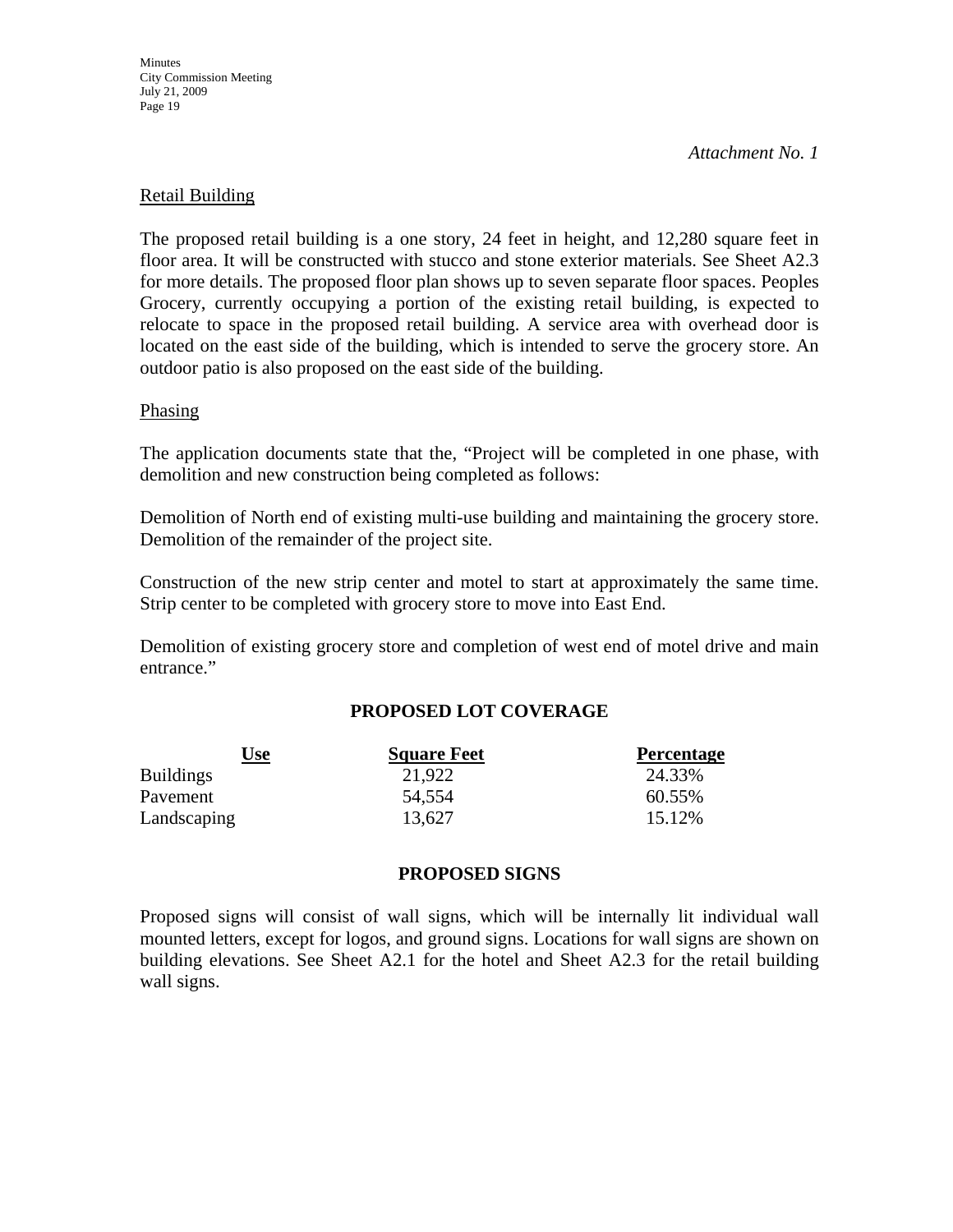*Attachment No. 1*

Retail Building

The proposed retail building is a one story, 24 feet in height, and 12,280 square feet in floor area. It will be constructed with stucco and stone exterior materials. See Sheet A2.3 for more details. The proposed floor plan shows up to seven separate floor spaces. Peoples Grocery, currently occupying a portion of the existing retail building, is expected to relocate to space in the proposed retail building. A service area with overhead door is located on the east side of the building, which is intended to serve the grocery store. An outdoor patio is also proposed on the east side of the building.

Phasing

The application documents state that the, "Project will be completed in one phase, with demolition and new construction being completed as follows:

Demolition of North end of existing multi-use building and maintaining the grocery store. Demolition of the remainder of the project site.

Construction of the new strip center and motel to start at approximately the same time. Strip center to be completed with grocery store to move into East End.

Demolition of existing grocery store and completion of west end of motel drive and main entrance."

**PROPOSED LOT COVERAGE**

| Use | Square Feet | Percentage |
|---|---|---|
| Buildings | 21,922 | 24.33% |
| Pavement | 54,554 | 60.55% |
| Landscaping | 13,627 | 15.12% |

**PROPOSED SIGNS**

Proposed signs will consist of wall signs, which will be internally lit individual wall mounted letters, except for logos, and ground signs. Locations for wall signs are shown on building elevations. See Sheet A2.1 for the hotel and Sheet A2.3 for the retail building wall signs.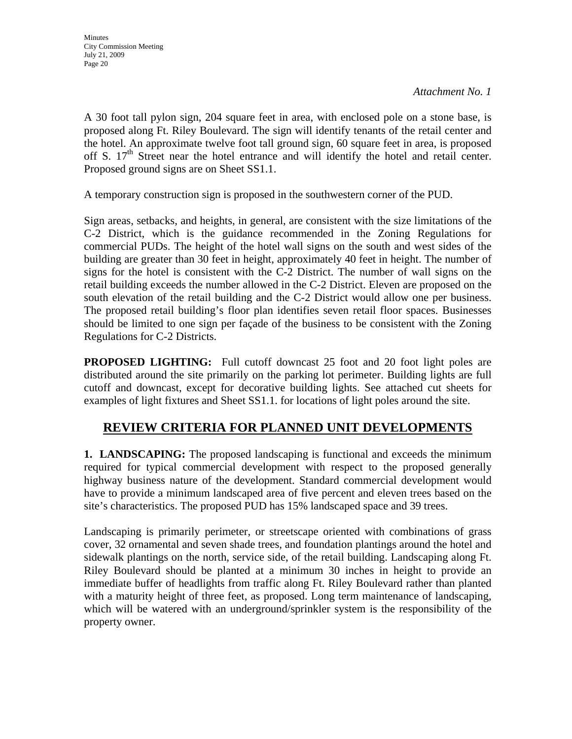*Attachment No. 1*

A 30 foot tall pylon sign, 204 square feet in area, with enclosed pole on a stone base, is proposed along Ft. Riley Boulevard. The sign will identify tenants of the retail center and the hotel. An approximate twelve foot tall ground sign, 60 square feet in area, is proposed off S. 17th Street near the hotel entrance and will identify the hotel and retail center. Proposed ground signs are on Sheet SS1.1.

A temporary construction sign is proposed in the southwestern corner of the PUD.

Sign areas, setbacks, and heights, in general, are consistent with the size limitations of the C-2 District, which is the guidance recommended in the Zoning Regulations for commercial PUDs. The height of the hotel wall signs on the south and west sides of the building are greater than 30 feet in height, approximately 40 feet in height. The number of signs for the hotel is consistent with the C-2 District. The number of wall signs on the retail building exceeds the number allowed in the C-2 District. Eleven are proposed on the south elevation of the retail building and the C-2 District would allow one per business. The proposed retail building's floor plan identifies seven retail floor spaces. Businesses should be limited to one sign per façade of the business to be consistent with the Zoning Regulations for C-2 Districts.

**PROPOSED LIGHTING:** Full cutoff downcast 25 foot and 20 foot light poles are distributed around the site primarily on the parking lot perimeter. Building lights are full cutoff and downcast, except for decorative building lights. See attached cut sheets for examples of light fixtures and Sheet SS1.1. for locations of light poles around the site.

## REVIEW CRITERIA FOR PLANNED UNIT DEVELOPMENTS

**1. LANDSCAPING:** The proposed landscaping is functional and exceeds the minimum required for typical commercial development with respect to the proposed generally highway business nature of the development. Standard commercial development would have to provide a minimum landscaped area of five percent and eleven trees based on the site's characteristics. The proposed PUD has 15% landscaped space and 39 trees.

Landscaping is primarily perimeter, or streetscape oriented with combinations of grass cover, 32 ornamental and seven shade trees, and foundation plantings around the hotel and sidewalk plantings on the north, service side, of the retail building. Landscaping along Ft. Riley Boulevard should be planted at a minimum 30 inches in height to provide an immediate buffer of headlights from traffic along Ft. Riley Boulevard rather than planted with a maturity height of three feet, as proposed. Long term maintenance of landscaping, which will be watered with an underground/sprinkler system is the responsibility of the property owner.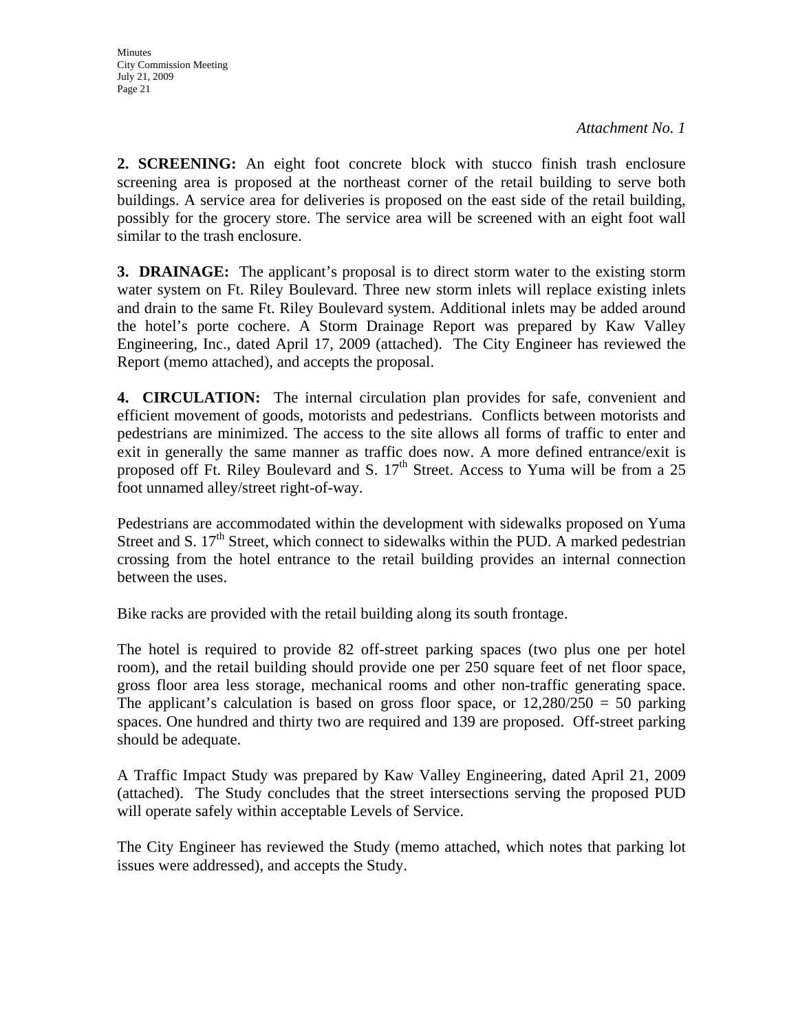*Attachment No. 1*

**2. SCREENING:** An eight foot concrete block with stucco finish trash enclosure screening area is proposed at the northeast corner of the retail building to serve both buildings. A service area for deliveries is proposed on the east side of the retail building, possibly for the grocery store. The service area will be screened with an eight foot wall similar to the trash enclosure.

**3. DRAINAGE:** The applicant's proposal is to direct storm water to the existing storm water system on Ft. Riley Boulevard. Three new storm inlets will replace existing inlets and drain to the same Ft. Riley Boulevard system. Additional inlets may be added around the hotel's porte cochere. A Storm Drainage Report was prepared by Kaw Valley Engineering, Inc., dated April 17, 2009 (attached). The City Engineer has reviewed the Report (memo attached), and accepts the proposal.

**4. CIRCULATION:** The internal circulation plan provides for safe, convenient and efficient movement of goods, motorists and pedestrians. Conflicts between motorists and pedestrians are minimized. The access to the site allows all forms of traffic to enter and exit in generally the same manner as traffic does now. A more defined entrance/exit is proposed off Ft. Riley Boulevard and S. 17th Street. Access to Yuma will be from a 25 foot unnamed alley/street right-of-way.

Pedestrians are accommodated within the development with sidewalks proposed on Yuma Street and S. 17th Street, which connect to sidewalks within the PUD. A marked pedestrian crossing from the hotel entrance to the retail building provides an internal connection between the uses.

Bike racks are provided with the retail building along its south frontage.

The hotel is required to provide 82 off-street parking spaces (two plus one per hotel room), and the retail building should provide one per 250 square feet of net floor space, gross floor area less storage, mechanical rooms and other non-traffic generating space. The applicant's calculation is based on gross floor space, or 12,280/250 = 50 parking spaces. One hundred and thirty two are required and 139 are proposed. Off-street parking should be adequate.

A Traffic Impact Study was prepared by Kaw Valley Engineering, dated April 21, 2009 (attached). The Study concludes that the street intersections serving the proposed PUD will operate safely within acceptable Levels of Service.

The City Engineer has reviewed the Study (memo attached, which notes that parking lot issues were addressed), and accepts the Study.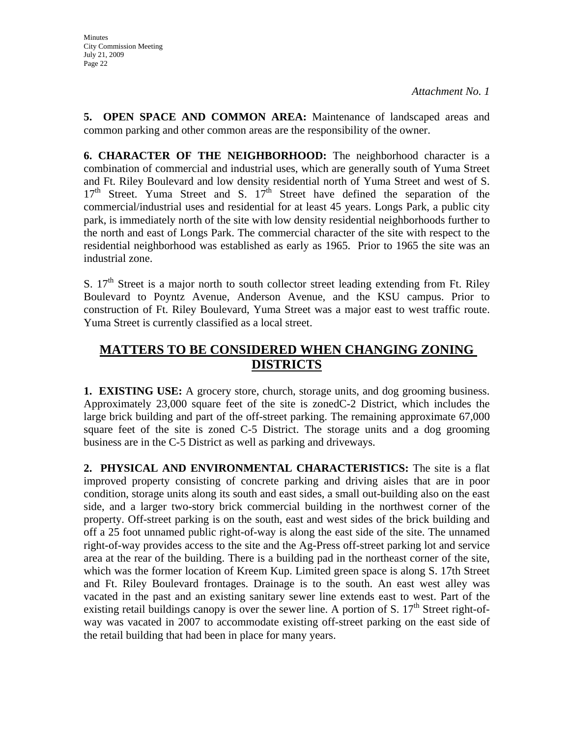*Attachment No. 1*

**5. OPEN SPACE AND COMMON AREA:** Maintenance of landscaped areas and common parking and other common areas are the responsibility of the owner.

**6. CHARACTER OF THE NEIGHBORHOOD:** The neighborhood character is a combination of commercial and industrial uses, which are generally south of Yuma Street and Ft. Riley Boulevard and low density residential north of Yuma Street and west of S. 17th Street. Yuma Street and S. 17th Street have defined the separation of the commercial/industrial uses and residential for at least 45 years. Longs Park, a public city park, is immediately north of the site with low density residential neighborhoods further to the north and east of Longs Park. The commercial character of the site with respect to the residential neighborhood was established as early as 1965. Prior to 1965 the site was an industrial zone.

S. 17th Street is a major north to south collector street leading extending from Ft. Riley Boulevard to Poyntz Avenue, Anderson Avenue, and the KSU campus. Prior to construction of Ft. Riley Boulevard, Yuma Street was a major east to west traffic route. Yuma Street is currently classified as a local street.

## MATTERS TO BE CONSIDERED WHEN CHANGING ZONING DISTRICTS

**1. EXISTING USE:** A grocery store, church, storage units, and dog grooming business. Approximately 23,000 square feet of the site is zonedC-2 District, which includes the large brick building and part of the off-street parking. The remaining approximate 67,000 square feet of the site is zoned C-5 District. The storage units and a dog grooming business are in the C-5 District as well as parking and driveways.

**2. PHYSICAL AND ENVIRONMENTAL CHARACTERISTICS:** The site is a flat improved property consisting of concrete parking and driving aisles that are in poor condition, storage units along its south and east sides, a small out-building also on the east side, and a larger two-story brick commercial building in the northwest corner of the property. Off-street parking is on the south, east and west sides of the brick building and off a 25 foot unnamed public right-of-way is along the east side of the site. The unnamed right-of-way provides access to the site and the Ag-Press off-street parking lot and service area at the rear of the building. There is a building pad in the northeast corner of the site, which was the former location of Kreem Kup. Limited green space is along S. 17th Street and Ft. Riley Boulevard frontages. Drainage is to the south. An east west alley was vacated in the past and an existing sanitary sewer line extends east to west. Part of the existing retail buildings canopy is over the sewer line. A portion of S. 17th Street right-of-way was vacated in 2007 to accommodate existing off-street parking on the east side of the retail building that had been in place for many years.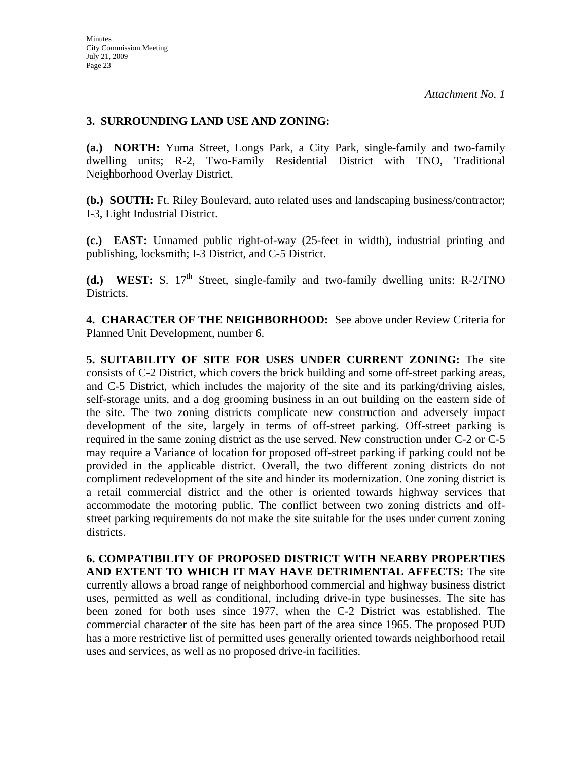*Attachment No. 1*

**3. SURROUNDING LAND USE AND ZONING:**

**(a.) NORTH:** Yuma Street, Longs Park, a City Park, single-family and two-family dwelling units; R-2, Two-Family Residential District with TNO, Traditional Neighborhood Overlay District.

**(b.) SOUTH:** Ft. Riley Boulevard, auto related uses and landscaping business/contractor; I-3, Light Industrial District.

**(c.) EAST:** Unnamed public right-of-way (25-feet in width), industrial printing and publishing, locksmith; I-3 District, and C-5 District.

**(d.) WEST:** S. 17th Street, single-family and two-family dwelling units: R-2/TNO Districts.

**4. CHARACTER OF THE NEIGHBORHOOD:** See above under Review Criteria for Planned Unit Development, number 6.

**5. SUITABILITY OF SITE FOR USES UNDER CURRENT ZONING:** The site consists of C-2 District, which covers the brick building and some off-street parking areas, and C-5 District, which includes the majority of the site and its parking/driving aisles, self-storage units, and a dog grooming business in an out building on the eastern side of the site. The two zoning districts complicate new construction and adversely impact development of the site, largely in terms of off-street parking. Off-street parking is required in the same zoning district as the use served. New construction under C-2 or C-5 may require a Variance of location for proposed off-street parking if parking could not be provided in the applicable district. Overall, the two different zoning districts do not compliment redevelopment of the site and hinder its modernization. One zoning district is a retail commercial district and the other is oriented towards highway services that accommodate the motoring public. The conflict between two zoning districts and off-street parking requirements do not make the site suitable for the uses under current zoning districts.

**6. COMPATIBILITY OF PROPOSED DISTRICT WITH NEARBY PROPERTIES AND EXTENT TO WHICH IT MAY HAVE DETRIMENTAL AFFECTS:** The site currently allows a broad range of neighborhood commercial and highway business district uses, permitted as well as conditional, including drive-in type businesses. The site has been zoned for both uses since 1977, when the C-2 District was established. The commercial character of the site has been part of the area since 1965. The proposed PUD has a more restrictive list of permitted uses generally oriented towards neighborhood retail uses and services, as well as no proposed drive-in facilities.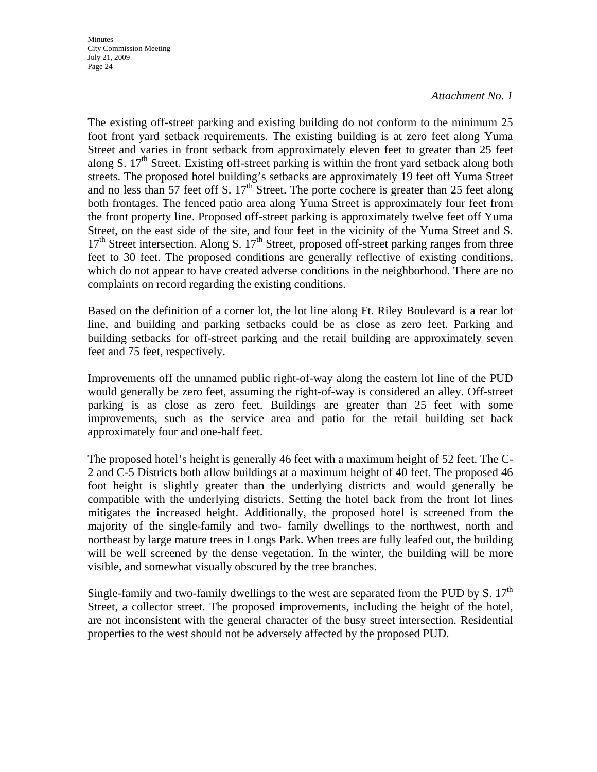*Attachment No. 1*

The existing off-street parking and existing building do not conform to the minimum 25 foot front yard setback requirements. The existing building is at zero feet along Yuma Street and varies in front setback from approximately eleven feet to greater than 25 feet along S. 17th Street. Existing off-street parking is within the front yard setback along both streets. The proposed hotel building's setbacks are approximately 19 feet off Yuma Street and no less than 57 feet off S. 17th Street. The porte cochere is greater than 25 feet along both frontages. The fenced patio area along Yuma Street is approximately four feet from the front property line. Proposed off-street parking is approximately twelve feet off Yuma Street, on the east side of the site, and four feet in the vicinity of the Yuma Street and S. 17th Street intersection. Along S. 17th Street, proposed off-street parking ranges from three feet to 30 feet. The proposed conditions are generally reflective of existing conditions, which do not appear to have created adverse conditions in the neighborhood. There are no complaints on record regarding the existing conditions.

Based on the definition of a corner lot, the lot line along Ft. Riley Boulevard is a rear lot line, and building and parking setbacks could be as close as zero feet. Parking and building setbacks for off-street parking and the retail building are approximately seven feet and 75 feet, respectively.

Improvements off the unnamed public right-of-way along the eastern lot line of the PUD would generally be zero feet, assuming the right-of-way is considered an alley. Off-street parking is as close as zero feet. Buildings are greater than 25 feet with some improvements, such as the service area and patio for the retail building set back approximately four and one-half feet.

The proposed hotel's height is generally 46 feet with a maximum height of 52 feet. The C-2 and C-5 Districts both allow buildings at a maximum height of 40 feet. The proposed 46 foot height is slightly greater than the underlying districts and would generally be compatible with the underlying districts. Setting the hotel back from the front lot lines mitigates the increased height. Additionally, the proposed hotel is screened from the majority of the single-family and two- family dwellings to the northwest, north and northeast by large mature trees in Longs Park. When trees are fully leafed out, the building will be well screened by the dense vegetation. In the winter, the building will be more visible, and somewhat visually obscured by the tree branches.

Single-family and two-family dwellings to the west are separated from the PUD by S. 17th Street, a collector street. The proposed improvements, including the height of the hotel, are not inconsistent with the general character of the busy street intersection. Residential properties to the west should not be adversely affected by the proposed PUD.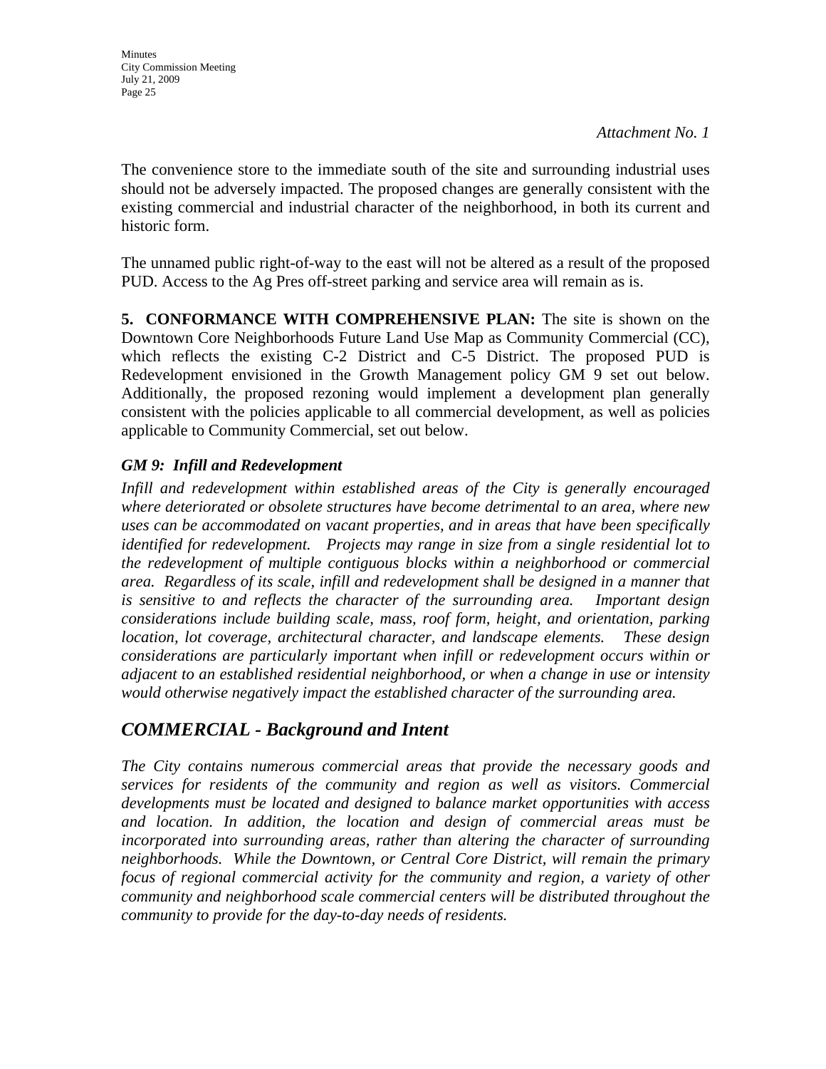*Attachment No. 1*

The convenience store to the immediate south of the site and surrounding industrial uses should not be adversely impacted. The proposed changes are generally consistent with the existing commercial and industrial character of the neighborhood, in both its current and historic form.

The unnamed public right-of-way to the east will not be altered as a result of the proposed PUD. Access to the Ag Pres off-street parking and service area will remain as is.

**5. CONFORMANCE WITH COMPREHENSIVE PLAN:** The site is shown on the Downtown Core Neighborhoods Future Land Use Map as Community Commercial (CC), which reflects the existing C-2 District and C-5 District. The proposed PUD is Redevelopment envisioned in the Growth Management policy GM 9 set out below. Additionally, the proposed rezoning would implement a development plan generally consistent with the policies applicable to all commercial development, as well as policies applicable to Community Commercial, set out below.

***GM 9: Infill and Redevelopment***

*Infill and redevelopment within established areas of the City is generally encouraged where deteriorated or obsolete structures have become detrimental to an area, where new uses can be accommodated on vacant properties, and in areas that have been specifically identified for redevelopment. Projects may range in size from a single residential lot to the redevelopment of multiple contiguous blocks within a neighborhood or commercial area. Regardless of its scale, infill and redevelopment shall be designed in a manner that is sensitive to and reflects the character of the surrounding area. Important design considerations include building scale, mass, roof form, height, and orientation, parking location, lot coverage, architectural character, and landscape elements. These design considerations are particularly important when infill or redevelopment occurs within or adjacent to an established residential neighborhood, or when a change in use or intensity would otherwise negatively impact the established character of the surrounding area.*

## *COMMERCIAL - Background and Intent*

*The City contains numerous commercial areas that provide the necessary goods and services for residents of the community and region as well as visitors. Commercial developments must be located and designed to balance market opportunities with access and location. In addition, the location and design of commercial areas must be incorporated into surrounding areas, rather than altering the character of surrounding neighborhoods. While the Downtown, or Central Core District, will remain the primary focus of regional commercial activity for the community and region, a variety of other community and neighborhood scale commercial centers will be distributed throughout the community to provide for the day-to-day needs of residents.*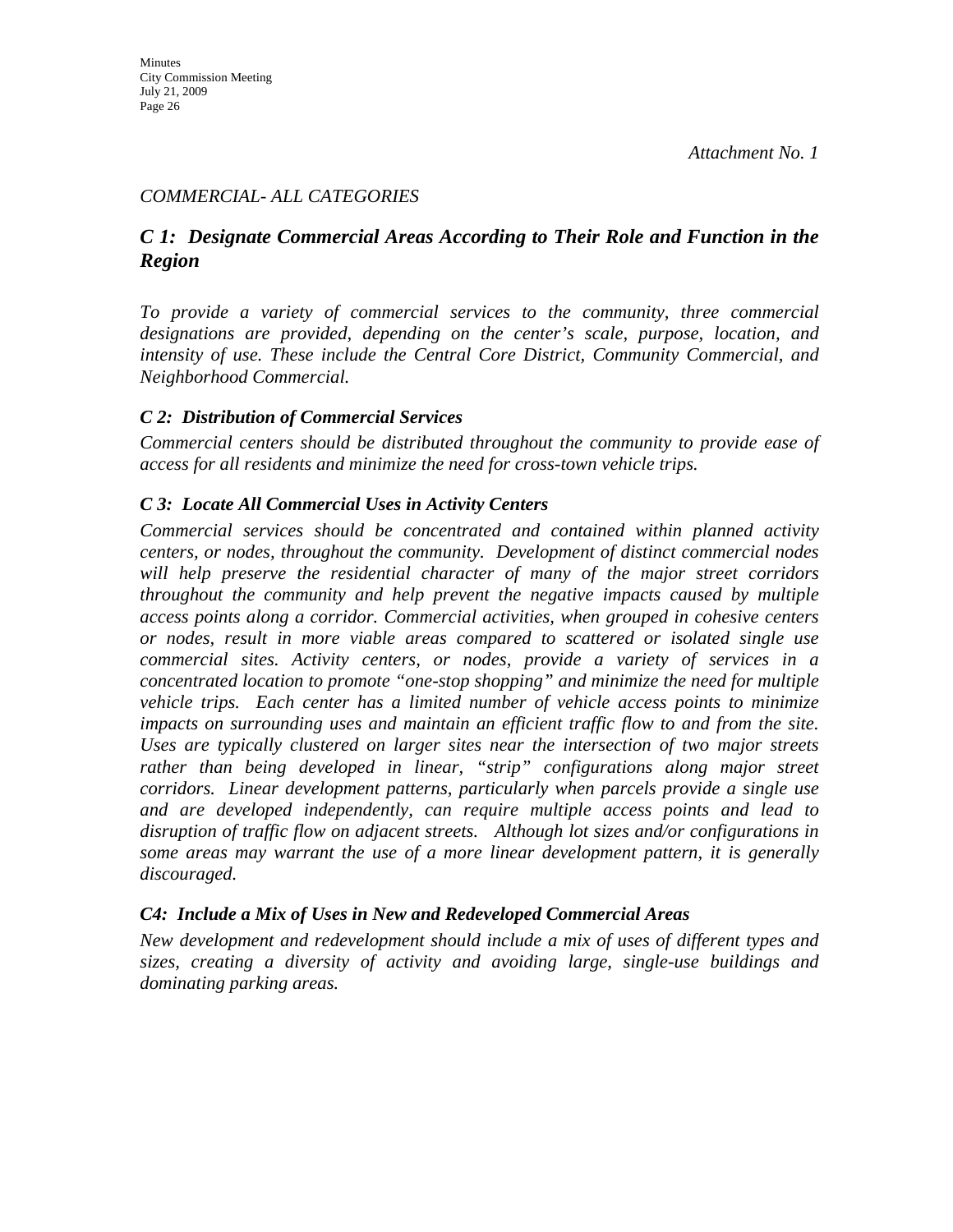*Attachment No. 1*

*COMMERCIAL- ALL CATEGORIES*

## *C 1: Designate Commercial Areas According to Their Role and Function in the Region*

*To provide a variety of commercial services to the community, three commercial designations are provided, depending on the center's scale, purpose, location, and intensity of use. These include the Central Core District, Community Commercial, and Neighborhood Commercial.*

### *C 2: Distribution of Commercial Services*

*Commercial centers should be distributed throughout the community to provide ease of access for all residents and minimize the need for cross-town vehicle trips.*

### *C 3: Locate All Commercial Uses in Activity Centers*

*Commercial services should be concentrated and contained within planned activity centers, or nodes, throughout the community. Development of distinct commercial nodes will help preserve the residential character of many of the major street corridors throughout the community and help prevent the negative impacts caused by multiple access points along a corridor. Commercial activities, when grouped in cohesive centers or nodes, result in more viable areas compared to scattered or isolated single use commercial sites. Activity centers, or nodes, provide a variety of services in a concentrated location to promote "one-stop shopping" and minimize the need for multiple vehicle trips. Each center has a limited number of vehicle access points to minimize impacts on surrounding uses and maintain an efficient traffic flow to and from the site. Uses are typically clustered on larger sites near the intersection of two major streets rather than being developed in linear, "strip" configurations along major street corridors. Linear development patterns, particularly when parcels provide a single use and are developed independently, can require multiple access points and lead to disruption of traffic flow on adjacent streets. Although lot sizes and/or configurations in some areas may warrant the use of a more linear development pattern, it is generally discouraged.*

### *C4: Include a Mix of Uses in New and Redeveloped Commercial Areas*

*New development and redevelopment should include a mix of uses of different types and sizes, creating a diversity of activity and avoiding large, single-use buildings and dominating parking areas.*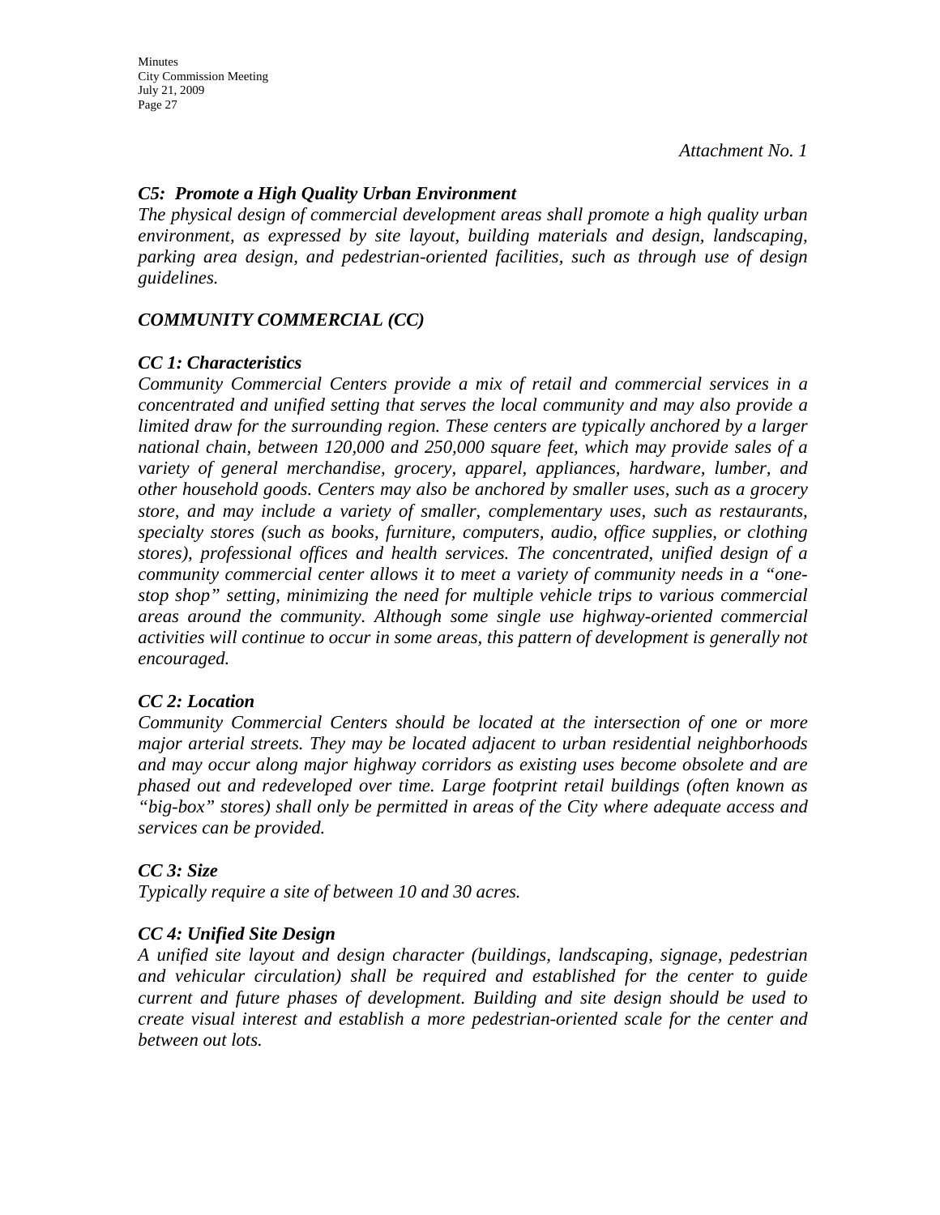*Attachment No. 1*

***C5: Promote a High Quality Urban Environment***

*The physical design of commercial development areas shall promote a high quality urban environment, as expressed by site layout, building materials and design, landscaping, parking area design, and pedestrian-oriented facilities, such as through use of design guidelines.*

***COMMUNITY COMMERCIAL (CC)***

***CC 1: Characteristics***

*Community Commercial Centers provide a mix of retail and commercial services in a concentrated and unified setting that serves the local community and may also provide a limited draw for the surrounding region. These centers are typically anchored by a larger national chain, between 120,000 and 250,000 square feet, which may provide sales of a variety of general merchandise, grocery, apparel, appliances, hardware, lumber, and other household goods. Centers may also be anchored by smaller uses, such as a grocery store, and may include a variety of smaller, complementary uses, such as restaurants, specialty stores (such as books, furniture, computers, audio, office supplies, or clothing stores), professional offices and health services. The concentrated, unified design of a community commercial center allows it to meet a variety of community needs in a "one-stop shop" setting, minimizing the need for multiple vehicle trips to various commercial areas around the community. Although some single use highway-oriented commercial activities will continue to occur in some areas, this pattern of development is generally not encouraged.*

***CC 2: Location***

*Community Commercial Centers should be located at the intersection of one or more major arterial streets. They may be located adjacent to urban residential neighborhoods and may occur along major highway corridors as existing uses become obsolete and are phased out and redeveloped over time. Large footprint retail buildings (often known as "big-box" stores) shall only be permitted in areas of the City where adequate access and services can be provided.*

***CC 3: Size***

*Typically require a site of between 10 and 30 acres.*

***CC 4: Unified Site Design***

*A unified site layout and design character (buildings, landscaping, signage, pedestrian and vehicular circulation) shall be required and established for the center to guide current and future phases of development. Building and site design should be used to create visual interest and establish a more pedestrian-oriented scale for the center and between out lots.*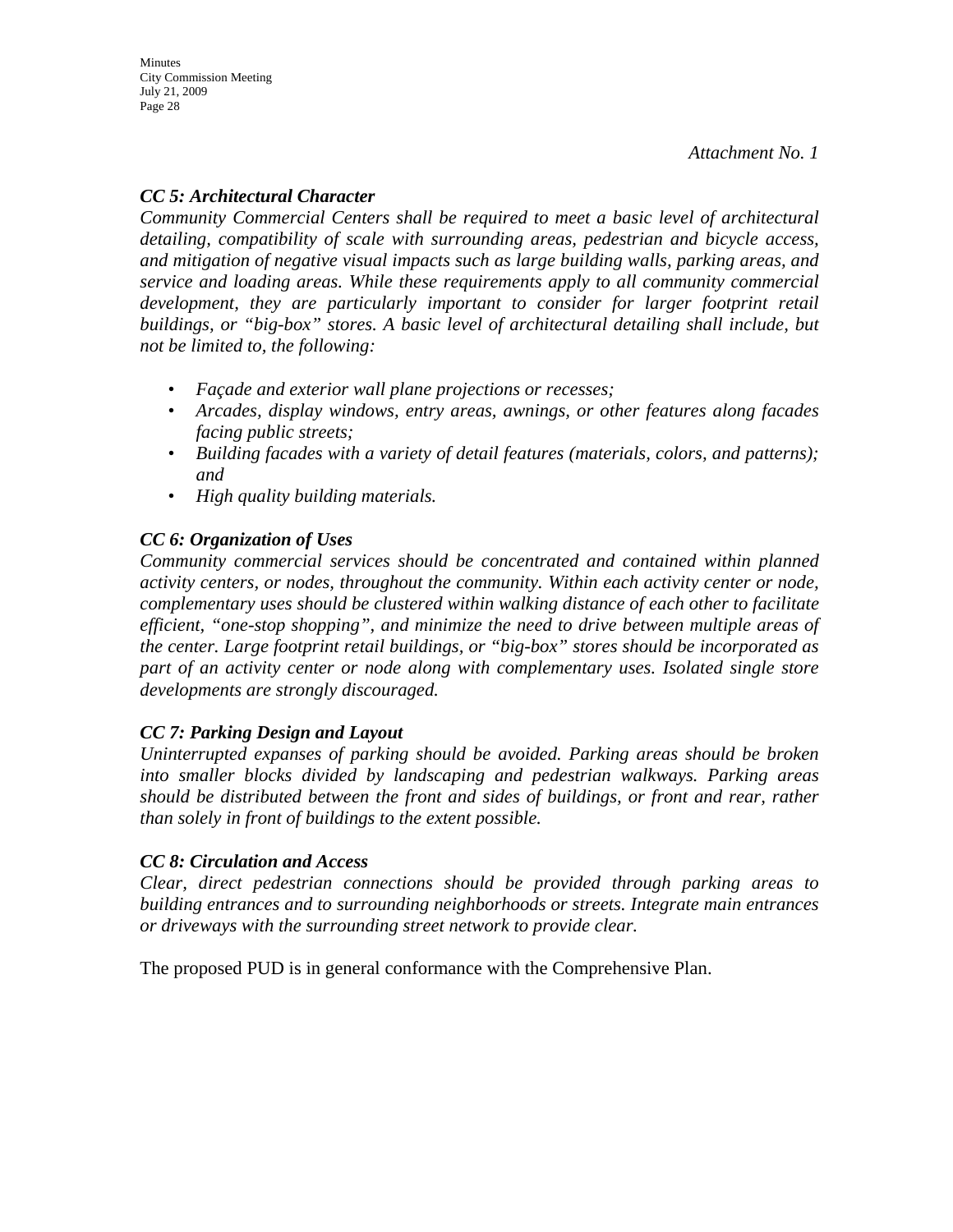*Attachment No. 1*

***CC 5: Architectural Character***

*Community Commercial Centers shall be required to meet a basic level of architectural detailing, compatibility of scale with surrounding areas, pedestrian and bicycle access, and mitigation of negative visual impacts such as large building walls, parking areas, and service and loading areas. While these requirements apply to all community commercial development, they are particularly important to consider for larger footprint retail buildings, or "big-box" stores. A basic level of architectural detailing shall include, but not be limited to, the following:*

- *Façade and exterior wall plane projections or recesses;*
- *Arcades, display windows, entry areas, awnings, or other features along facades facing public streets;*
- *Building facades with a variety of detail features (materials, colors, and patterns); and*
- *High quality building materials.*

***CC 6: Organization of Uses***

*Community commercial services should be concentrated and contained within planned activity centers, or nodes, throughout the community. Within each activity center or node, complementary uses should be clustered within walking distance of each other to facilitate efficient, "one-stop shopping", and minimize the need to drive between multiple areas of the center. Large footprint retail buildings, or "big-box" stores should be incorporated as part of an activity center or node along with complementary uses. Isolated single store developments are strongly discouraged.*

***CC 7: Parking Design and Layout***

*Uninterrupted expanses of parking should be avoided. Parking areas should be broken into smaller blocks divided by landscaping and pedestrian walkways. Parking areas should be distributed between the front and sides of buildings, or front and rear, rather than solely in front of buildings to the extent possible.*

***CC 8: Circulation and Access***

*Clear, direct pedestrian connections should be provided through parking areas to building entrances and to surrounding neighborhoods or streets. Integrate main entrances or driveways with the surrounding street network to provide clear.*

The proposed PUD is in general conformance with the Comprehensive Plan.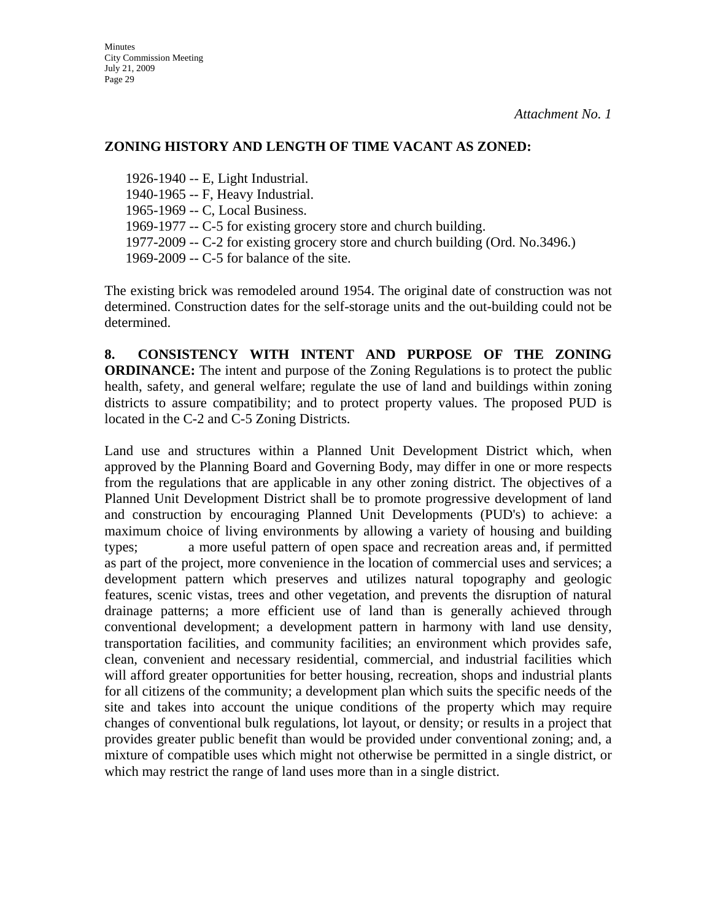*Attachment No. 1*

**ZONING HISTORY AND LENGTH OF TIME VACANT AS ZONED:**

1926-1940 -- E, Light Industrial.
1940-1965 -- F, Heavy Industrial.
1965-1969 -- C, Local Business.
1969-1977 -- C-5 for existing grocery store and church building.
1977-2009 -- C-2 for existing grocery store and church building (Ord. No.3496.)
1969-2009 -- C-5 for balance of the site.

The existing brick was remodeled around 1954. The original date of construction was not determined. Construction dates for the self-storage units and the out-building could not be determined.

**8. CONSISTENCY WITH INTENT AND PURPOSE OF THE ZONING ORDINANCE:** The intent and purpose of the Zoning Regulations is to protect the public health, safety, and general welfare; regulate the use of land and buildings within zoning districts to assure compatibility; and to protect property values. The proposed PUD is located in the C-2 and C-5 Zoning Districts.

Land use and structures within a Planned Unit Development District which, when approved by the Planning Board and Governing Body, may differ in one or more respects from the regulations that are applicable in any other zoning district. The objectives of a Planned Unit Development District shall be to promote progressive development of land and construction by encouraging Planned Unit Developments (PUD's) to achieve: a maximum choice of living environments by allowing a variety of housing and building types; a more useful pattern of open space and recreation areas and, if permitted as part of the project, more convenience in the location of commercial uses and services; a development pattern which preserves and utilizes natural topography and geologic features, scenic vistas, trees and other vegetation, and prevents the disruption of natural drainage patterns; a more efficient use of land than is generally achieved through conventional development; a development pattern in harmony with land use density, transportation facilities, and community facilities; an environment which provides safe, clean, convenient and necessary residential, commercial, and industrial facilities which will afford greater opportunities for better housing, recreation, shops and industrial plants for all citizens of the community; a development plan which suits the specific needs of the site and takes into account the unique conditions of the property which may require changes of conventional bulk regulations, lot layout, or density; or results in a project that provides greater public benefit than would be provided under conventional zoning; and, a mixture of compatible uses which might not otherwise be permitted in a single district, or which may restrict the range of land uses more than in a single district.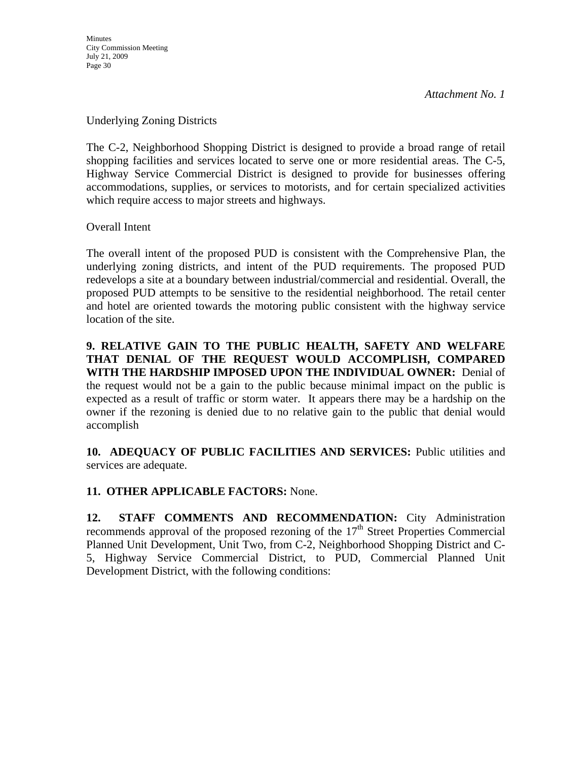*Attachment No. 1*

Underlying Zoning Districts

The C-2, Neighborhood Shopping District is designed to provide a broad range of retail shopping facilities and services located to serve one or more residential areas. The C-5, Highway Service Commercial District is designed to provide for businesses offering accommodations, supplies, or services to motorists, and for certain specialized activities which require access to major streets and highways.

Overall Intent

The overall intent of the proposed PUD is consistent with the Comprehensive Plan, the underlying zoning districts, and intent of the PUD requirements. The proposed PUD redevelops a site at a boundary between industrial/commercial and residential. Overall, the proposed PUD attempts to be sensitive to the residential neighborhood. The retail center and hotel are oriented towards the motoring public consistent with the highway service location of the site.

**9. RELATIVE GAIN TO THE PUBLIC HEALTH, SAFETY AND WELFARE THAT DENIAL OF THE REQUEST WOULD ACCOMPLISH, COMPARED WITH THE HARDSHIP IMPOSED UPON THE INDIVIDUAL OWNER:** Denial of the request would not be a gain to the public because minimal impact on the public is expected as a result of traffic or storm water. It appears there may be a hardship on the owner if the rezoning is denied due to no relative gain to the public that denial would accomplish

**10. ADEQUACY OF PUBLIC FACILITIES AND SERVICES:** Public utilities and services are adequate.

**11. OTHER APPLICABLE FACTORS:** None.

**12. STAFF COMMENTS AND RECOMMENDATION:** City Administration recommends approval of the proposed rezoning of the 17th Street Properties Commercial Planned Unit Development, Unit Two, from C-2, Neighborhood Shopping District and C-5, Highway Service Commercial District, to PUD, Commercial Planned Unit Development District, with the following conditions: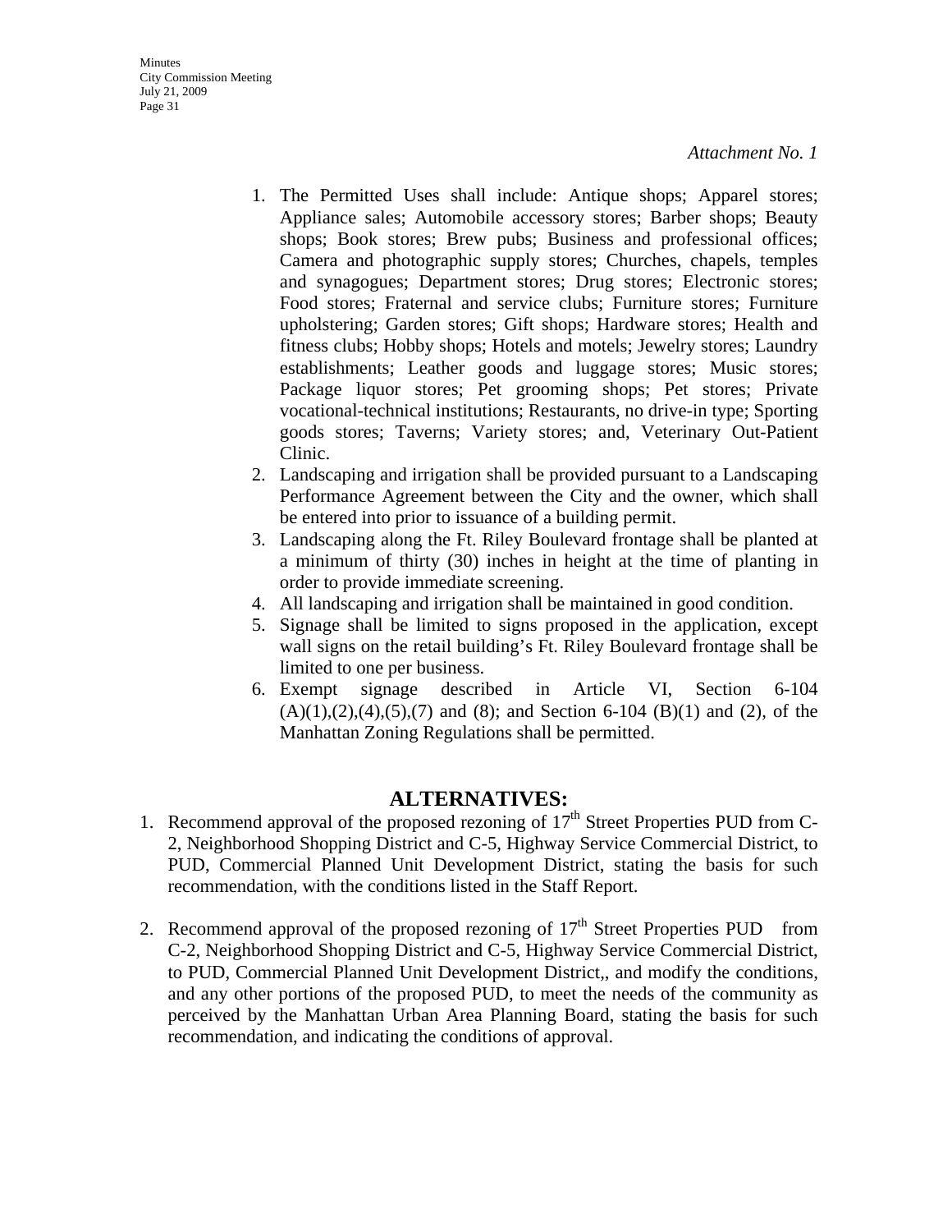*Attachment No. 1*

1. The Permitted Uses shall include: Antique shops; Apparel stores; Appliance sales; Automobile accessory stores; Barber shops; Beauty shops; Book stores; Brew pubs; Business and professional offices; Camera and photographic supply stores; Churches, chapels, temples and synagogues; Department stores; Drug stores; Electronic stores; Food stores; Fraternal and service clubs; Furniture stores; Furniture upholstering; Garden stores; Gift shops; Hardware stores; Health and fitness clubs; Hobby shops; Hotels and motels; Jewelry stores; Laundry establishments; Leather goods and luggage stores; Music stores; Package liquor stores; Pet grooming shops; Pet stores; Private vocational-technical institutions; Restaurants, no drive-in type; Sporting goods stores; Taverns; Variety stores; and, Veterinary Out-Patient Clinic.
2. Landscaping and irrigation shall be provided pursuant to a Landscaping Performance Agreement between the City and the owner, which shall be entered into prior to issuance of a building permit.
3. Landscaping along the Ft. Riley Boulevard frontage shall be planted at a minimum of thirty (30) inches in height at the time of planting in order to provide immediate screening.
4. All landscaping and irrigation shall be maintained in good condition.
5. Signage shall be limited to signs proposed in the application, except wall signs on the retail building's Ft. Riley Boulevard frontage shall be limited to one per business.
6. Exempt signage described in Article VI, Section 6-104 (A)(1),(2),(4),(5),(7) and (8); and Section 6-104 (B)(1) and (2), of the Manhattan Zoning Regulations shall be permitted.

## ALTERNATIVES:

1. Recommend approval of the proposed rezoning of 17th Street Properties PUD from C-2, Neighborhood Shopping District and C-5, Highway Service Commercial District, to PUD, Commercial Planned Unit Development District, stating the basis for such recommendation, with the conditions listed in the Staff Report.

2. Recommend approval of the proposed rezoning of 17th Street Properties PUD from C-2, Neighborhood Shopping District and C-5, Highway Service Commercial District, to PUD, Commercial Planned Unit Development District,, and modify the conditions, and any other portions of the proposed PUD, to meet the needs of the community as perceived by the Manhattan Urban Area Planning Board, stating the basis for such recommendation, and indicating the conditions of approval.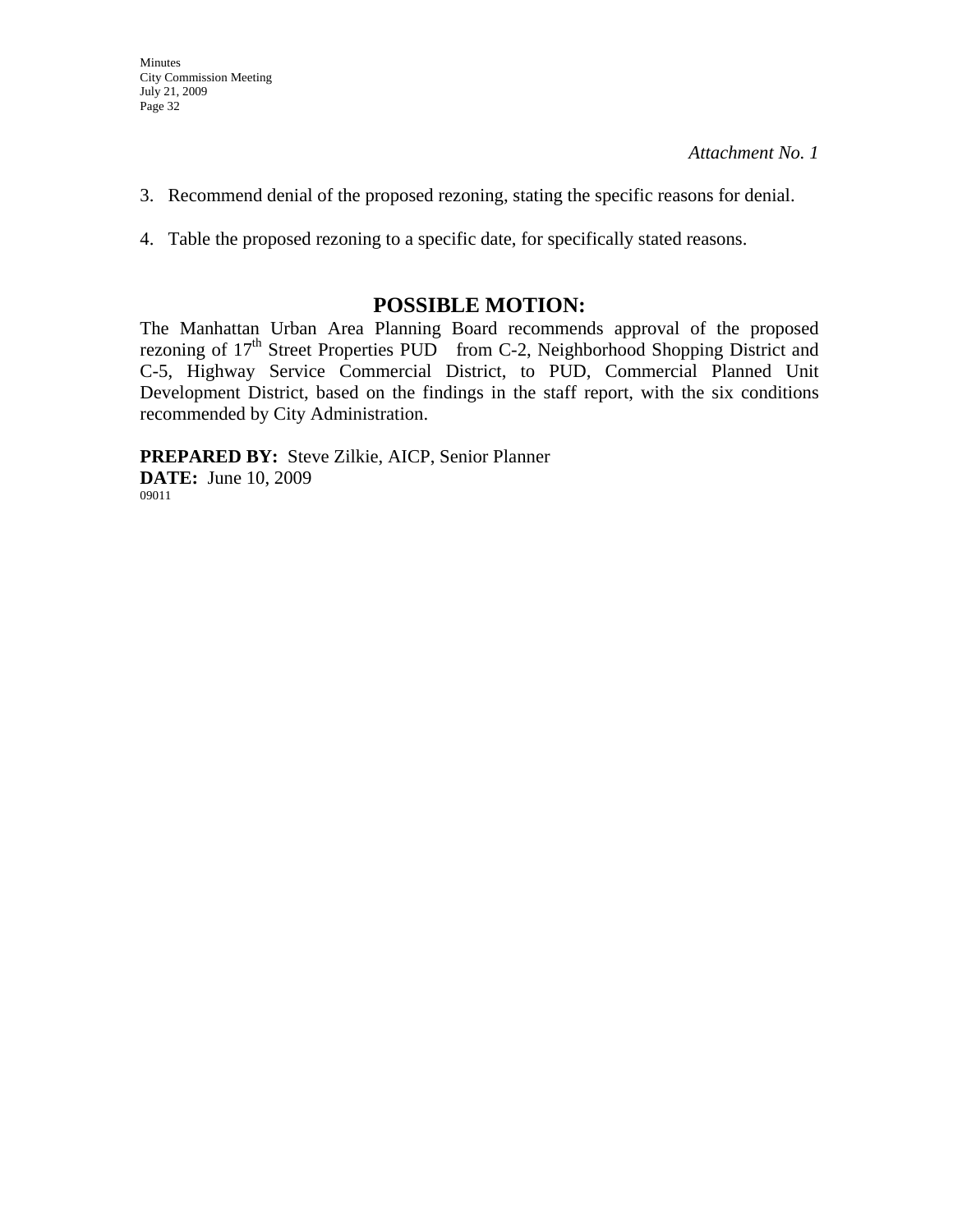*Attachment No. 1*

3. Recommend denial of the proposed rezoning, stating the specific reasons for denial.

4. Table the proposed rezoning to a specific date, for specifically stated reasons.

## POSSIBLE MOTION:

The Manhattan Urban Area Planning Board recommends approval of the proposed rezoning of 17th Street Properties PUD from C-2, Neighborhood Shopping District and C-5, Highway Service Commercial District, to PUD, Commercial Planned Unit Development District, based on the findings in the staff report, with the six conditions recommended by City Administration.

**PREPARED BY:** Steve Zilkie, AICP, Senior Planner
**DATE:** June 10, 2009
09011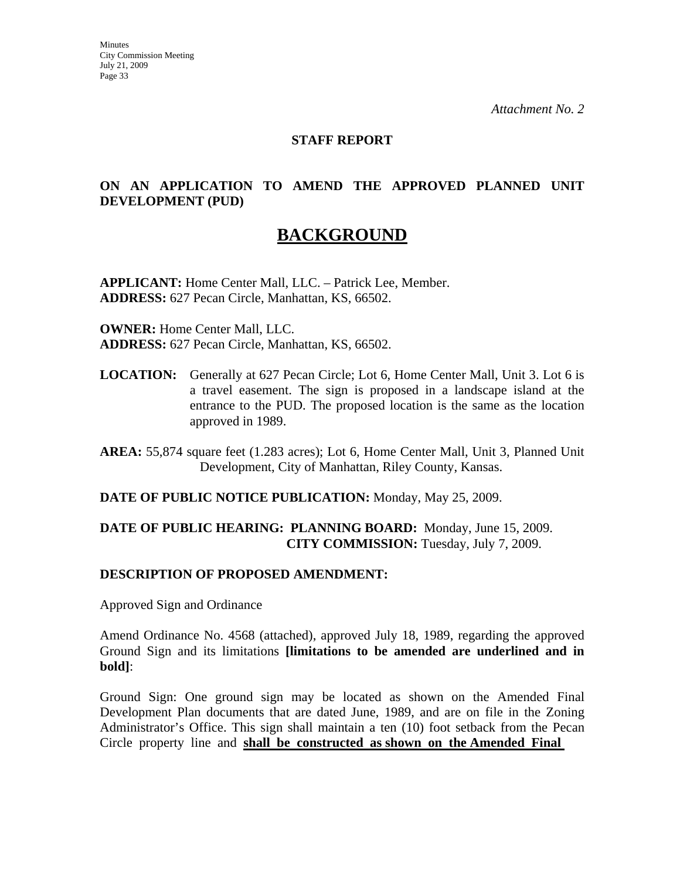*Attachment No. 2*

**STAFF REPORT**

**ON AN APPLICATION TO AMEND THE APPROVED PLANNED UNIT DEVELOPMENT (PUD)**

# BACKGROUND

**APPLICANT:** Home Center Mall, LLC. – Patrick Lee, Member.
**ADDRESS:** 627 Pecan Circle, Manhattan, KS, 66502.

**OWNER:** Home Center Mall, LLC.
**ADDRESS:** 627 Pecan Circle, Manhattan, KS, 66502.

**LOCATION:** Generally at 627 Pecan Circle; Lot 6, Home Center Mall, Unit 3. Lot 6 is a travel easement. The sign is proposed in a landscape island at the entrance to the PUD. The proposed location is the same as the location approved in 1989.

**AREA:** 55,874 square feet (1.283 acres); Lot 6, Home Center Mall, Unit 3, Planned Unit Development, City of Manhattan, Riley County, Kansas.

**DATE OF PUBLIC NOTICE PUBLICATION:** Monday, May 25, 2009.

**DATE OF PUBLIC HEARING: PLANNING BOARD:** Monday, June 15, 2009.
**CITY COMMISSION:** Tuesday, July 7, 2009.

**DESCRIPTION OF PROPOSED AMENDMENT:**

Approved Sign and Ordinance

Amend Ordinance No. 4568 (attached), approved July 18, 1989, regarding the approved Ground Sign and its limitations **[limitations to be amended are underlined and in bold]**:

Ground Sign: One ground sign may be located as shown on the Amended Final Development Plan documents that are dated June, 1989, and are on file in the Zoning Administrator's Office. This sign shall maintain a ten (10) foot setback from the Pecan Circle property line and <u>**shall be constructed as shown on the Amended Final**</u>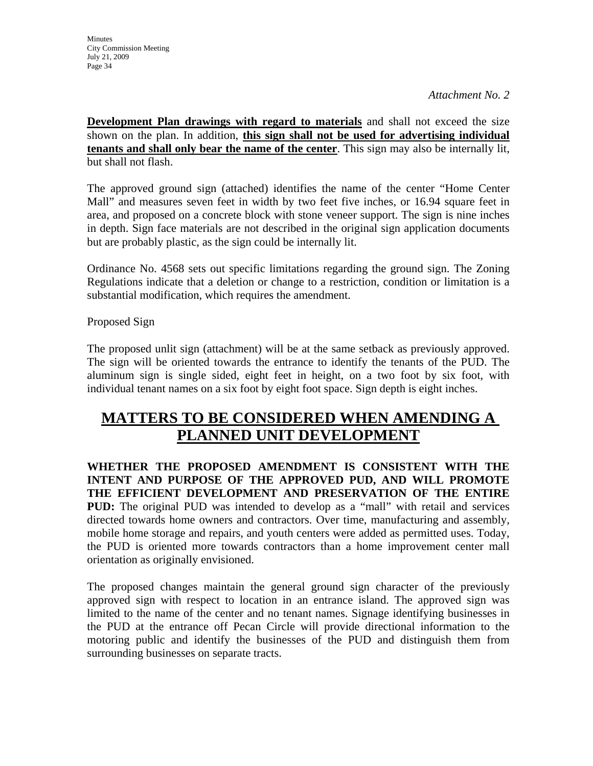*Attachment No. 2*

**<u>Development Plan drawings with regard to materials</u>** and shall not exceed the size shown on the plan. In addition, **<u>this sign shall not be used for advertising individual tenants and shall only bear the name of the center</u>**. This sign may also be internally lit, but shall not flash.

The approved ground sign (attached) identifies the name of the center "Home Center Mall" and measures seven feet in width by two feet five inches, or 16.94 square feet in area, and proposed on a concrete block with stone veneer support. The sign is nine inches in depth. Sign face materials are not described in the original sign application documents but are probably plastic, as the sign could be internally lit.

Ordinance No. 4568 sets out specific limitations regarding the ground sign. The Zoning Regulations indicate that a deletion or change to a restriction, condition or limitation is a substantial modification, which requires the amendment.

Proposed Sign

The proposed unlit sign (attachment) will be at the same setback as previously approved. The sign will be oriented towards the entrance to identify the tenants of the PUD. The aluminum sign is single sided, eight feet in height, on a two foot by six foot, with individual tenant names on a six foot by eight foot space. Sign depth is eight inches.

## <u>MATTERS TO BE CONSIDERED WHEN AMENDING A PLANNED UNIT DEVELOPMENT</u>

**WHETHER THE PROPOSED AMENDMENT IS CONSISTENT WITH THE INTENT AND PURPOSE OF THE APPROVED PUD, AND WILL PROMOTE THE EFFICIENT DEVELOPMENT AND PRESERVATION OF THE ENTIRE PUD:** The original PUD was intended to develop as a "mall" with retail and services directed towards home owners and contractors. Over time, manufacturing and assembly, mobile home storage and repairs, and youth centers were added as permitted uses. Today, the PUD is oriented more towards contractors than a home improvement center mall orientation as originally envisioned.

The proposed changes maintain the general ground sign character of the previously approved sign with respect to location in an entrance island. The approved sign was limited to the name of the center and no tenant names. Signage identifying businesses in the PUD at the entrance off Pecan Circle will provide directional information to the motoring public and identify the businesses of the PUD and distinguish them from surrounding businesses on separate tracts.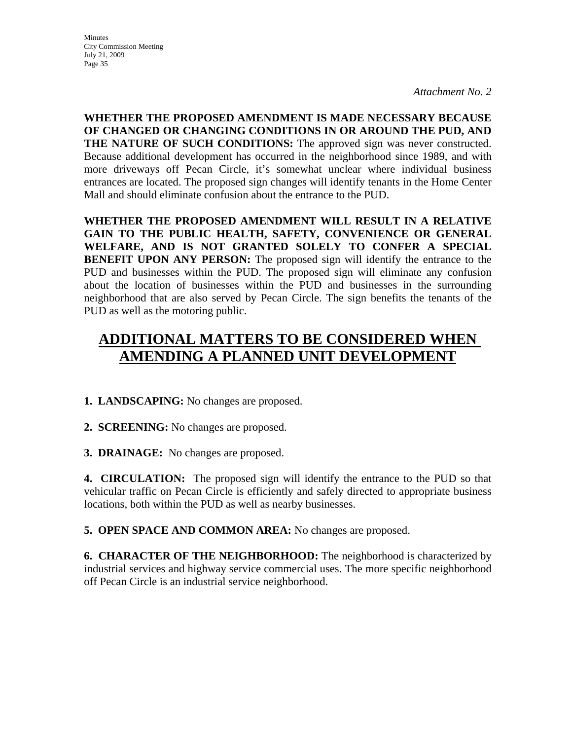*Attachment No. 2*

**WHETHER THE PROPOSED AMENDMENT IS MADE NECESSARY BECAUSE OF CHANGED OR CHANGING CONDITIONS IN OR AROUND THE PUD, AND THE NATURE OF SUCH CONDITIONS:** The approved sign was never constructed. Because additional development has occurred in the neighborhood since 1989, and with more driveways off Pecan Circle, it's somewhat unclear where individual business entrances are located. The proposed sign changes will identify tenants in the Home Center Mall and should eliminate confusion about the entrance to the PUD.

**WHETHER THE PROPOSED AMENDMENT WILL RESULT IN A RELATIVE GAIN TO THE PUBLIC HEALTH, SAFETY, CONVENIENCE OR GENERAL WELFARE, AND IS NOT GRANTED SOLELY TO CONFER A SPECIAL BENEFIT UPON ANY PERSON:** The proposed sign will identify the entrance to the PUD and businesses within the PUD. The proposed sign will eliminate any confusion about the location of businesses within the PUD and businesses in the surrounding neighborhood that are also served by Pecan Circle. The sign benefits the tenants of the PUD as well as the motoring public.

## ADDITIONAL MATTERS TO BE CONSIDERED WHEN AMENDING A PLANNED UNIT DEVELOPMENT

**1. LANDSCAPING:** No changes are proposed.

**2. SCREENING:** No changes are proposed.

**3. DRAINAGE:** No changes are proposed.

**4. CIRCULATION:** The proposed sign will identify the entrance to the PUD so that vehicular traffic on Pecan Circle is efficiently and safely directed to appropriate business locations, both within the PUD as well as nearby businesses.

**5. OPEN SPACE AND COMMON AREA:** No changes are proposed.

**6. CHARACTER OF THE NEIGHBORHOOD:** The neighborhood is characterized by industrial services and highway service commercial uses. The more specific neighborhood off Pecan Circle is an industrial service neighborhood.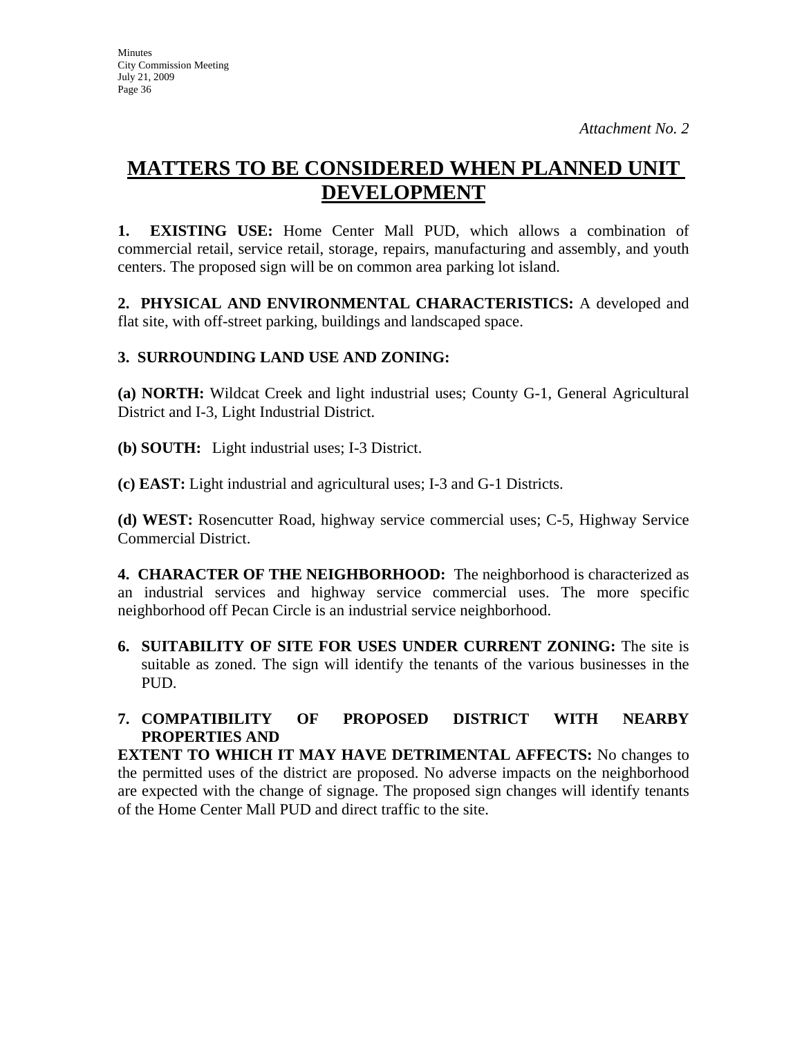*Attachment No. 2*

# MATTERS TO BE CONSIDERED WHEN PLANNED UNIT DEVELOPMENT

**1. EXISTING USE:** Home Center Mall PUD, which allows a combination of commercial retail, service retail, storage, repairs, manufacturing and assembly, and youth centers. The proposed sign will be on common area parking lot island.

**2. PHYSICAL AND ENVIRONMENTAL CHARACTERISTICS:** A developed and flat site, with off-street parking, buildings and landscaped space.

**3. SURROUNDING LAND USE AND ZONING:**

**(a) NORTH:** Wildcat Creek and light industrial uses; County G-1, General Agricultural District and I-3, Light Industrial District.

**(b) SOUTH:** Light industrial uses; I-3 District.

**(c) EAST:** Light industrial and agricultural uses; I-3 and G-1 Districts.

**(d) WEST:** Rosencutter Road, highway service commercial uses; C-5, Highway Service Commercial District.

**4. CHARACTER OF THE NEIGHBORHOOD:** The neighborhood is characterized as an industrial services and highway service commercial uses. The more specific neighborhood off Pecan Circle is an industrial service neighborhood.

**6. SUITABILITY OF SITE FOR USES UNDER CURRENT ZONING:** The site is suitable as zoned. The sign will identify the tenants of the various businesses in the PUD.

**7. COMPATIBILITY OF PROPOSED DISTRICT WITH NEARBY PROPERTIES AND EXTENT TO WHICH IT MAY HAVE DETRIMENTAL AFFECTS:** No changes to the permitted uses of the district are proposed. No adverse impacts on the neighborhood are expected with the change of signage. The proposed sign changes will identify tenants of the Home Center Mall PUD and direct traffic to the site.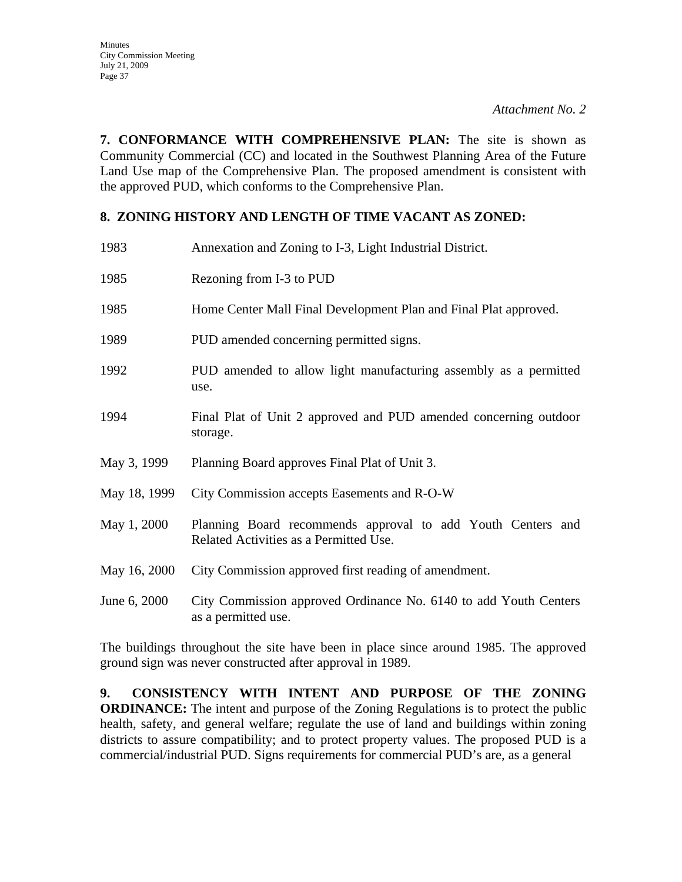*Attachment No. 2*

**7. CONFORMANCE WITH COMPREHENSIVE PLAN:** The site is shown as Community Commercial (CC) and located in the Southwest Planning Area of the Future Land Use map of the Comprehensive Plan. The proposed amendment is consistent with the approved PUD, which conforms to the Comprehensive Plan.

**8. ZONING HISTORY AND LENGTH OF TIME VACANT AS ZONED:**

| | |
|---|---|
| 1983 | Annexation and Zoning to I-3, Light Industrial District. |
| 1985 | Rezoning from I-3 to PUD |
| 1985 | Home Center Mall Final Development Plan and Final Plat approved. |
| 1989 | PUD amended concerning permitted signs. |
| 1992 | PUD amended to allow light manufacturing assembly as a permitted use. |
| 1994 | Final Plat of Unit 2 approved and PUD amended concerning outdoor storage. |
| May 3, 1999 | Planning Board approves Final Plat of Unit 3. |
| May 18, 1999 | City Commission accepts Easements and R-O-W |
| May 1, 2000 | Planning Board recommends approval to add Youth Centers and Related Activities as a Permitted Use. |
| May 16, 2000 | City Commission approved first reading of amendment. |
| June 6, 2000 | City Commission approved Ordinance No. 6140 to add Youth Centers as a permitted use. |

The buildings throughout the site have been in place since around 1985. The approved ground sign was never constructed after approval in 1989.

**9. CONSISTENCY WITH INTENT AND PURPOSE OF THE ZONING ORDINANCE:** The intent and purpose of the Zoning Regulations is to protect the public health, safety, and general welfare; regulate the use of land and buildings within zoning districts to assure compatibility; and to protect property values. The proposed PUD is a commercial/industrial PUD. Signs requirements for commercial PUD's are, as a general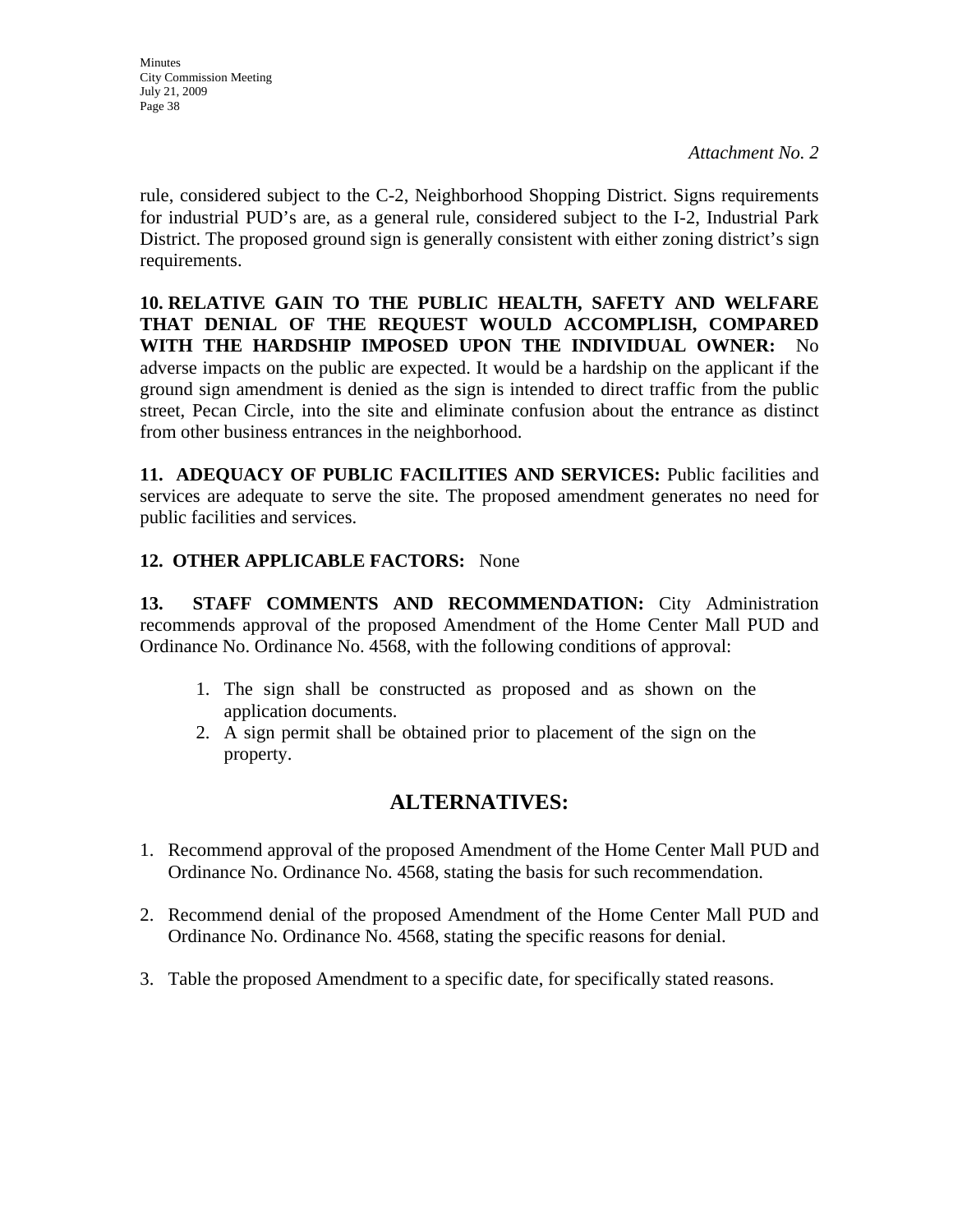*Attachment No. 2*

rule, considered subject to the C-2, Neighborhood Shopping District. Signs requirements for industrial PUD's are, as a general rule, considered subject to the I-2, Industrial Park District. The proposed ground sign is generally consistent with either zoning district's sign requirements.

**10. RELATIVE GAIN TO THE PUBLIC HEALTH, SAFETY AND WELFARE THAT DENIAL OF THE REQUEST WOULD ACCOMPLISH, COMPARED WITH THE HARDSHIP IMPOSED UPON THE INDIVIDUAL OWNER:** No adverse impacts on the public are expected. It would be a hardship on the applicant if the ground sign amendment is denied as the sign is intended to direct traffic from the public street, Pecan Circle, into the site and eliminate confusion about the entrance as distinct from other business entrances in the neighborhood.

**11. ADEQUACY OF PUBLIC FACILITIES AND SERVICES:** Public facilities and services are adequate to serve the site. The proposed amendment generates no need for public facilities and services.

**12. OTHER APPLICABLE FACTORS:** None

**13. STAFF COMMENTS AND RECOMMENDATION:** City Administration recommends approval of the proposed Amendment of the Home Center Mall PUD and Ordinance No. Ordinance No. 4568, with the following conditions of approval:

1. The sign shall be constructed as proposed and as shown on the application documents.
2. A sign permit shall be obtained prior to placement of the sign on the property.

## ALTERNATIVES:

1. Recommend approval of the proposed Amendment of the Home Center Mall PUD and Ordinance No. Ordinance No. 4568, stating the basis for such recommendation.
2. Recommend denial of the proposed Amendment of the Home Center Mall PUD and Ordinance No. Ordinance No. 4568, stating the specific reasons for denial.
3. Table the proposed Amendment to a specific date, for specifically stated reasons.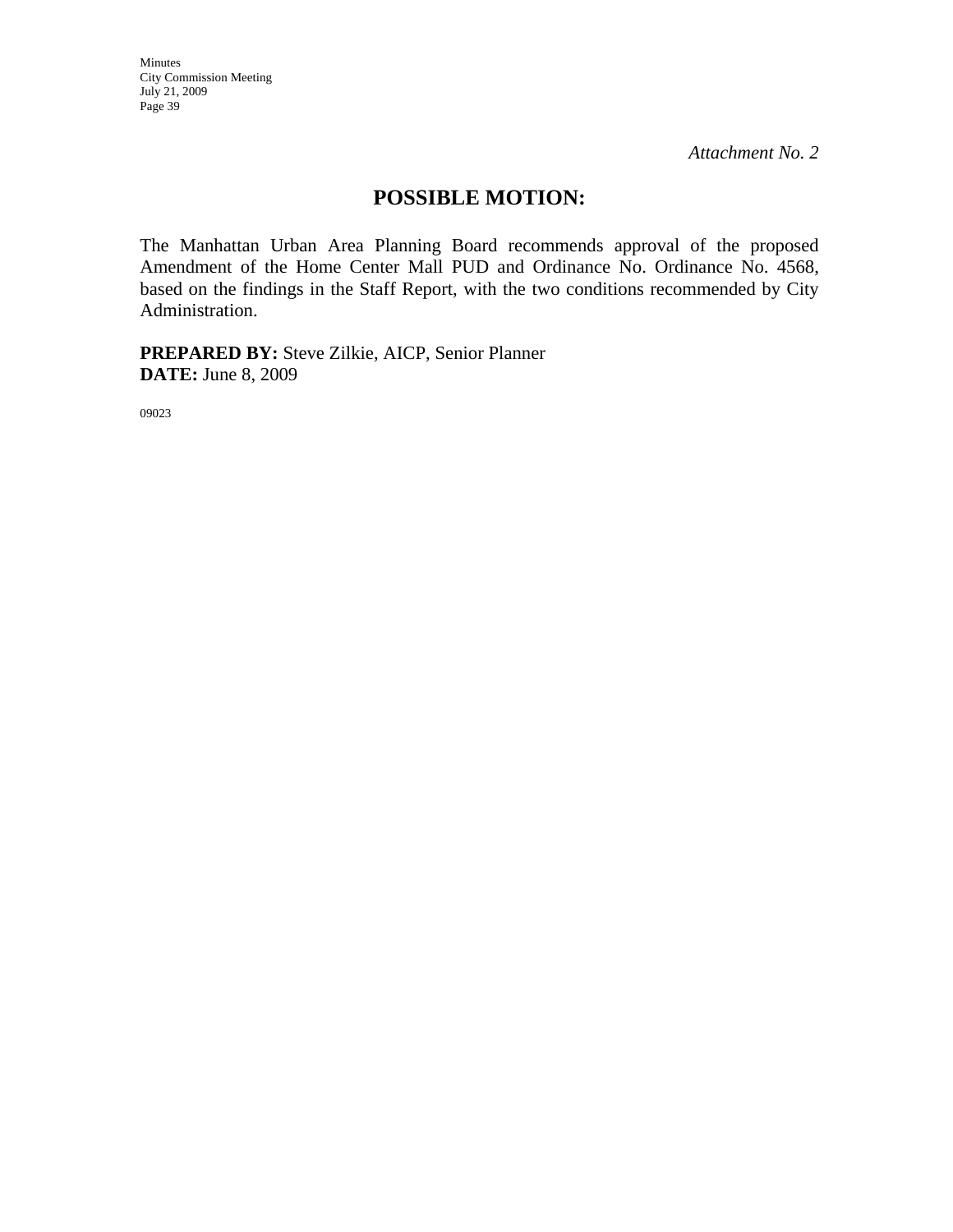*Attachment No. 2*

## POSSIBLE MOTION:

The Manhattan Urban Area Planning Board recommends approval of the proposed Amendment of the Home Center Mall PUD and Ordinance No. Ordinance No. 4568, based on the findings in the Staff Report, with the two conditions recommended by City Administration.

**PREPARED BY:** Steve Zilkie, AICP, Senior Planner
**DATE:** June 8, 2009

09023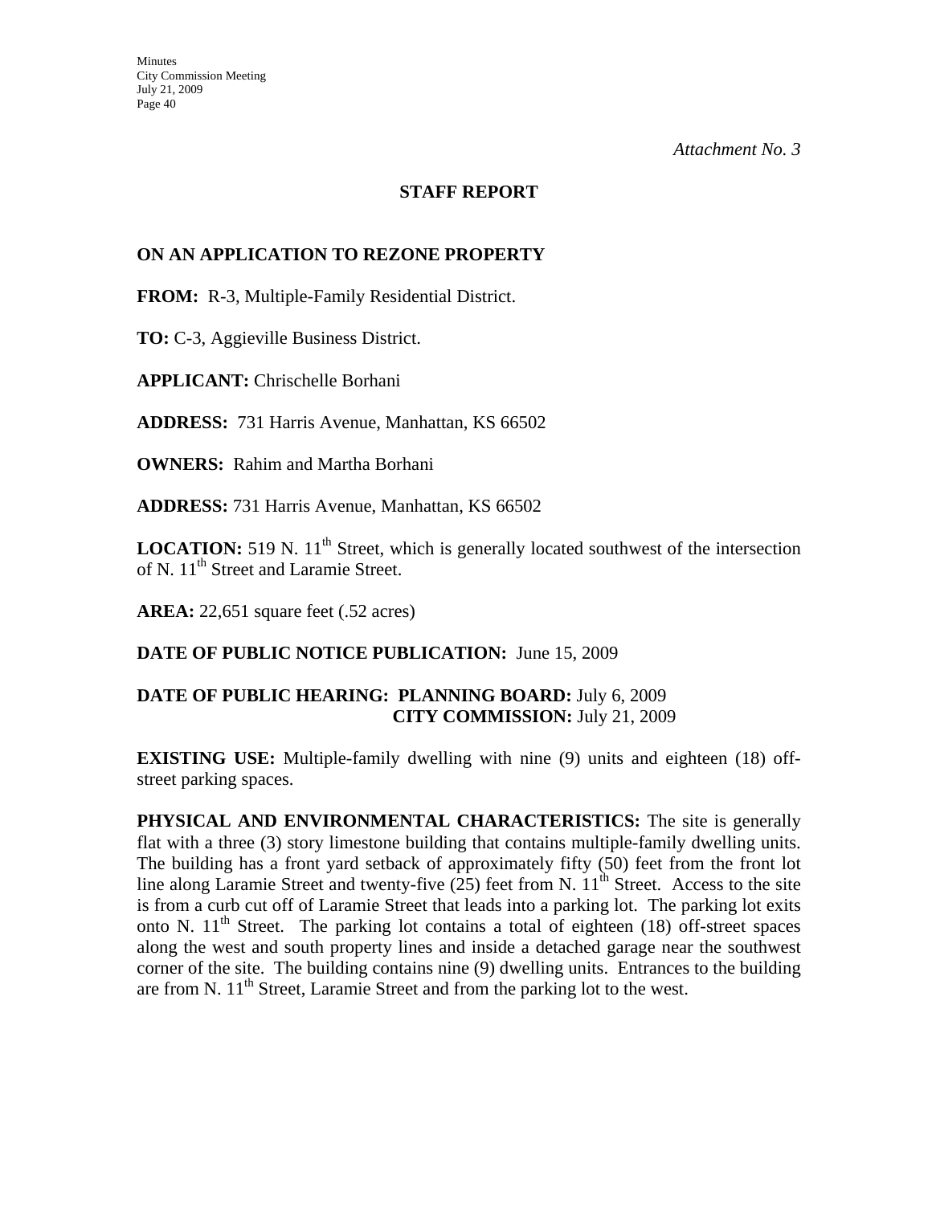*Attachment No. 3*

## STAFF REPORT

### ON AN APPLICATION TO REZONE PROPERTY

**FROM:** R-3, Multiple-Family Residential District.

**TO:** C-3, Aggieville Business District.

**APPLICANT:** Chrischelle Borhani

**ADDRESS:** 731 Harris Avenue, Manhattan, KS 66502

**OWNERS:** Rahim and Martha Borhani

**ADDRESS:** 731 Harris Avenue, Manhattan, KS 66502

**LOCATION:** 519 N. 11th Street, which is generally located southwest of the intersection of N. 11th Street and Laramie Street.

**AREA:** 22,651 square feet (.52 acres)

**DATE OF PUBLIC NOTICE PUBLICATION:** June 15, 2009

**DATE OF PUBLIC HEARING: PLANNING BOARD:** July 6, 2009
**CITY COMMISSION:** July 21, 2009

**EXISTING USE:** Multiple-family dwelling with nine (9) units and eighteen (18) off-street parking spaces.

**PHYSICAL AND ENVIRONMENTAL CHARACTERISTICS:** The site is generally flat with a three (3) story limestone building that contains multiple-family dwelling units. The building has a front yard setback of approximately fifty (50) feet from the front lot line along Laramie Street and twenty-five (25) feet from N. 11th Street. Access to the site is from a curb cut off of Laramie Street that leads into a parking lot. The parking lot exits onto N. 11th Street. The parking lot contains a total of eighteen (18) off-street spaces along the west and south property lines and inside a detached garage near the southwest corner of the site. The building contains nine (9) dwelling units. Entrances to the building are from N. 11th Street, Laramie Street and from the parking lot to the west.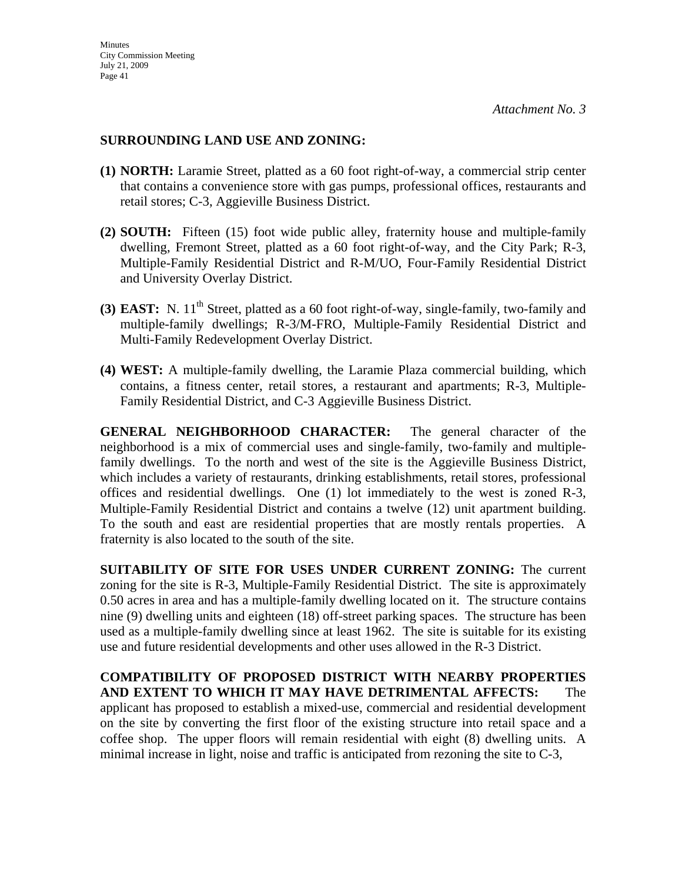*Attachment No. 3*

**SURROUNDING LAND USE AND ZONING:**

**(1) NORTH:** Laramie Street, platted as a 60 foot right-of-way, a commercial strip center that contains a convenience store with gas pumps, professional offices, restaurants and retail stores; C-3, Aggieville Business District.

**(2) SOUTH:** Fifteen (15) foot wide public alley, fraternity house and multiple-family dwelling, Fremont Street, platted as a 60 foot right-of-way, and the City Park; R-3, Multiple-Family Residential District and R-M/UO, Four-Family Residential District and University Overlay District.

**(3) EAST:** N. 11th Street, platted as a 60 foot right-of-way, single-family, two-family and multiple-family dwellings; R-3/M-FRO, Multiple-Family Residential District and Multi-Family Redevelopment Overlay District.

**(4) WEST:** A multiple-family dwelling, the Laramie Plaza commercial building, which contains, a fitness center, retail stores, a restaurant and apartments; R-3, Multiple-Family Residential District, and C-3 Aggieville Business District.

**GENERAL NEIGHBORHOOD CHARACTER:** The general character of the neighborhood is a mix of commercial uses and single-family, two-family and multiple-family dwellings. To the north and west of the site is the Aggieville Business District, which includes a variety of restaurants, drinking establishments, retail stores, professional offices and residential dwellings. One (1) lot immediately to the west is zoned R-3, Multiple-Family Residential District and contains a twelve (12) unit apartment building. To the south and east are residential properties that are mostly rentals properties. A fraternity is also located to the south of the site.

**SUITABILITY OF SITE FOR USES UNDER CURRENT ZONING:** The current zoning for the site is R-3, Multiple-Family Residential District. The site is approximately 0.50 acres in area and has a multiple-family dwelling located on it. The structure contains nine (9) dwelling units and eighteen (18) off-street parking spaces. The structure has been used as a multiple-family dwelling since at least 1962. The site is suitable for its existing use and future residential developments and other uses allowed in the R-3 District.

**COMPATIBILITY OF PROPOSED DISTRICT WITH NEARBY PROPERTIES AND EXTENT TO WHICH IT MAY HAVE DETRIMENTAL AFFECTS:** The applicant has proposed to establish a mixed-use, commercial and residential development on the site by converting the first floor of the existing structure into retail space and a coffee shop. The upper floors will remain residential with eight (8) dwelling units. A minimal increase in light, noise and traffic is anticipated from rezoning the site to C-3,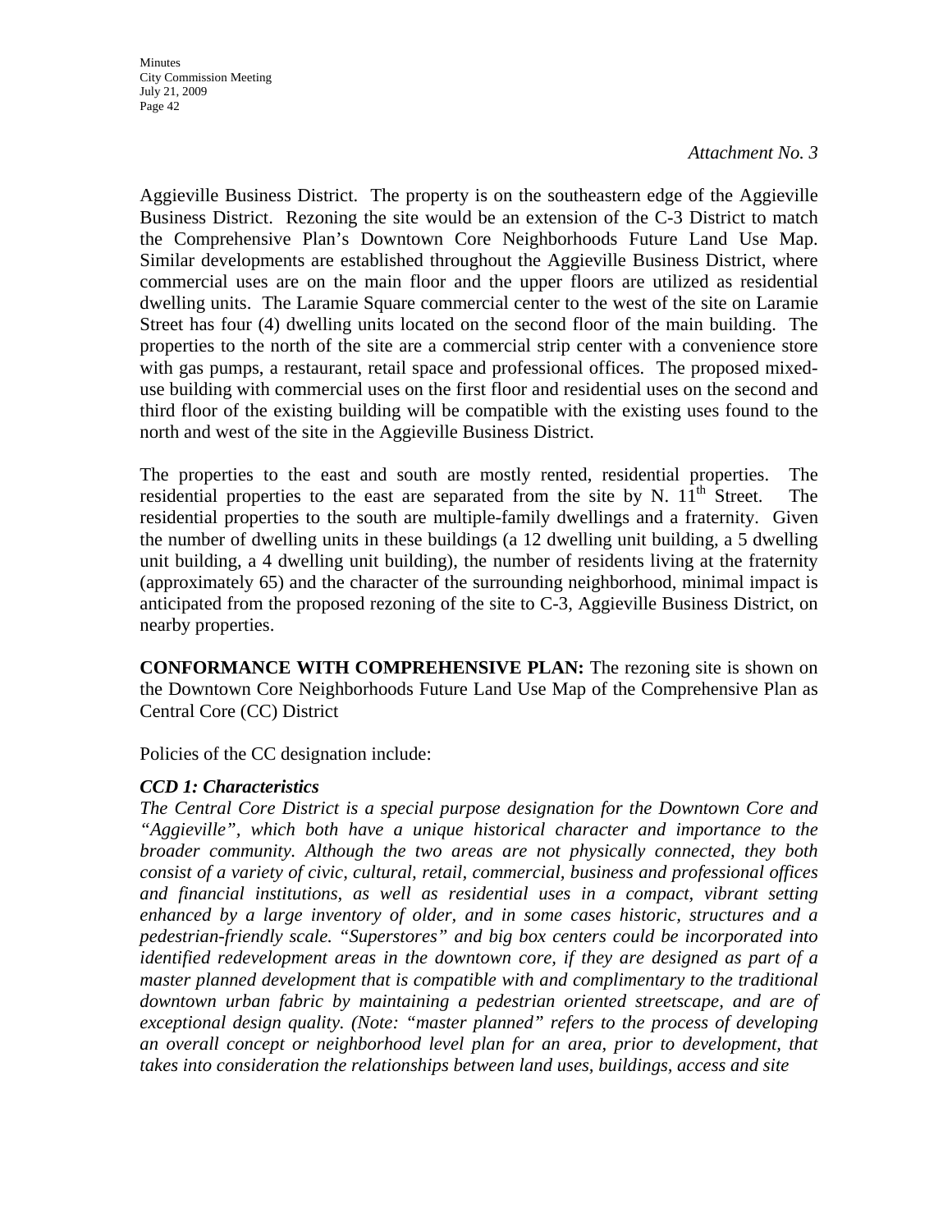*Attachment No. 3*

Aggieville Business District. The property is on the southeastern edge of the Aggieville Business District. Rezoning the site would be an extension of the C-3 District to match the Comprehensive Plan's Downtown Core Neighborhoods Future Land Use Map. Similar developments are established throughout the Aggieville Business District, where commercial uses are on the main floor and the upper floors are utilized as residential dwelling units. The Laramie Square commercial center to the west of the site on Laramie Street has four (4) dwelling units located on the second floor of the main building. The properties to the north of the site are a commercial strip center with a convenience store with gas pumps, a restaurant, retail space and professional offices. The proposed mixed-use building with commercial uses on the first floor and residential uses on the second and third floor of the existing building will be compatible with the existing uses found to the north and west of the site in the Aggieville Business District.

The properties to the east and south are mostly rented, residential properties. The residential properties to the east are separated from the site by N. 11th Street. The residential properties to the south are multiple-family dwellings and a fraternity. Given the number of dwelling units in these buildings (a 12 dwelling unit building, a 5 dwelling unit building, a 4 dwelling unit building), the number of residents living at the fraternity (approximately 65) and the character of the surrounding neighborhood, minimal impact is anticipated from the proposed rezoning of the site to C-3, Aggieville Business District, on nearby properties.

**CONFORMANCE WITH COMPREHENSIVE PLAN:** The rezoning site is shown on the Downtown Core Neighborhoods Future Land Use Map of the Comprehensive Plan as Central Core (CC) District

Policies of the CC designation include:

***CCD 1: Characteristics***

*The Central Core District is a special purpose designation for the Downtown Core and "Aggieville", which both have a unique historical character and importance to the broader community. Although the two areas are not physically connected, they both consist of a variety of civic, cultural, retail, commercial, business and professional offices and financial institutions, as well as residential uses in a compact, vibrant setting enhanced by a large inventory of older, and in some cases historic, structures and a pedestrian-friendly scale. "Superstores" and big box centers could be incorporated into identified redevelopment areas in the downtown core, if they are designed as part of a master planned development that is compatible with and complimentary to the traditional downtown urban fabric by maintaining a pedestrian oriented streetscape, and are of exceptional design quality. (Note: "master planned" refers to the process of developing an overall concept or neighborhood level plan for an area, prior to development, that takes into consideration the relationships between land uses, buildings, access and site*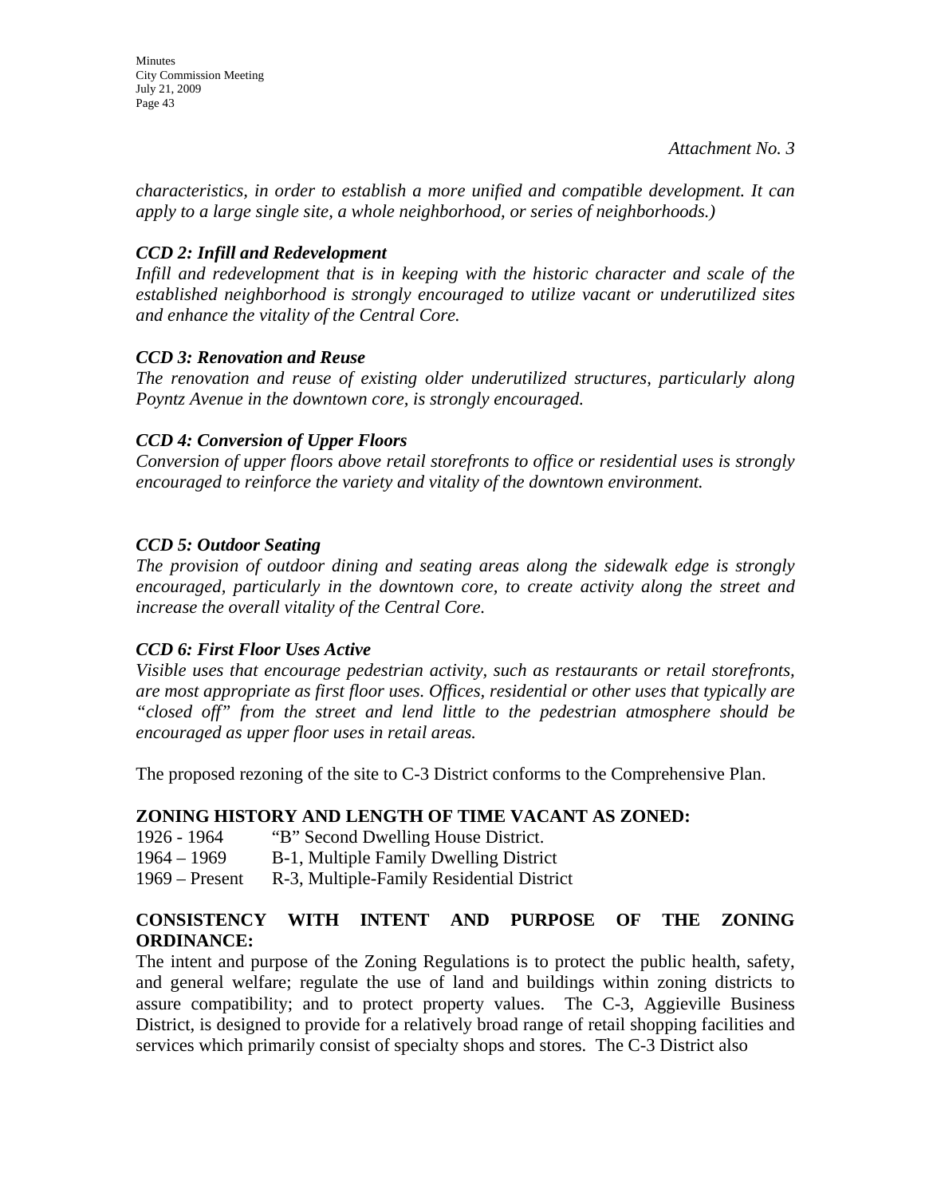*Attachment No. 3*

*characteristics, in order to establish a more unified and compatible development. It can apply to a large single site, a whole neighborhood, or series of neighborhoods.)*

***CCD 2: Infill and Redevelopment***

*Infill and redevelopment that is in keeping with the historic character and scale of the established neighborhood is strongly encouraged to utilize vacant or underutilized sites and enhance the vitality of the Central Core.*

***CCD 3: Renovation and Reuse***

*The renovation and reuse of existing older underutilized structures, particularly along Poyntz Avenue in the downtown core, is strongly encouraged.*

***CCD 4: Conversion of Upper Floors***

*Conversion of upper floors above retail storefronts to office or residential uses is strongly encouraged to reinforce the variety and vitality of the downtown environment.*

***CCD 5: Outdoor Seating***

*The provision of outdoor dining and seating areas along the sidewalk edge is strongly encouraged, particularly in the downtown core, to create activity along the street and increase the overall vitality of the Central Core.*

***CCD 6: First Floor Uses Active***

*Visible uses that encourage pedestrian activity, such as restaurants or retail storefronts, are most appropriate as first floor uses. Offices, residential or other uses that typically are "closed off" from the street and lend little to the pedestrian atmosphere should be encouraged as upper floor uses in retail areas.*

The proposed rezoning of the site to C-3 District conforms to the Comprehensive Plan.

**ZONING HISTORY AND LENGTH OF TIME VACANT AS ZONED:**

| | |
|---|---|
| 1926 - 1964 | "B" Second Dwelling House District. |
| 1964 – 1969 | B-1, Multiple Family Dwelling District |
| 1969 – Present | R-3, Multiple-Family Residential District |

**CONSISTENCY WITH INTENT AND PURPOSE OF THE ZONING ORDINANCE:**

The intent and purpose of the Zoning Regulations is to protect the public health, safety, and general welfare; regulate the use of land and buildings within zoning districts to assure compatibility; and to protect property values. The C-3, Aggieville Business District, is designed to provide for a relatively broad range of retail shopping facilities and services which primarily consist of specialty shops and stores. The C-3 District also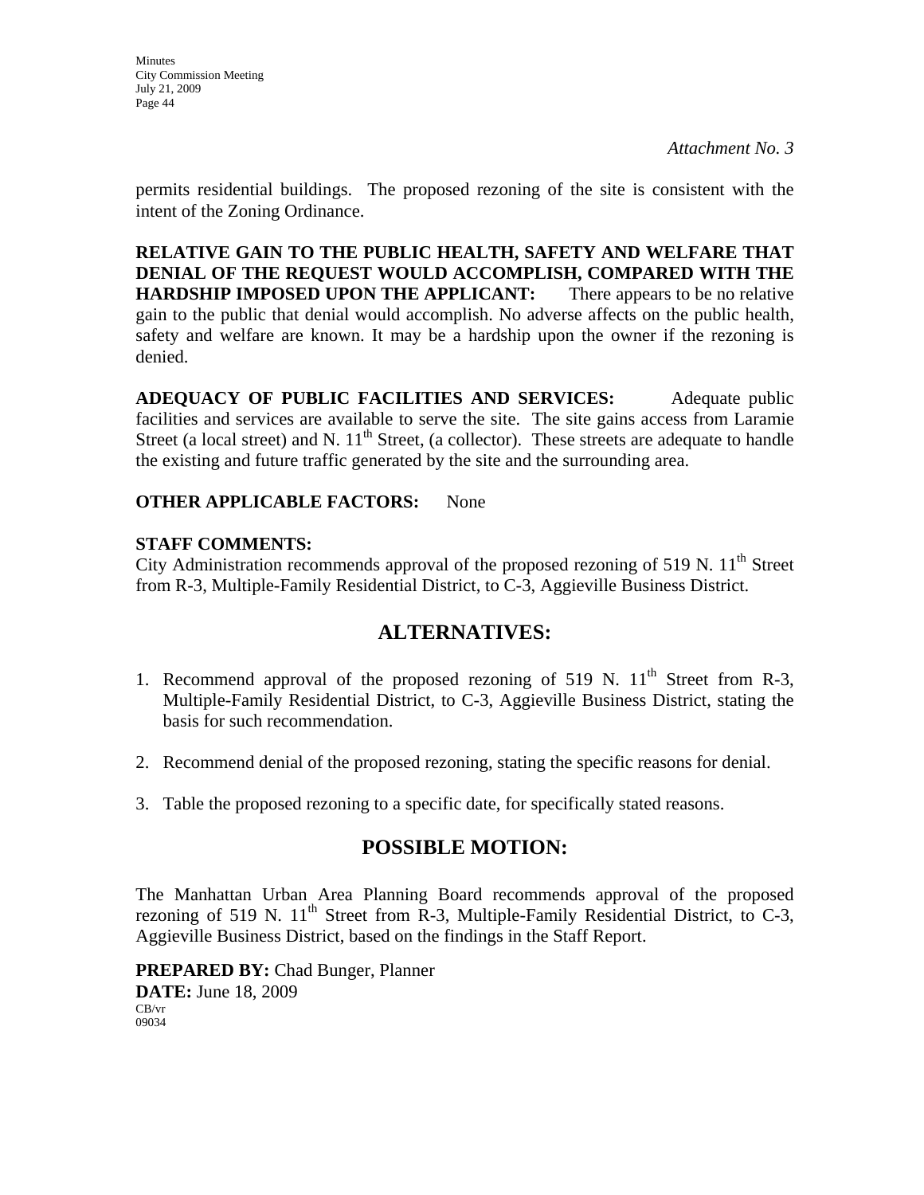*Attachment No. 3*

permits residential buildings. The proposed rezoning of the site is consistent with the intent of the Zoning Ordinance.

**RELATIVE GAIN TO THE PUBLIC HEALTH, SAFETY AND WELFARE THAT DENIAL OF THE REQUEST WOULD ACCOMPLISH, COMPARED WITH THE HARDSHIP IMPOSED UPON THE APPLICANT:** There appears to be no relative gain to the public that denial would accomplish. No adverse affects on the public health, safety and welfare are known. It may be a hardship upon the owner if the rezoning is denied.

**ADEQUACY OF PUBLIC FACILITIES AND SERVICES:** Adequate public facilities and services are available to serve the site. The site gains access from Laramie Street (a local street) and N. 11th Street, (a collector). These streets are adequate to handle the existing and future traffic generated by the site and the surrounding area.

**OTHER APPLICABLE FACTORS:** None

**STAFF COMMENTS:**
City Administration recommends approval of the proposed rezoning of 519 N. 11th Street from R-3, Multiple-Family Residential District, to C-3, Aggieville Business District.

## ALTERNATIVES:

1. Recommend approval of the proposed rezoning of 519 N. 11th Street from R-3, Multiple-Family Residential District, to C-3, Aggieville Business District, stating the basis for such recommendation.

2. Recommend denial of the proposed rezoning, stating the specific reasons for denial.

3. Table the proposed rezoning to a specific date, for specifically stated reasons.

## POSSIBLE MOTION:

The Manhattan Urban Area Planning Board recommends approval of the proposed rezoning of 519 N. 11th Street from R-3, Multiple-Family Residential District, to C-3, Aggieville Business District, based on the findings in the Staff Report.

**PREPARED BY:** Chad Bunger, Planner
**DATE:** June 18, 2009
CB/vr
09034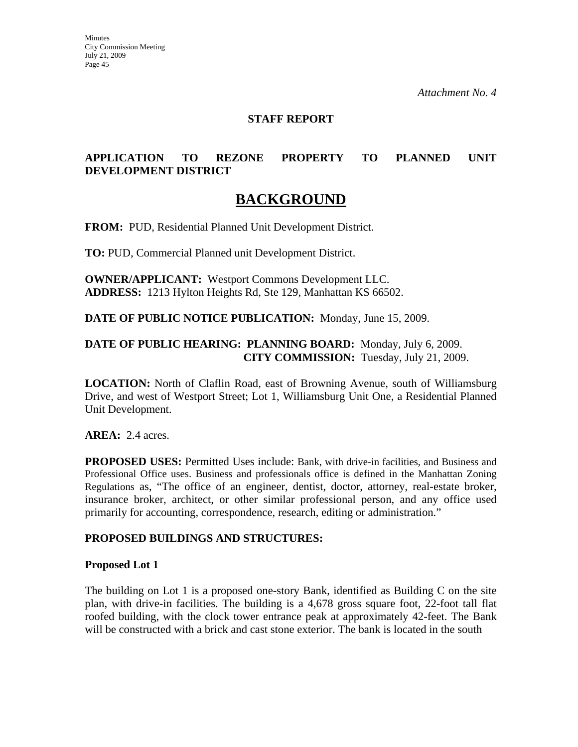*Attachment No. 4*

**STAFF REPORT**

**APPLICATION TO REZONE PROPERTY TO PLANNED UNIT DEVELOPMENT DISTRICT**

# BACKGROUND

**FROM:** PUD, Residential Planned Unit Development District.

**TO:** PUD, Commercial Planned unit Development District.

**OWNER/APPLICANT:** Westport Commons Development LLC.
**ADDRESS:** 1213 Hylton Heights Rd, Ste 129, Manhattan KS 66502.

**DATE OF PUBLIC NOTICE PUBLICATION:** Monday, June 15, 2009.

**DATE OF PUBLIC HEARING: PLANNING BOARD:** Monday, July 6, 2009.
**CITY COMMISSION:** Tuesday, July 21, 2009.

**LOCATION:** North of Claflin Road, east of Browning Avenue, south of Williamsburg Drive, and west of Westport Street; Lot 1, Williamsburg Unit One, a Residential Planned Unit Development.

**AREA:** 2.4 acres.

**PROPOSED USES:** Permitted Uses include: Bank, with drive-in facilities, and Business and Professional Office uses. Business and professionals office is defined in the Manhattan Zoning Regulations as, "The office of an engineer, dentist, doctor, attorney, real-estate broker, insurance broker, architect, or other similar professional person, and any office used primarily for accounting, correspondence, research, editing or administration."

**PROPOSED BUILDINGS AND STRUCTURES:**

**Proposed Lot 1**

The building on Lot 1 is a proposed one-story Bank, identified as Building C on the site plan, with drive-in facilities. The building is a 4,678 gross square foot, 22-foot tall flat roofed building, with the clock tower entrance peak at approximately 42-feet. The Bank will be constructed with a brick and cast stone exterior. The bank is located in the south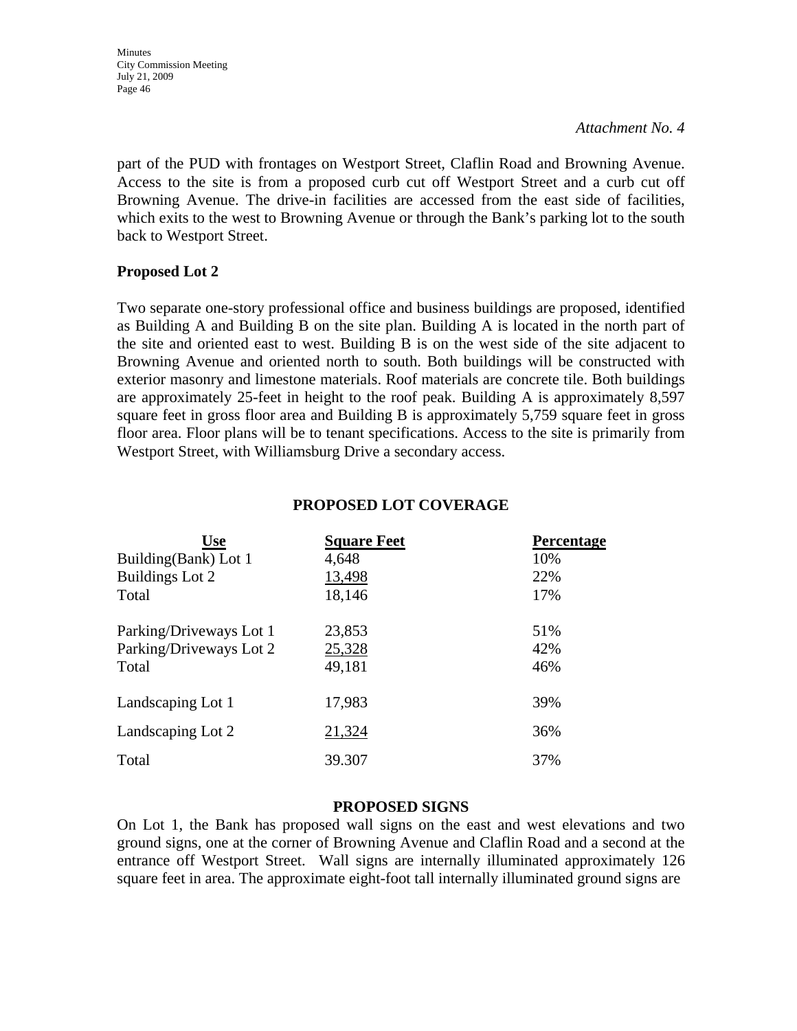*Attachment No. 4*

part of the PUD with frontages on Westport Street, Claflin Road and Browning Avenue. Access to the site is from a proposed curb cut off Westport Street and a curb cut off Browning Avenue. The drive-in facilities are accessed from the east side of facilities, which exits to the west to Browning Avenue or through the Bank's parking lot to the south back to Westport Street.

**Proposed Lot 2**

Two separate one-story professional office and business buildings are proposed, identified as Building A and Building B on the site plan. Building A is located in the north part of the site and oriented east to west. Building B is on the west side of the site adjacent to Browning Avenue and oriented north to south. Both buildings will be constructed with exterior masonry and limestone materials. Roof materials are concrete tile. Both buildings are approximately 25-feet in height to the roof peak. Building A is approximately 8,597 square feet in gross floor area and Building B is approximately 5,759 square feet in gross floor area. Floor plans will be to tenant specifications. Access to the site is primarily from Westport Street, with Williamsburg Drive a secondary access.

**PROPOSED LOT COVERAGE**

| Use | Square Feet | Percentage |
|---|---|---|
| Building(Bank) Lot 1 | 4,648 | 10% |
| Buildings Lot 2 | 13,498 | 22% |
| Total | 18,146 | 17% |
| | | |
| Parking/Driveways Lot 1 | 23,853 | 51% |
| Parking/Driveways Lot 2 | 25,328 | 42% |
| Total | 49,181 | 46% |
| | | |
| Landscaping Lot 1 | 17,983 | 39% |
| Landscaping Lot 2 | 21,324 | 36% |
| Total | 39.307 | 37% |

**PROPOSED SIGNS**

On Lot 1, the Bank has proposed wall signs on the east and west elevations and two ground signs, one at the corner of Browning Avenue and Claflin Road and a second at the entrance off Westport Street. Wall signs are internally illuminated approximately 126 square feet in area. The approximate eight-foot tall internally illuminated ground signs are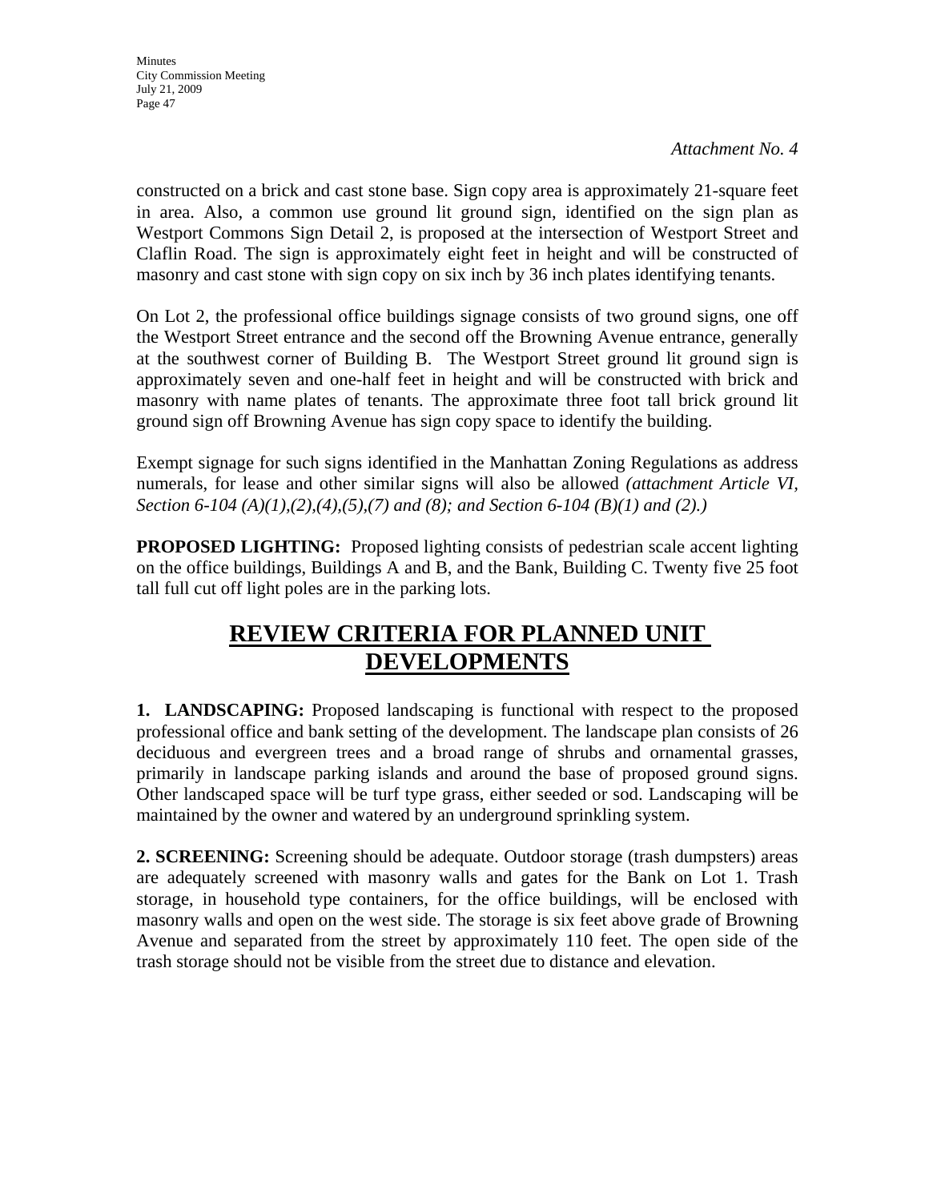*Attachment No. 4*

constructed on a brick and cast stone base. Sign copy area is approximately 21-square feet in area. Also, a common use ground lit ground sign, identified on the sign plan as Westport Commons Sign Detail 2, is proposed at the intersection of Westport Street and Claflin Road. The sign is approximately eight feet in height and will be constructed of masonry and cast stone with sign copy on six inch by 36 inch plates identifying tenants.

On Lot 2, the professional office buildings signage consists of two ground signs, one off the Westport Street entrance and the second off the Browning Avenue entrance, generally at the southwest corner of Building B. The Westport Street ground lit ground sign is approximately seven and one-half feet in height and will be constructed with brick and masonry with name plates of tenants. The approximate three foot tall brick ground lit ground sign off Browning Avenue has sign copy space to identify the building.

Exempt signage for such signs identified in the Manhattan Zoning Regulations as address numerals, for lease and other similar signs will also be allowed *(attachment Article VI, Section 6-104 (A)(1),(2),(4),(5),(7) and (8); and Section 6-104 (B)(1) and (2).)*

**PROPOSED LIGHTING:** Proposed lighting consists of pedestrian scale accent lighting on the office buildings, Buildings A and B, and the Bank, Building C. Twenty five 25 foot tall full cut off light poles are in the parking lots.

## REVIEW CRITERIA FOR PLANNED UNIT DEVELOPMENTS

**1. LANDSCAPING:** Proposed landscaping is functional with respect to the proposed professional office and bank setting of the development. The landscape plan consists of 26 deciduous and evergreen trees and a broad range of shrubs and ornamental grasses, primarily in landscape parking islands and around the base of proposed ground signs. Other landscaped space will be turf type grass, either seeded or sod. Landscaping will be maintained by the owner and watered by an underground sprinkling system.

**2. SCREENING:** Screening should be adequate. Outdoor storage (trash dumpsters) areas are adequately screened with masonry walls and gates for the Bank on Lot 1. Trash storage, in household type containers, for the office buildings, will be enclosed with masonry walls and open on the west side. The storage is six feet above grade of Browning Avenue and separated from the street by approximately 110 feet. The open side of the trash storage should not be visible from the street due to distance and elevation.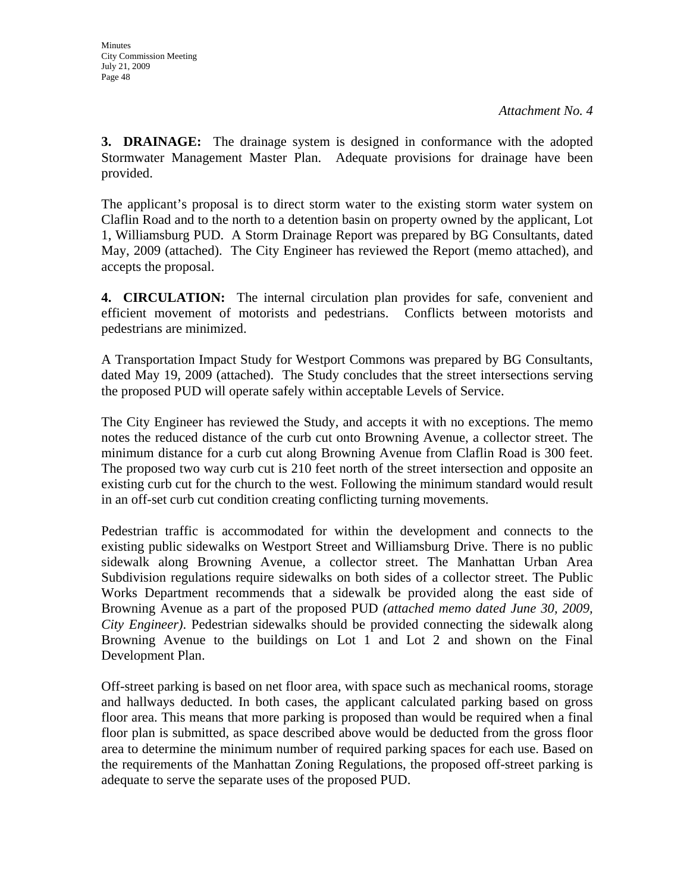*Attachment No. 4*

**3. DRAINAGE:** The drainage system is designed in conformance with the adopted Stormwater Management Master Plan. Adequate provisions for drainage have been provided.

The applicant's proposal is to direct storm water to the existing storm water system on Claflin Road and to the north to a detention basin on property owned by the applicant, Lot 1, Williamsburg PUD. A Storm Drainage Report was prepared by BG Consultants, dated May, 2009 (attached). The City Engineer has reviewed the Report (memo attached), and accepts the proposal.

**4. CIRCULATION:** The internal circulation plan provides for safe, convenient and efficient movement of motorists and pedestrians. Conflicts between motorists and pedestrians are minimized.

A Transportation Impact Study for Westport Commons was prepared by BG Consultants, dated May 19, 2009 (attached). The Study concludes that the street intersections serving the proposed PUD will operate safely within acceptable Levels of Service.

The City Engineer has reviewed the Study, and accepts it with no exceptions. The memo notes the reduced distance of the curb cut onto Browning Avenue, a collector street. The minimum distance for a curb cut along Browning Avenue from Claflin Road is 300 feet. The proposed two way curb cut is 210 feet north of the street intersection and opposite an existing curb cut for the church to the west. Following the minimum standard would result in an off-set curb cut condition creating conflicting turning movements.

Pedestrian traffic is accommodated for within the development and connects to the existing public sidewalks on Westport Street and Williamsburg Drive. There is no public sidewalk along Browning Avenue, a collector street. The Manhattan Urban Area Subdivision regulations require sidewalks on both sides of a collector street. The Public Works Department recommends that a sidewalk be provided along the east side of Browning Avenue as a part of the proposed PUD *(attached memo dated June 30, 2009, City Engineer)*. Pedestrian sidewalks should be provided connecting the sidewalk along Browning Avenue to the buildings on Lot 1 and Lot 2 and shown on the Final Development Plan.

Off-street parking is based on net floor area, with space such as mechanical rooms, storage and hallways deducted. In both cases, the applicant calculated parking based on gross floor area. This means that more parking is proposed than would be required when a final floor plan is submitted, as space described above would be deducted from the gross floor area to determine the minimum number of required parking spaces for each use. Based on the requirements of the Manhattan Zoning Regulations, the proposed off-street parking is adequate to serve the separate uses of the proposed PUD.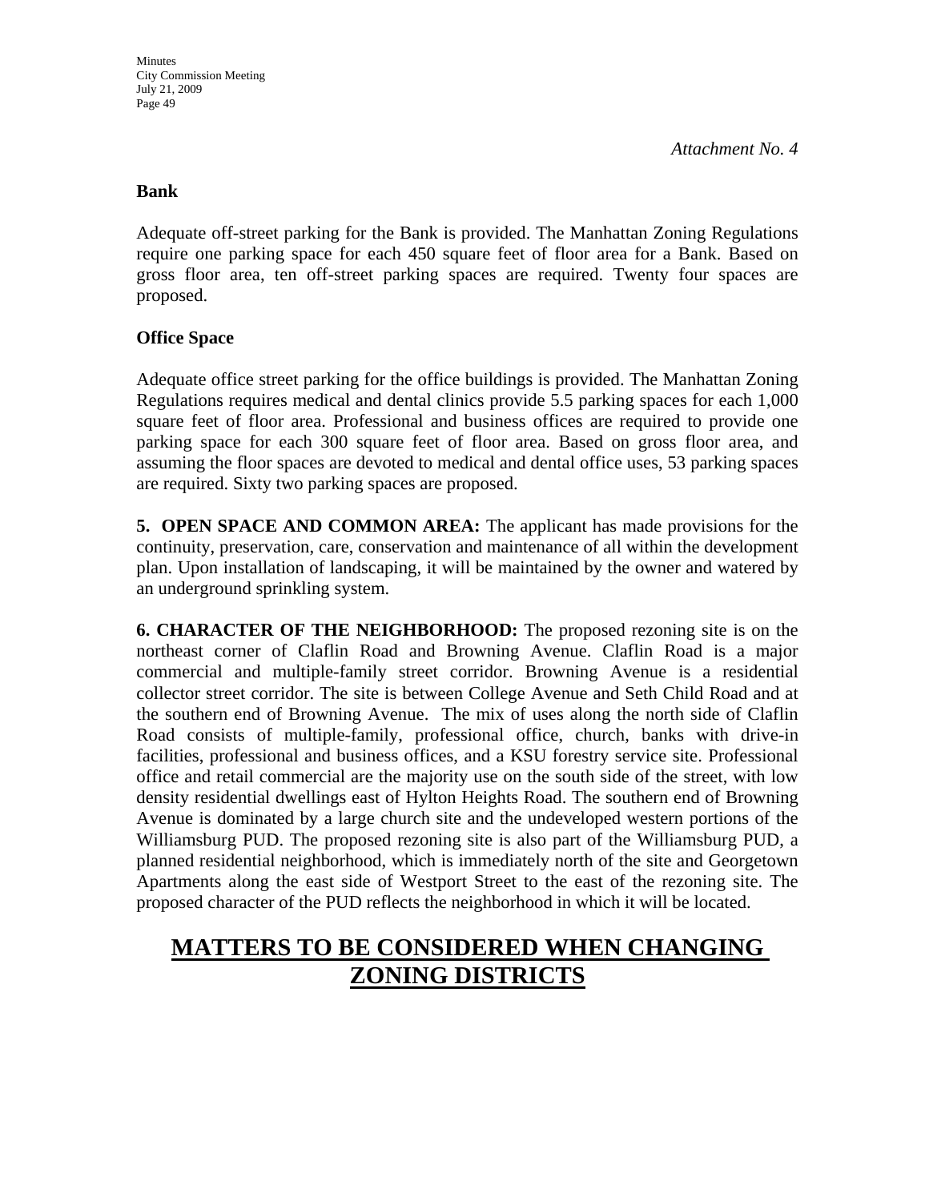*Attachment No. 4*

**Bank**

Adequate off-street parking for the Bank is provided. The Manhattan Zoning Regulations require one parking space for each 450 square feet of floor area for a Bank. Based on gross floor area, ten off-street parking spaces are required. Twenty four spaces are proposed.

**Office Space**

Adequate office street parking for the office buildings is provided. The Manhattan Zoning Regulations requires medical and dental clinics provide 5.5 parking spaces for each 1,000 square feet of floor area. Professional and business offices are required to provide one parking space for each 300 square feet of floor area. Based on gross floor area, and assuming the floor spaces are devoted to medical and dental office uses, 53 parking spaces are required. Sixty two parking spaces are proposed.

**5. OPEN SPACE AND COMMON AREA:** The applicant has made provisions for the continuity, preservation, care, conservation and maintenance of all within the development plan. Upon installation of landscaping, it will be maintained by the owner and watered by an underground sprinkling system.

**6. CHARACTER OF THE NEIGHBORHOOD:** The proposed rezoning site is on the northeast corner of Claflin Road and Browning Avenue. Claflin Road is a major commercial and multiple-family street corridor. Browning Avenue is a residential collector street corridor. The site is between College Avenue and Seth Child Road and at the southern end of Browning Avenue. The mix of uses along the north side of Claflin Road consists of multiple-family, professional office, church, banks with drive-in facilities, professional and business offices, and a KSU forestry service site. Professional office and retail commercial are the majority use on the south side of the street, with low density residential dwellings east of Hylton Heights Road. The southern end of Browning Avenue is dominated by a large church site and the undeveloped western portions of the Williamsburg PUD. The proposed rezoning site is also part of the Williamsburg PUD, a planned residential neighborhood, which is immediately north of the site and Georgetown Apartments along the east side of Westport Street to the east of the rezoning site. The proposed character of the PUD reflects the neighborhood in which it will be located.

## MATTERS TO BE CONSIDERED WHEN CHANGING ZONING DISTRICTS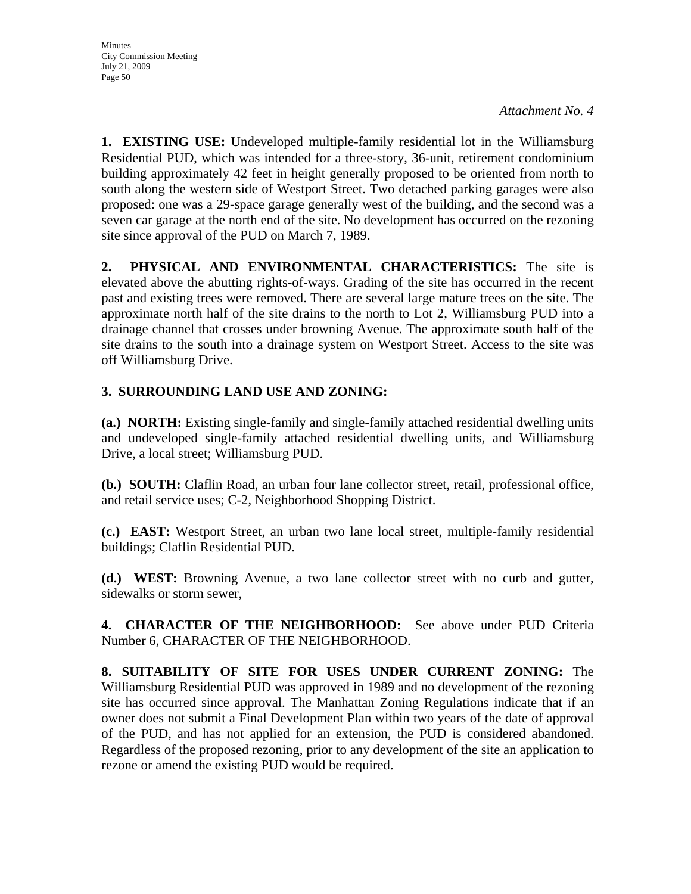*Attachment No. 4*

**1. EXISTING USE:** Undeveloped multiple-family residential lot in the Williamsburg Residential PUD, which was intended for a three-story, 36-unit, retirement condominium building approximately 42 feet in height generally proposed to be oriented from north to south along the western side of Westport Street. Two detached parking garages were also proposed: one was a 29-space garage generally west of the building, and the second was a seven car garage at the north end of the site. No development has occurred on the rezoning site since approval of the PUD on March 7, 1989.

**2. PHYSICAL AND ENVIRONMENTAL CHARACTERISTICS:** The site is elevated above the abutting rights-of-ways. Grading of the site has occurred in the recent past and existing trees were removed. There are several large mature trees on the site. The approximate north half of the site drains to the north to Lot 2, Williamsburg PUD into a drainage channel that crosses under browning Avenue. The approximate south half of the site drains to the south into a drainage system on Westport Street. Access to the site was off Williamsburg Drive.

**3. SURROUNDING LAND USE AND ZONING:**

**(a.) NORTH:** Existing single-family and single-family attached residential dwelling units and undeveloped single-family attached residential dwelling units, and Williamsburg Drive, a local street; Williamsburg PUD.

**(b.) SOUTH:** Claflin Road, an urban four lane collector street, retail, professional office, and retail service uses; C-2, Neighborhood Shopping District.

**(c.) EAST:** Westport Street, an urban two lane local street, multiple-family residential buildings; Claflin Residential PUD.

**(d.) WEST:** Browning Avenue, a two lane collector street with no curb and gutter, sidewalks or storm sewer,

**4. CHARACTER OF THE NEIGHBORHOOD:** See above under PUD Criteria Number 6, CHARACTER OF THE NEIGHBORHOOD.

**8. SUITABILITY OF SITE FOR USES UNDER CURRENT ZONING:** The Williamsburg Residential PUD was approved in 1989 and no development of the rezoning site has occurred since approval. The Manhattan Zoning Regulations indicate that if an owner does not submit a Final Development Plan within two years of the date of approval of the PUD, and has not applied for an extension, the PUD is considered abandoned. Regardless of the proposed rezoning, prior to any development of the site an application to rezone or amend the existing PUD would be required.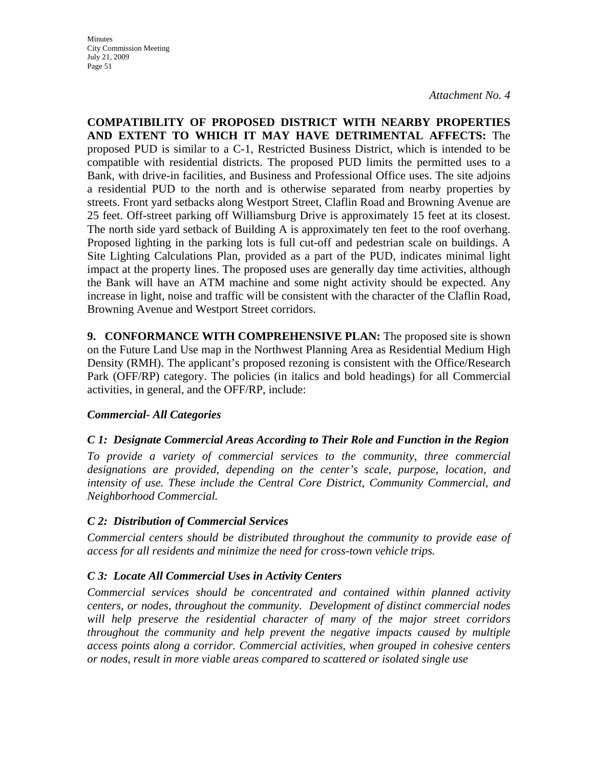*Attachment No. 4*

**COMPATIBILITY OF PROPOSED DISTRICT WITH NEARBY PROPERTIES AND EXTENT TO WHICH IT MAY HAVE DETRIMENTAL AFFECTS:** The proposed PUD is similar to a C-1, Restricted Business District, which is intended to be compatible with residential districts. The proposed PUD limits the permitted uses to a Bank, with drive-in facilities, and Business and Professional Office uses. The site adjoins a residential PUD to the north and is otherwise separated from nearby properties by streets. Front yard setbacks along Westport Street, Claflin Road and Browning Avenue are 25 feet. Off-street parking off Williamsburg Drive is approximately 15 feet at its closest. The north side yard setback of Building A is approximately ten feet to the roof overhang. Proposed lighting in the parking lots is full cut-off and pedestrian scale on buildings. A Site Lighting Calculations Plan, provided as a part of the PUD, indicates minimal light impact at the property lines. The proposed uses are generally day time activities, although the Bank will have an ATM machine and some night activity should be expected. Any increase in light, noise and traffic will be consistent with the character of the Claflin Road, Browning Avenue and Westport Street corridors.

**9. CONFORMANCE WITH COMPREHENSIVE PLAN:** The proposed site is shown on the Future Land Use map in the Northwest Planning Area as Residential Medium High Density (RMH). The applicant's proposed rezoning is consistent with the Office/Research Park (OFF/RP) category. The policies (in italics and bold headings) for all Commercial activities, in general, and the OFF/RP, include:

***Commercial- All Categories***

***C 1: Designate Commercial Areas According to Their Role and Function in the Region***

*To provide a variety of commercial services to the community, three commercial designations are provided, depending on the center's scale, purpose, location, and intensity of use. These include the Central Core District, Community Commercial, and Neighborhood Commercial.*

***C 2: Distribution of Commercial Services***

*Commercial centers should be distributed throughout the community to provide ease of access for all residents and minimize the need for cross-town vehicle trips.*

***C 3: Locate All Commercial Uses in Activity Centers***

*Commercial services should be concentrated and contained within planned activity centers, or nodes, throughout the community. Development of distinct commercial nodes will help preserve the residential character of many of the major street corridors throughout the community and help prevent the negative impacts caused by multiple access points along a corridor. Commercial activities, when grouped in cohesive centers or nodes, result in more viable areas compared to scattered or isolated single use*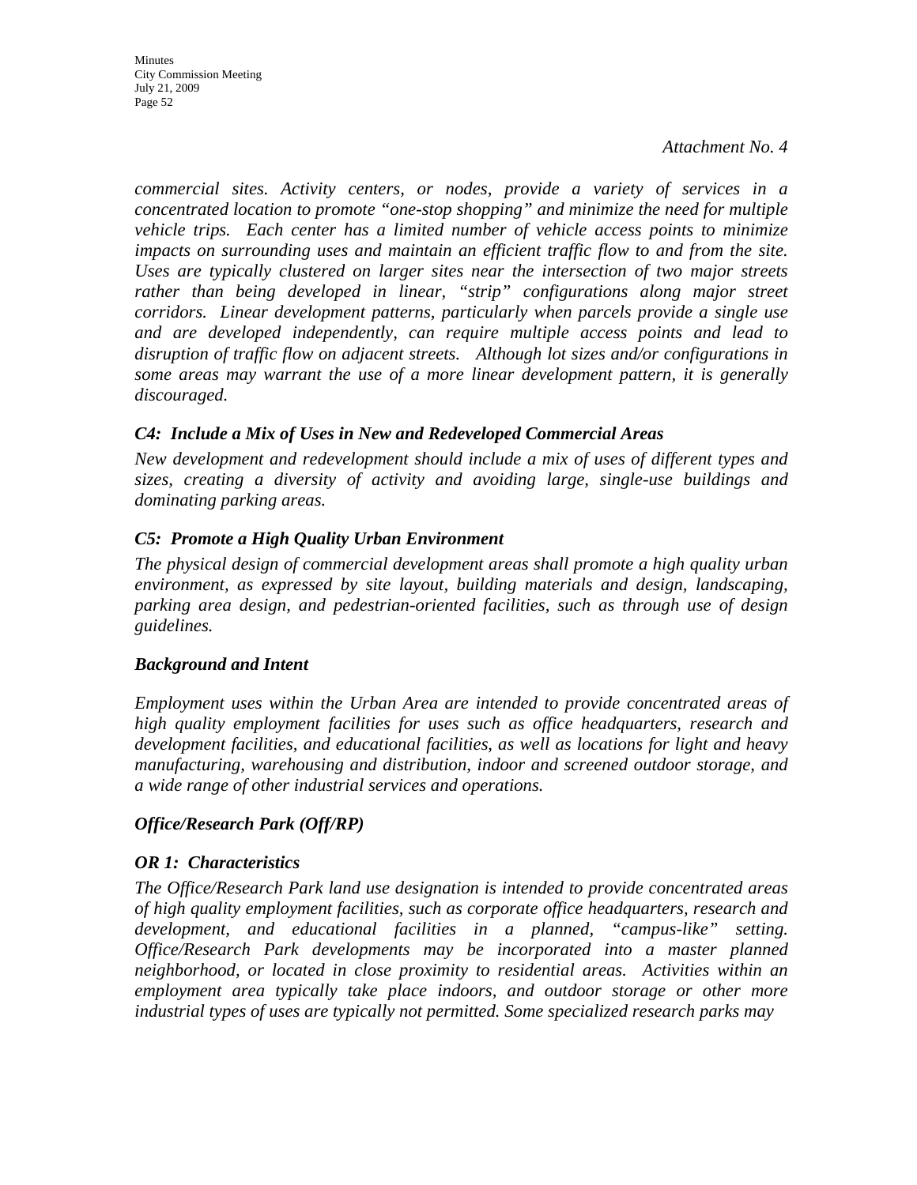*Attachment No. 4*

*commercial sites. Activity centers, or nodes, provide a variety of services in a concentrated location to promote "one-stop shopping" and minimize the need for multiple vehicle trips. Each center has a limited number of vehicle access points to minimize impacts on surrounding uses and maintain an efficient traffic flow to and from the site. Uses are typically clustered on larger sites near the intersection of two major streets rather than being developed in linear, "strip" configurations along major street corridors. Linear development patterns, particularly when parcels provide a single use and are developed independently, can require multiple access points and lead to disruption of traffic flow on adjacent streets. Although lot sizes and/or configurations in some areas may warrant the use of a more linear development pattern, it is generally discouraged.*

### *C4: Include a Mix of Uses in New and Redeveloped Commercial Areas*

*New development and redevelopment should include a mix of uses of different types and sizes, creating a diversity of activity and avoiding large, single-use buildings and dominating parking areas.*

### *C5: Promote a High Quality Urban Environment*

*The physical design of commercial development areas shall promote a high quality urban environment, as expressed by site layout, building materials and design, landscaping, parking area design, and pedestrian-oriented facilities, such as through use of design guidelines.*

### *Background and Intent*

*Employment uses within the Urban Area are intended to provide concentrated areas of high quality employment facilities for uses such as office headquarters, research and development facilities, and educational facilities, as well as locations for light and heavy manufacturing, warehousing and distribution, indoor and screened outdoor storage, and a wide range of other industrial services and operations.*

### *Office/Research Park (Off/RP)*

### *OR 1: Characteristics*

*The Office/Research Park land use designation is intended to provide concentrated areas of high quality employment facilities, such as corporate office headquarters, research and development, and educational facilities in a planned, "campus-like" setting. Office/Research Park developments may be incorporated into a master planned neighborhood, or located in close proximity to residential areas. Activities within an employment area typically take place indoors, and outdoor storage or other more industrial types of uses are typically not permitted. Some specialized research parks may*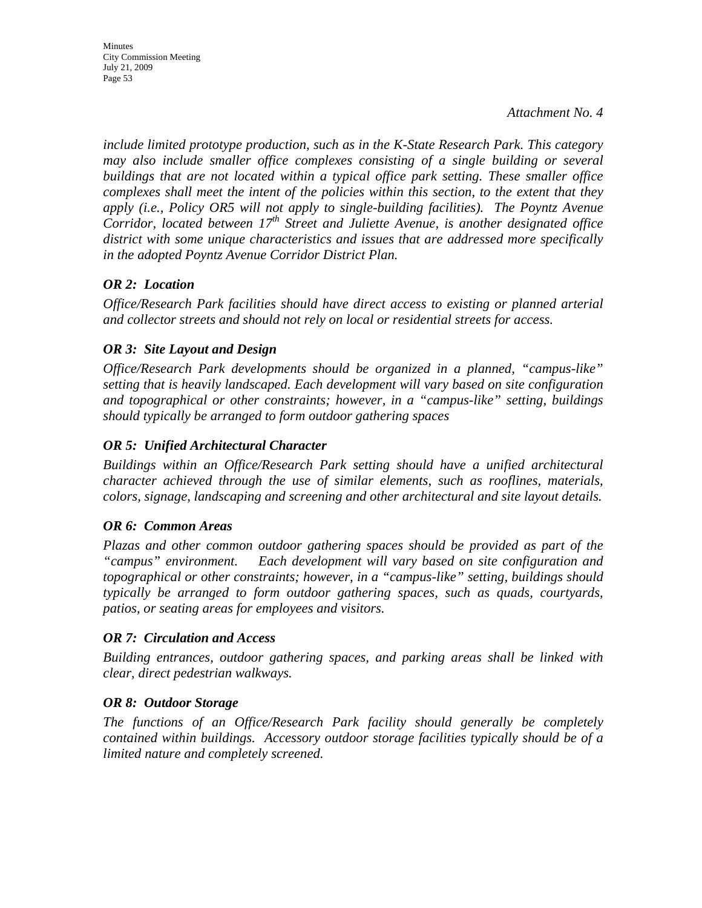*Attachment No. 4*

*include limited prototype production, such as in the K-State Research Park. This category may also include smaller office complexes consisting of a single building or several buildings that are not located within a typical office park setting. These smaller office complexes shall meet the intent of the policies within this section, to the extent that they apply (i.e., Policy OR5 will not apply to single-building facilities). The Poyntz Avenue Corridor, located between 17th Street and Juliette Avenue, is another designated office district with some unique characteristics and issues that are addressed more specifically in the adopted Poyntz Avenue Corridor District Plan.*

### *OR 2: Location*

*Office/Research Park facilities should have direct access to existing or planned arterial and collector streets and should not rely on local or residential streets for access.*

### *OR 3: Site Layout and Design*

*Office/Research Park developments should be organized in a planned, "campus-like" setting that is heavily landscaped. Each development will vary based on site configuration and topographical or other constraints; however, in a "campus-like" setting, buildings should typically be arranged to form outdoor gathering spaces*

### *OR 5: Unified Architectural Character*

*Buildings within an Office/Research Park setting should have a unified architectural character achieved through the use of similar elements, such as rooflines, materials, colors, signage, landscaping and screening and other architectural and site layout details.*

### *OR 6: Common Areas*

*Plazas and other common outdoor gathering spaces should be provided as part of the "campus" environment. Each development will vary based on site configuration and topographical or other constraints; however, in a "campus-like" setting, buildings should typically be arranged to form outdoor gathering spaces, such as quads, courtyards, patios, or seating areas for employees and visitors.*

### *OR 7: Circulation and Access*

*Building entrances, outdoor gathering spaces, and parking areas shall be linked with clear, direct pedestrian walkways.*

### *OR 8: Outdoor Storage*

*The functions of an Office/Research Park facility should generally be completely contained within buildings. Accessory outdoor storage facilities typically should be of a limited nature and completely screened.*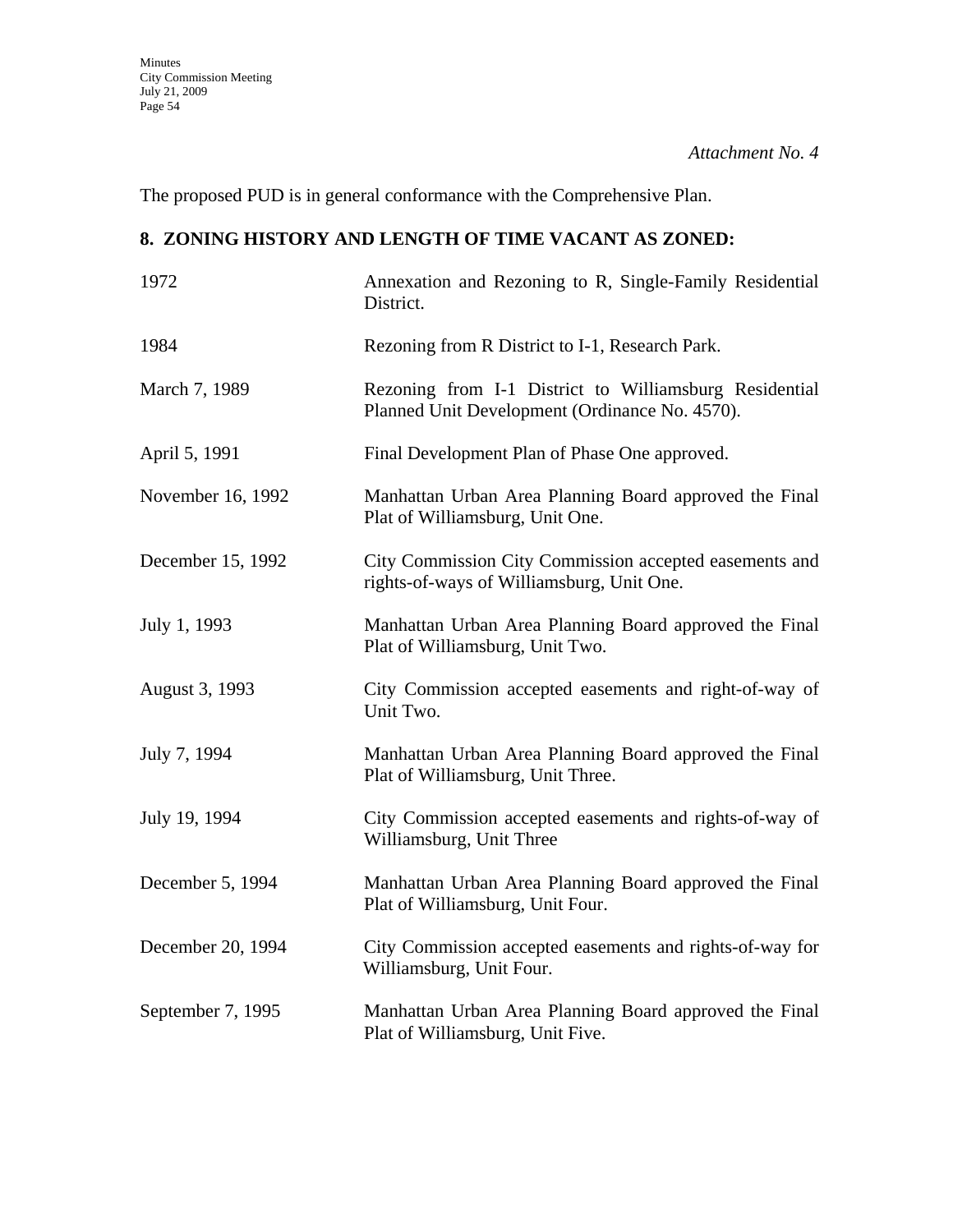*Attachment No. 4*

The proposed PUD is in general conformance with the Comprehensive Plan.

**8. ZONING HISTORY AND LENGTH OF TIME VACANT AS ZONED:**

| | |
|---|---|
| 1972 | Annexation and Rezoning to R, Single-Family Residential District. |
| 1984 | Rezoning from R District to I-1, Research Park. |
| March 7, 1989 | Rezoning from I-1 District to Williamsburg Residential Planned Unit Development (Ordinance No. 4570). |
| April 5, 1991 | Final Development Plan of Phase One approved. |
| November 16, 1992 | Manhattan Urban Area Planning Board approved the Final Plat of Williamsburg, Unit One. |
| December 15, 1992 | City Commission City Commission accepted easements and rights-of-ways of Williamsburg, Unit One. |
| July 1, 1993 | Manhattan Urban Area Planning Board approved the Final Plat of Williamsburg, Unit Two. |
| August 3, 1993 | City Commission accepted easements and right-of-way of Unit Two. |
| July 7, 1994 | Manhattan Urban Area Planning Board approved the Final Plat of Williamsburg, Unit Three. |
| July 19, 1994 | City Commission accepted easements and rights-of-way of Williamsburg, Unit Three |
| December 5, 1994 | Manhattan Urban Area Planning Board approved the Final Plat of Williamsburg, Unit Four. |
| December 20, 1994 | City Commission accepted easements and rights-of-way for Williamsburg, Unit Four. |
| September 7, 1995 | Manhattan Urban Area Planning Board approved the Final Plat of Williamsburg, Unit Five. |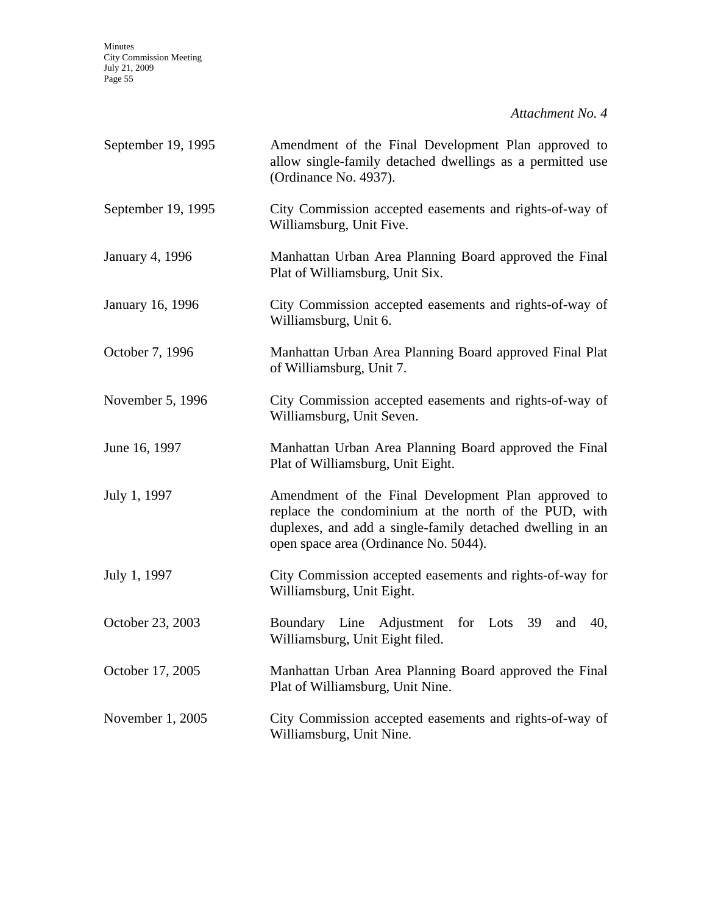*Attachment No. 4*

| | |
|---|---|
| September 19, 1995 | Amendment of the Final Development Plan approved to allow single-family detached dwellings as a permitted use (Ordinance No. 4937). |
| September 19, 1995 | City Commission accepted easements and rights-of-way of Williamsburg, Unit Five. |
| January 4, 1996 | Manhattan Urban Area Planning Board approved the Final Plat of Williamsburg, Unit Six. |
| January 16, 1996 | City Commission accepted easements and rights-of-way of Williamsburg, Unit 6. |
| October 7, 1996 | Manhattan Urban Area Planning Board approved Final Plat of Williamsburg, Unit 7. |
| November 5, 1996 | City Commission accepted easements and rights-of-way of Williamsburg, Unit Seven. |
| June 16, 1997 | Manhattan Urban Area Planning Board approved the Final Plat of Williamsburg, Unit Eight. |
| July 1, 1997 | Amendment of the Final Development Plan approved to replace the condominium at the north of the PUD, with duplexes, and add a single-family detached dwelling in an open space area (Ordinance No. 5044). |
| July 1, 1997 | City Commission accepted easements and rights-of-way for Williamsburg, Unit Eight. |
| October 23, 2003 | Boundary Line Adjustment for Lots 39 and 40, Williamsburg, Unit Eight filed. |
| October 17, 2005 | Manhattan Urban Area Planning Board approved the Final Plat of Williamsburg, Unit Nine. |
| November 1, 2005 | City Commission accepted easements and rights-of-way of Williamsburg, Unit Nine. |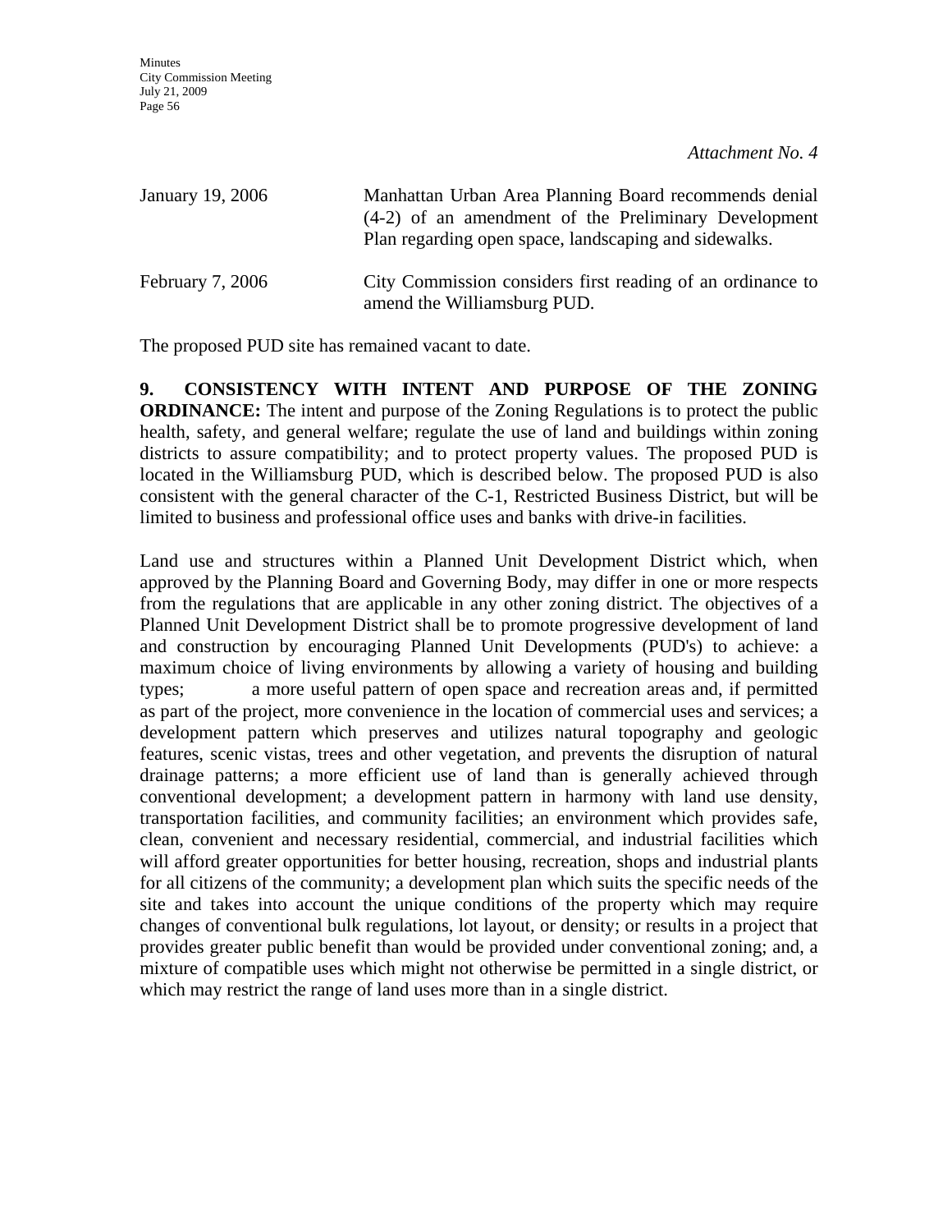*Attachment No. 4*

| | |
|---|---|
| January 19, 2006 | Manhattan Urban Area Planning Board recommends denial (4-2) of an amendment of the Preliminary Development Plan regarding open space, landscaping and sidewalks. |
| February 7, 2006 | City Commission considers first reading of an ordinance to amend the Williamsburg PUD. |

The proposed PUD site has remained vacant to date.

**9. CONSISTENCY WITH INTENT AND PURPOSE OF THE ZONING ORDINANCE:** The intent and purpose of the Zoning Regulations is to protect the public health, safety, and general welfare; regulate the use of land and buildings within zoning districts to assure compatibility; and to protect property values. The proposed PUD is located in the Williamsburg PUD, which is described below. The proposed PUD is also consistent with the general character of the C-1, Restricted Business District, but will be limited to business and professional office uses and banks with drive-in facilities.

Land use and structures within a Planned Unit Development District which, when approved by the Planning Board and Governing Body, may differ in one or more respects from the regulations that are applicable in any other zoning district. The objectives of a Planned Unit Development District shall be to promote progressive development of land and construction by encouraging Planned Unit Developments (PUD's) to achieve: a maximum choice of living environments by allowing a variety of housing and building types; a more useful pattern of open space and recreation areas and, if permitted as part of the project, more convenience in the location of commercial uses and services; a development pattern which preserves and utilizes natural topography and geologic features, scenic vistas, trees and other vegetation, and prevents the disruption of natural drainage patterns; a more efficient use of land than is generally achieved through conventional development; a development pattern in harmony with land use density, transportation facilities, and community facilities; an environment which provides safe, clean, convenient and necessary residential, commercial, and industrial facilities which will afford greater opportunities for better housing, recreation, shops and industrial plants for all citizens of the community; a development plan which suits the specific needs of the site and takes into account the unique conditions of the property which may require changes of conventional bulk regulations, lot layout, or density; or results in a project that provides greater public benefit than would be provided under conventional zoning; and, a mixture of compatible uses which might not otherwise be permitted in a single district, or which may restrict the range of land uses more than in a single district.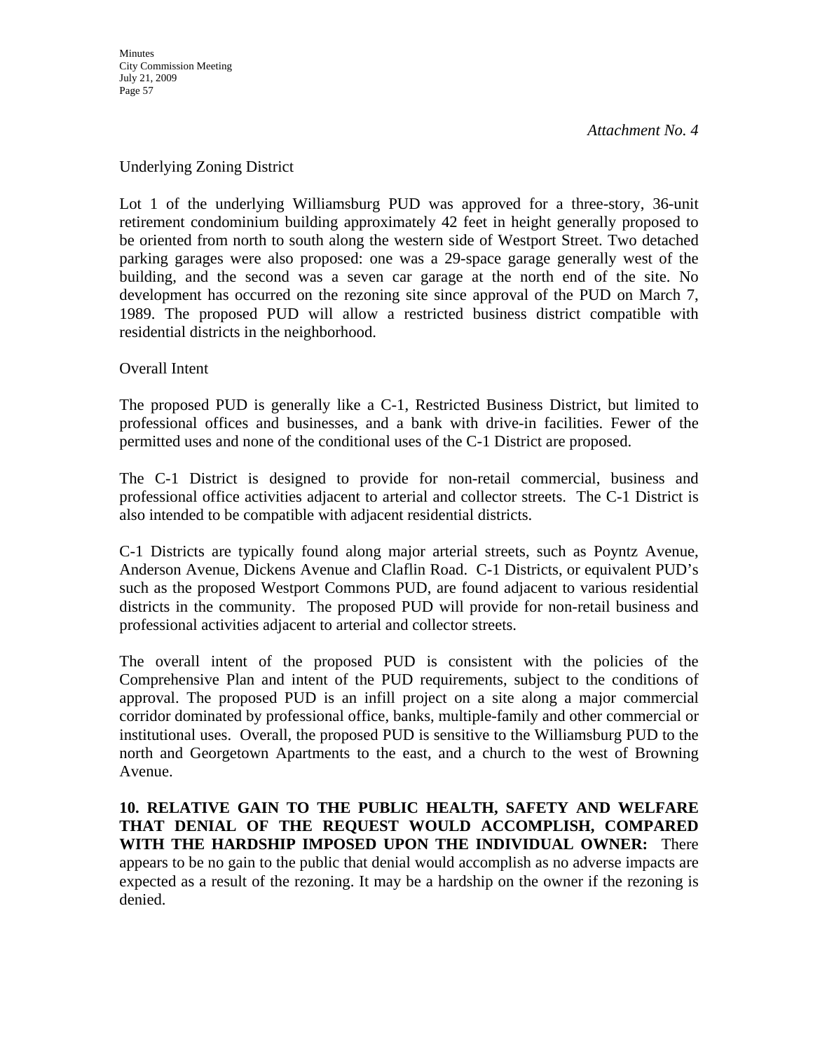*Attachment No. 4*

Underlying Zoning District

Lot 1 of the underlying Williamsburg PUD was approved for a three-story, 36-unit retirement condominium building approximately 42 feet in height generally proposed to be oriented from north to south along the western side of Westport Street. Two detached parking garages were also proposed: one was a 29-space garage generally west of the building, and the second was a seven car garage at the north end of the site. No development has occurred on the rezoning site since approval of the PUD on March 7, 1989. The proposed PUD will allow a restricted business district compatible with residential districts in the neighborhood.

Overall Intent

The proposed PUD is generally like a C-1, Restricted Business District, but limited to professional offices and businesses, and a bank with drive-in facilities. Fewer of the permitted uses and none of the conditional uses of the C-1 District are proposed.

The C-1 District is designed to provide for non-retail commercial, business and professional office activities adjacent to arterial and collector streets. The C-1 District is also intended to be compatible with adjacent residential districts.

C-1 Districts are typically found along major arterial streets, such as Poyntz Avenue, Anderson Avenue, Dickens Avenue and Claflin Road. C-1 Districts, or equivalent PUD's such as the proposed Westport Commons PUD, are found adjacent to various residential districts in the community. The proposed PUD will provide for non-retail business and professional activities adjacent to arterial and collector streets.

The overall intent of the proposed PUD is consistent with the policies of the Comprehensive Plan and intent of the PUD requirements, subject to the conditions of approval. The proposed PUD is an infill project on a site along a major commercial corridor dominated by professional office, banks, multiple-family and other commercial or institutional uses. Overall, the proposed PUD is sensitive to the Williamsburg PUD to the north and Georgetown Apartments to the east, and a church to the west of Browning Avenue.

**10. RELATIVE GAIN TO THE PUBLIC HEALTH, SAFETY AND WELFARE THAT DENIAL OF THE REQUEST WOULD ACCOMPLISH, COMPARED WITH THE HARDSHIP IMPOSED UPON THE INDIVIDUAL OWNER:** There appears to be no gain to the public that denial would accomplish as no adverse impacts are expected as a result of the rezoning. It may be a hardship on the owner if the rezoning is denied.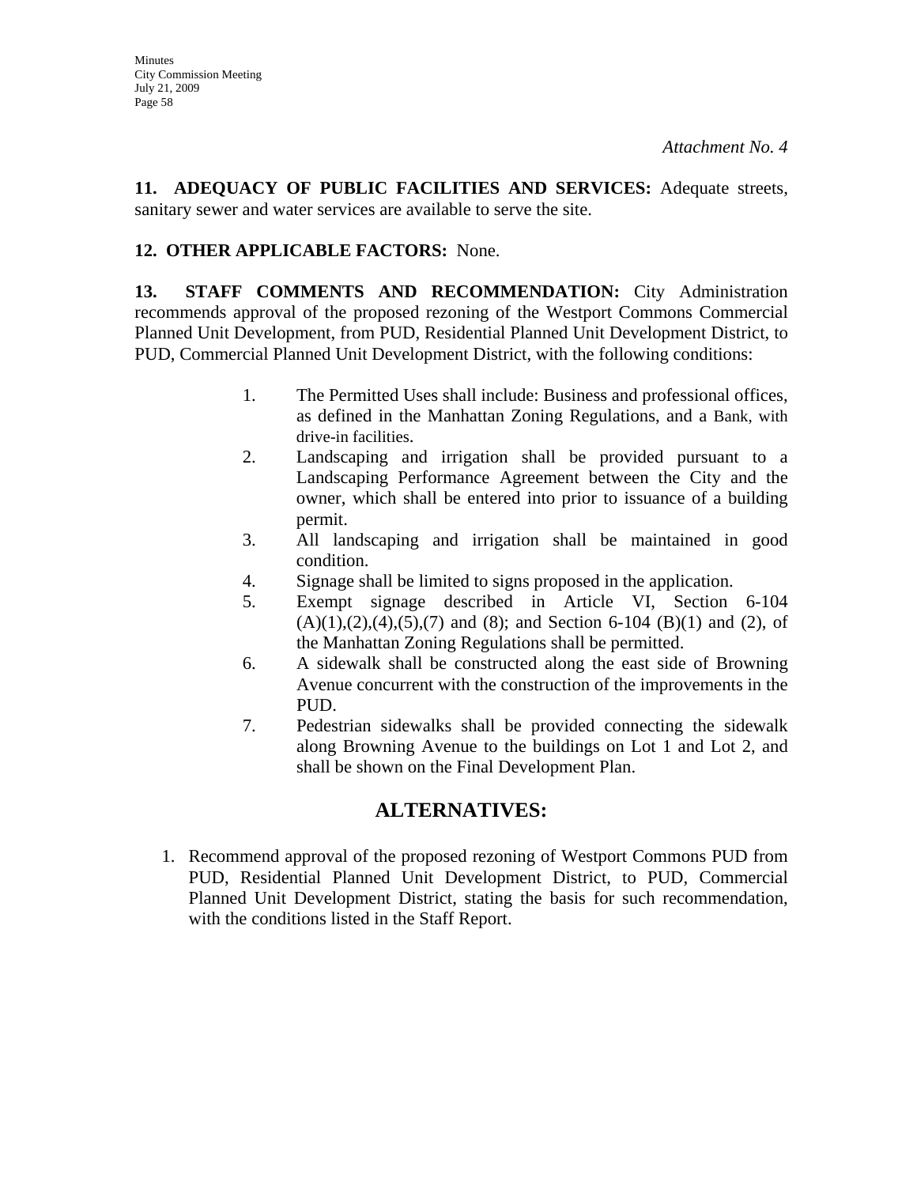*Attachment No. 4*

**11. ADEQUACY OF PUBLIC FACILITIES AND SERVICES:** Adequate streets, sanitary sewer and water services are available to serve the site.

**12. OTHER APPLICABLE FACTORS:** None.

**13. STAFF COMMENTS AND RECOMMENDATION:** City Administration recommends approval of the proposed rezoning of the Westport Commons Commercial Planned Unit Development, from PUD, Residential Planned Unit Development District, to PUD, Commercial Planned Unit Development District, with the following conditions:

1. The Permitted Uses shall include: Business and professional offices, as defined in the Manhattan Zoning Regulations, and a Bank, with drive-in facilities.
2. Landscaping and irrigation shall be provided pursuant to a Landscaping Performance Agreement between the City and the owner, which shall be entered into prior to issuance of a building permit.
3. All landscaping and irrigation shall be maintained in good condition.
4. Signage shall be limited to signs proposed in the application.
5. Exempt signage described in Article VI, Section 6-104 (A)(1),(2),(4),(5),(7) and (8); and Section 6-104 (B)(1) and (2), of the Manhattan Zoning Regulations shall be permitted.
6. A sidewalk shall be constructed along the east side of Browning Avenue concurrent with the construction of the improvements in the PUD.
7. Pedestrian sidewalks shall be provided connecting the sidewalk along Browning Avenue to the buildings on Lot 1 and Lot 2, and shall be shown on the Final Development Plan.

## ALTERNATIVES:

1. Recommend approval of the proposed rezoning of Westport Commons PUD from PUD, Residential Planned Unit Development District, to PUD, Commercial Planned Unit Development District, stating the basis for such recommendation, with the conditions listed in the Staff Report.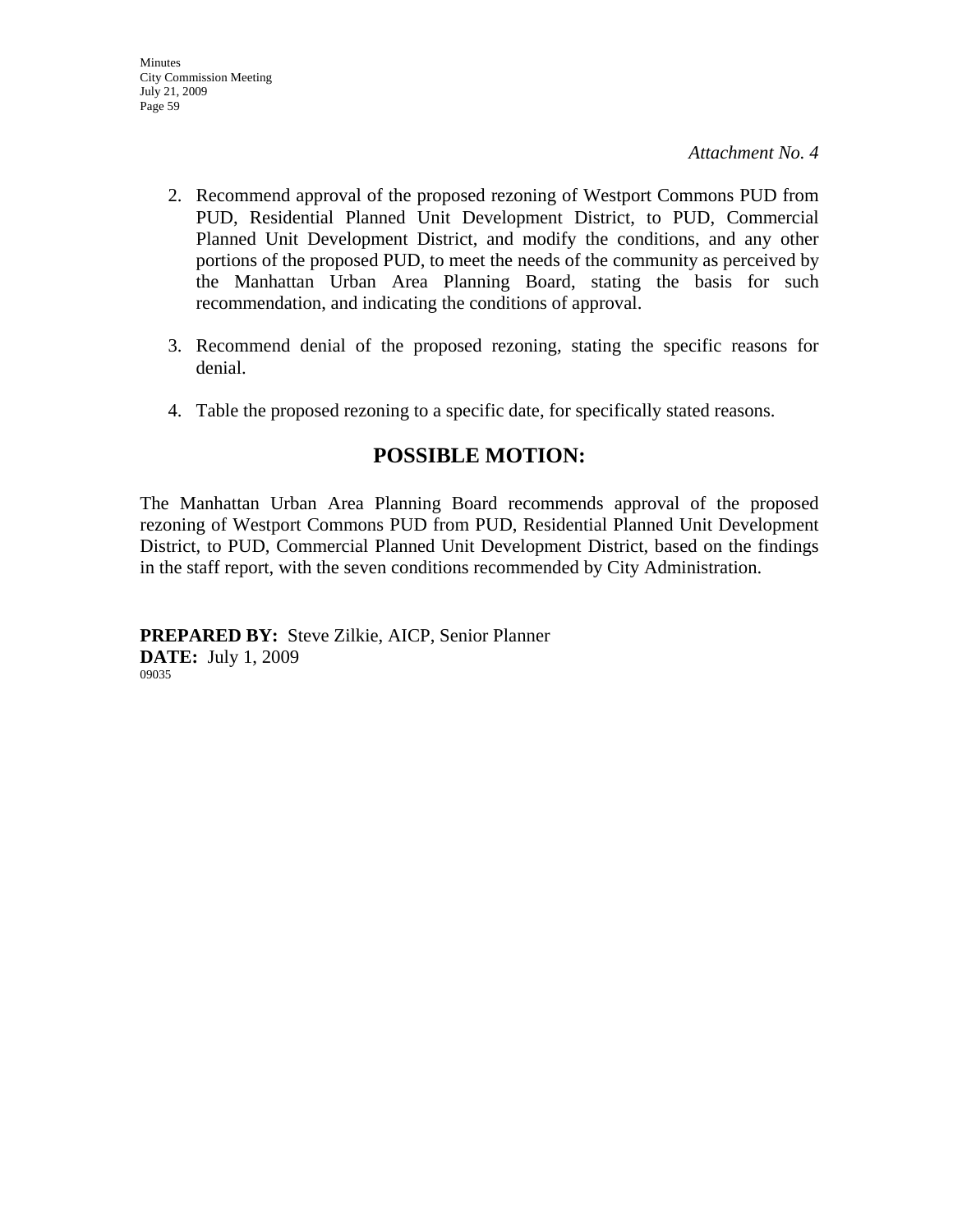*Attachment No. 4*

2. Recommend approval of the proposed rezoning of Westport Commons PUD from PUD, Residential Planned Unit Development District, to PUD, Commercial Planned Unit Development District, and modify the conditions, and any other portions of the proposed PUD, to meet the needs of the community as perceived by the Manhattan Urban Area Planning Board, stating the basis for such recommendation, and indicating the conditions of approval.

3. Recommend denial of the proposed rezoning, stating the specific reasons for denial.

4. Table the proposed rezoning to a specific date, for specifically stated reasons.

## POSSIBLE MOTION:

The Manhattan Urban Area Planning Board recommends approval of the proposed rezoning of Westport Commons PUD from PUD, Residential Planned Unit Development District, to PUD, Commercial Planned Unit Development District, based on the findings in the staff report, with the seven conditions recommended by City Administration.

**PREPARED BY:** Steve Zilkie, AICP, Senior Planner
**DATE:** July 1, 2009
09035